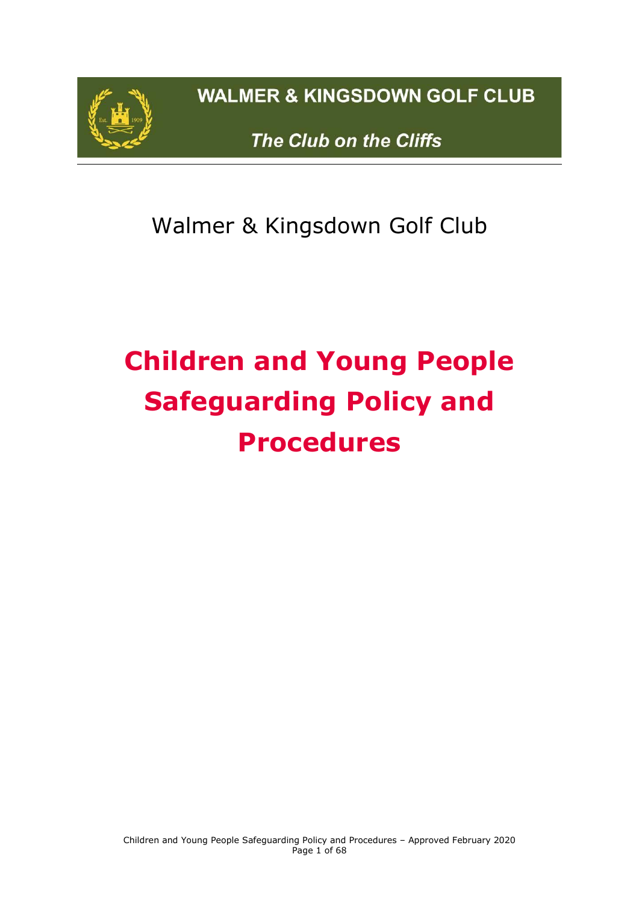WALMER & KINGSDOWN GOLF CLUB

*The Club on the Cliffs*

Walmer & Kingsdown Golf Club

# Children and Young People Safeguarding Policy and Procedures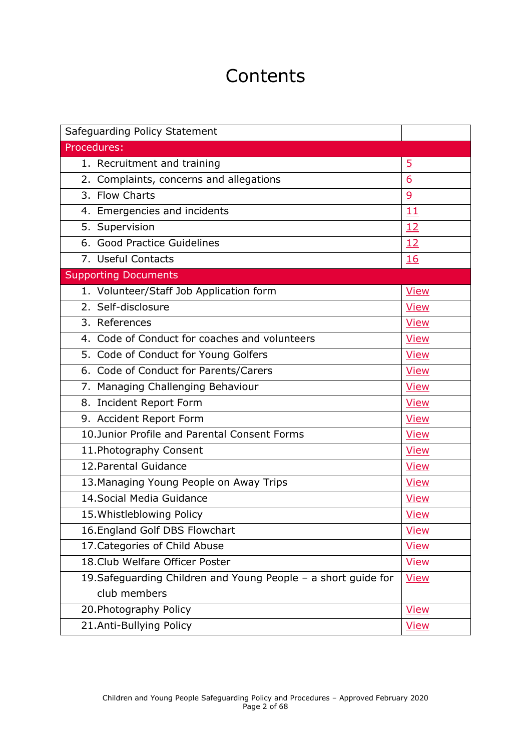# Contents

| Safeguarding Policy Statement | |
|---|---|
| **Procedures:** | |
| 1. Recruitment and training | 5 |
| 2. Complaints, concerns and allegations | 6 |
| 3. Flow Charts | 9 |
| 4. Emergencies and incidents | 11 |
| 5. Supervision | 12 |
| 6. Good Practice Guidelines | 12 |
| 7. Useful Contacts | 16 |
| **Supporting Documents** | |
| 1. Volunteer/Staff Job Application form | View |
| 2. Self-disclosure | View |
| 3. References | View |
| 4. Code of Conduct for coaches and volunteers | View |
| 5. Code of Conduct for Young Golfers | View |
| 6. Code of Conduct for Parents/Carers | View |
| 7. Managing Challenging Behaviour | View |
| 8. Incident Report Form | View |
| 9. Accident Report Form | View |
| 10. Junior Profile and Parental Consent Forms | View |
| 11. Photography Consent | View |
| 12. Parental Guidance | View |
| 13. Managing Young People on Away Trips | View |
| 14. Social Media Guidance | View |
| 15. Whistleblowing Policy | View |
| 16. England Golf DBS Flowchart | View |
| 17. Categories of Child Abuse | View |
| 18. Club Welfare Officer Poster | View |
| 19. Safeguarding Children and Young People – a short guide for club members | View |
| 20. Photography Policy | View |
| 21. Anti-Bullying Policy | View |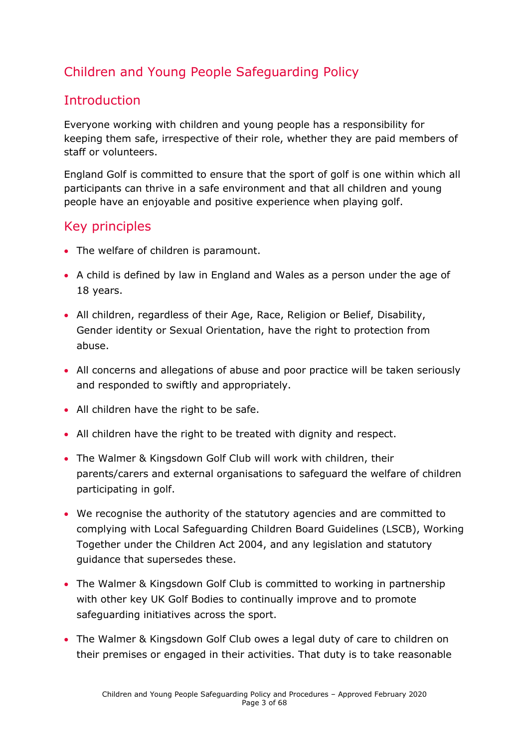# Children and Young People Safeguarding Policy

## Introduction

Everyone working with children and young people has a responsibility for keeping them safe, irrespective of their role, whether they are paid members of staff or volunteers.

England Golf is committed to ensure that the sport of golf is one within which all participants can thrive in a safe environment and that all children and young people have an enjoyable and positive experience when playing golf.

## Key principles

- The welfare of children is paramount.
- A child is defined by law in England and Wales as a person under the age of 18 years.
- All children, regardless of their Age, Race, Religion or Belief, Disability, Gender identity or Sexual Orientation, have the right to protection from abuse.
- All concerns and allegations of abuse and poor practice will be taken seriously and responded to swiftly and appropriately.
- All children have the right to be safe.
- All children have the right to be treated with dignity and respect.
- The Walmer & Kingsdown Golf Club will work with children, their parents/carers and external organisations to safeguard the welfare of children participating in golf.
- We recognise the authority of the statutory agencies and are committed to complying with Local Safeguarding Children Board Guidelines (LSCB), Working Together under the Children Act 2004, and any legislation and statutory guidance that supersedes these.
- The Walmer & Kingsdown Golf Club is committed to working in partnership with other key UK Golf Bodies to continually improve and to promote safeguarding initiatives across the sport.
- The Walmer & Kingsdown Golf Club owes a legal duty of care to children on their premises or engaged in their activities. That duty is to take reasonable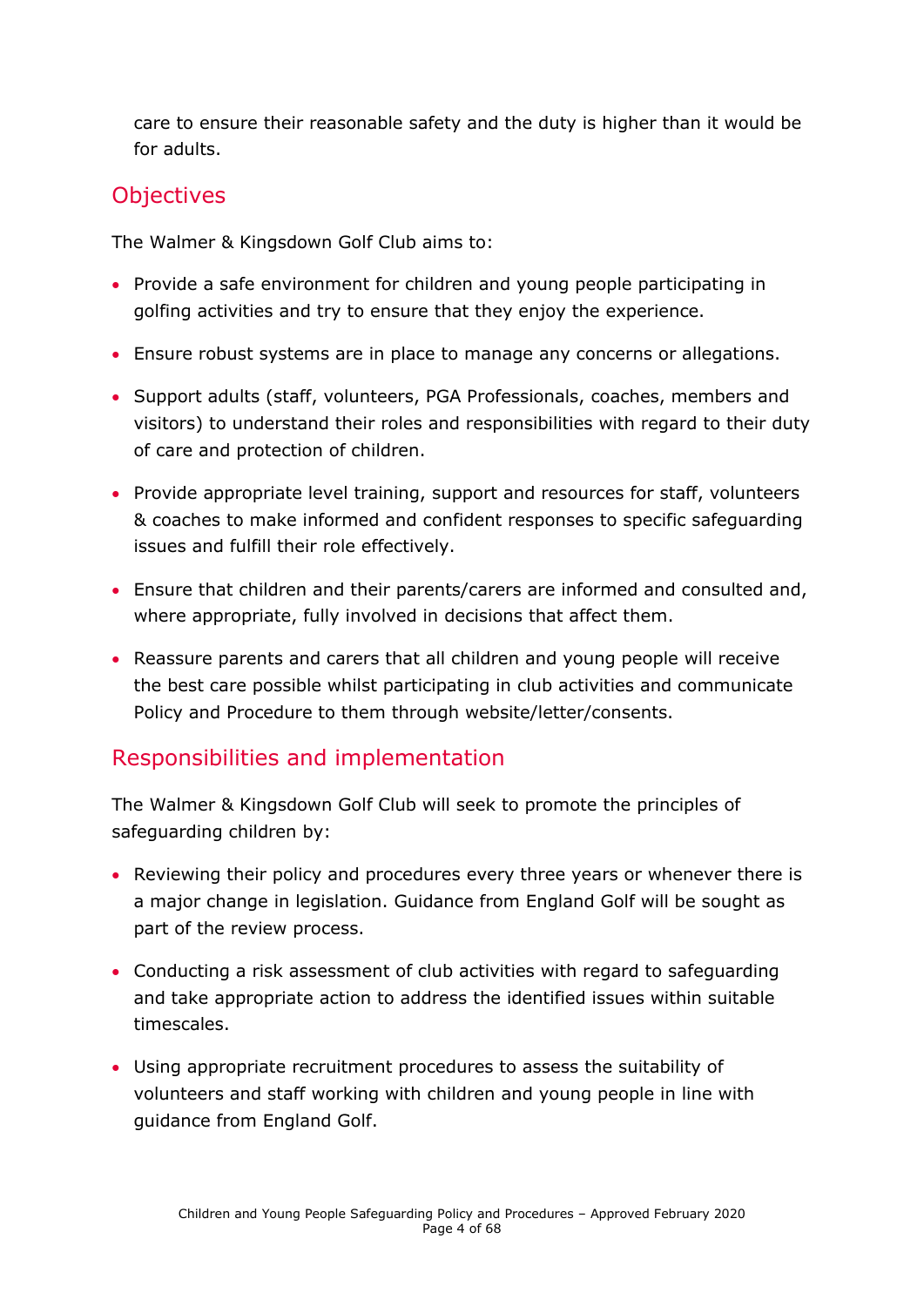care to ensure their reasonable safety and the duty is higher than it would be for adults.

## Objectives

The Walmer & Kingsdown Golf Club aims to:

- Provide a safe environment for children and young people participating in golfing activities and try to ensure that they enjoy the experience.
- Ensure robust systems are in place to manage any concerns or allegations.
- Support adults (staff, volunteers, PGA Professionals, coaches, members and visitors) to understand their roles and responsibilities with regard to their duty of care and protection of children.
- Provide appropriate level training, support and resources for staff, volunteers & coaches to make informed and confident responses to specific safeguarding issues and fulfill their role effectively.
- Ensure that children and their parents/carers are informed and consulted and, where appropriate, fully involved in decisions that affect them.
- Reassure parents and carers that all children and young people will receive the best care possible whilst participating in club activities and communicate Policy and Procedure to them through website/letter/consents.

## Responsibilities and implementation

The Walmer & Kingsdown Golf Club will seek to promote the principles of safeguarding children by:

- Reviewing their policy and procedures every three years or whenever there is a major change in legislation. Guidance from England Golf will be sought as part of the review process.
- Conducting a risk assessment of club activities with regard to safeguarding and take appropriate action to address the identified issues within suitable timescales.
- Using appropriate recruitment procedures to assess the suitability of volunteers and staff working with children and young people in line with guidance from England Golf.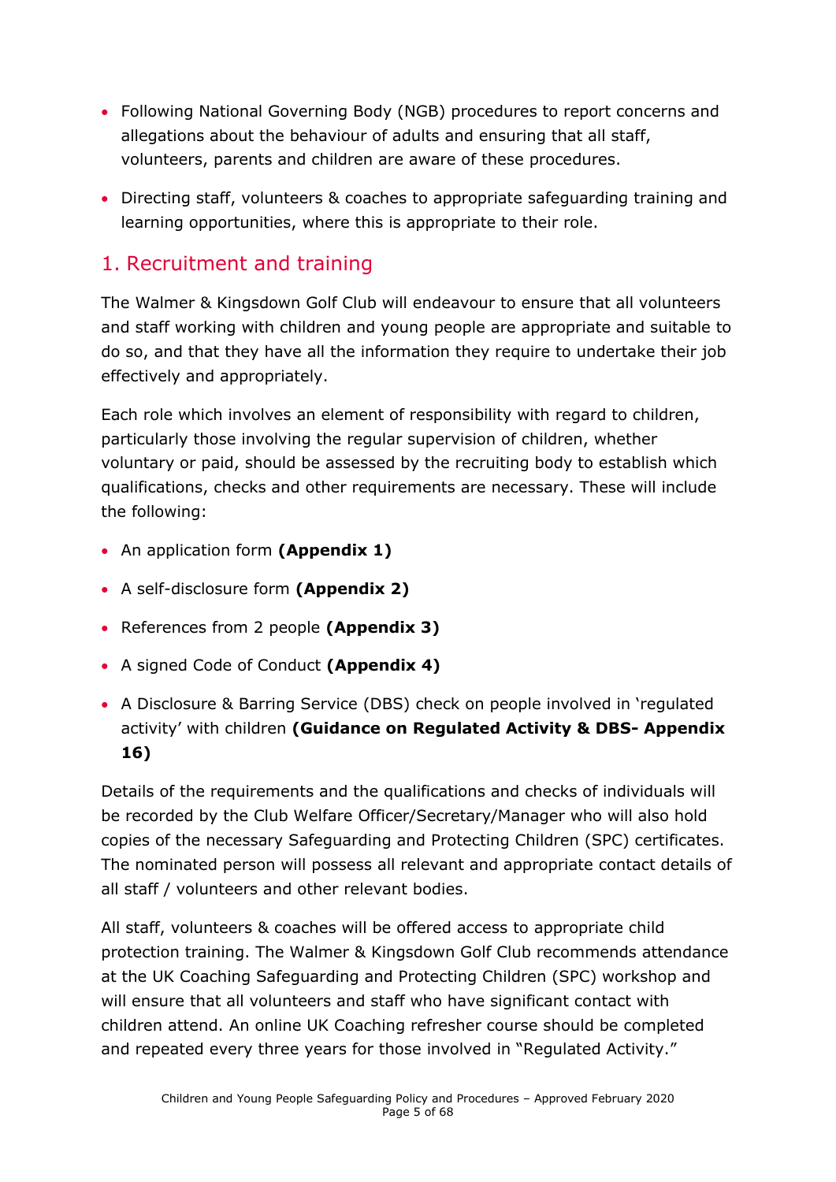- Following National Governing Body (NGB) procedures to report concerns and allegations about the behaviour of adults and ensuring that all staff, volunteers, parents and children are aware of these procedures.
- Directing staff, volunteers & coaches to appropriate safeguarding training and learning opportunities, where this is appropriate to their role.

## 1. Recruitment and training

The Walmer & Kingsdown Golf Club will endeavour to ensure that all volunteers and staff working with children and young people are appropriate and suitable to do so, and that they have all the information they require to undertake their job effectively and appropriately.

Each role which involves an element of responsibility with regard to children, particularly those involving the regular supervision of children, whether voluntary or paid, should be assessed by the recruiting body to establish which qualifications, checks and other requirements are necessary. These will include the following:

- An application form **(Appendix 1)**
- A self-disclosure form **(Appendix 2)**
- References from 2 people **(Appendix 3)**
- A signed Code of Conduct **(Appendix 4)**
- A Disclosure & Barring Service (DBS) check on people involved in 'regulated activity' with children **(Guidance on Regulated Activity & DBS- Appendix 16)**

Details of the requirements and the qualifications and checks of individuals will be recorded by the Club Welfare Officer/Secretary/Manager who will also hold copies of the necessary Safeguarding and Protecting Children (SPC) certificates. The nominated person will possess all relevant and appropriate contact details of all staff / volunteers and other relevant bodies.

All staff, volunteers & coaches will be offered access to appropriate child protection training. The Walmer & Kingsdown Golf Club recommends attendance at the UK Coaching Safeguarding and Protecting Children (SPC) workshop and will ensure that all volunteers and staff who have significant contact with children attend. An online UK Coaching refresher course should be completed and repeated every three years for those involved in "Regulated Activity."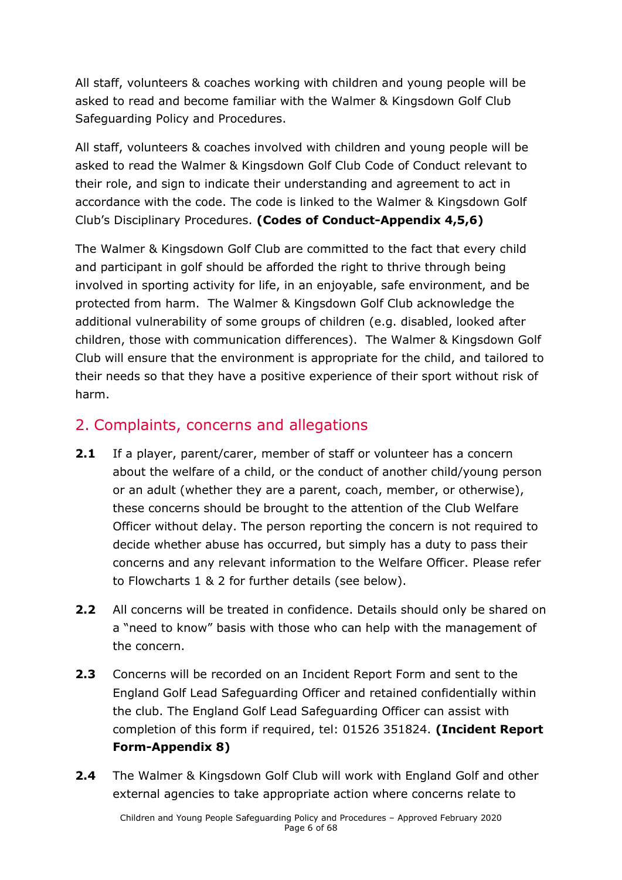All staff, volunteers & coaches working with children and young people will be asked to read and become familiar with the Walmer & Kingsdown Golf Club Safeguarding Policy and Procedures.

All staff, volunteers & coaches involved with children and young people will be asked to read the Walmer & Kingsdown Golf Club Code of Conduct relevant to their role, and sign to indicate their understanding and agreement to act in accordance with the code. The code is linked to the Walmer & Kingsdown Golf Club's Disciplinary Procedures. **(Codes of Conduct-Appendix 4,5,6)**

The Walmer & Kingsdown Golf Club are committed to the fact that every child and participant in golf should be afforded the right to thrive through being involved in sporting activity for life, in an enjoyable, safe environment, and be protected from harm. The Walmer & Kingsdown Golf Club acknowledge the additional vulnerability of some groups of children (e.g. disabled, looked after children, those with communication differences). The Walmer & Kingsdown Golf Club will ensure that the environment is appropriate for the child, and tailored to their needs so that they have a positive experience of their sport without risk of harm.

## 2. Complaints, concerns and allegations

**2.1** If a player, parent/carer, member of staff or volunteer has a concern about the welfare of a child, or the conduct of another child/young person or an adult (whether they are a parent, coach, member, or otherwise), these concerns should be brought to the attention of the Club Welfare Officer without delay. The person reporting the concern is not required to decide whether abuse has occurred, but simply has a duty to pass their concerns and any relevant information to the Welfare Officer. Please refer to Flowcharts 1 & 2 for further details (see below).

**2.2** All concerns will be treated in confidence. Details should only be shared on a "need to know" basis with those who can help with the management of the concern.

**2.3** Concerns will be recorded on an Incident Report Form and sent to the England Golf Lead Safeguarding Officer and retained confidentially within the club. The England Golf Lead Safeguarding Officer can assist with completion of this form if required, tel: 01526 351824. **(Incident Report Form-Appendix 8)**

**2.4** The Walmer & Kingsdown Golf Club will work with England Golf and other external agencies to take appropriate action where concerns relate to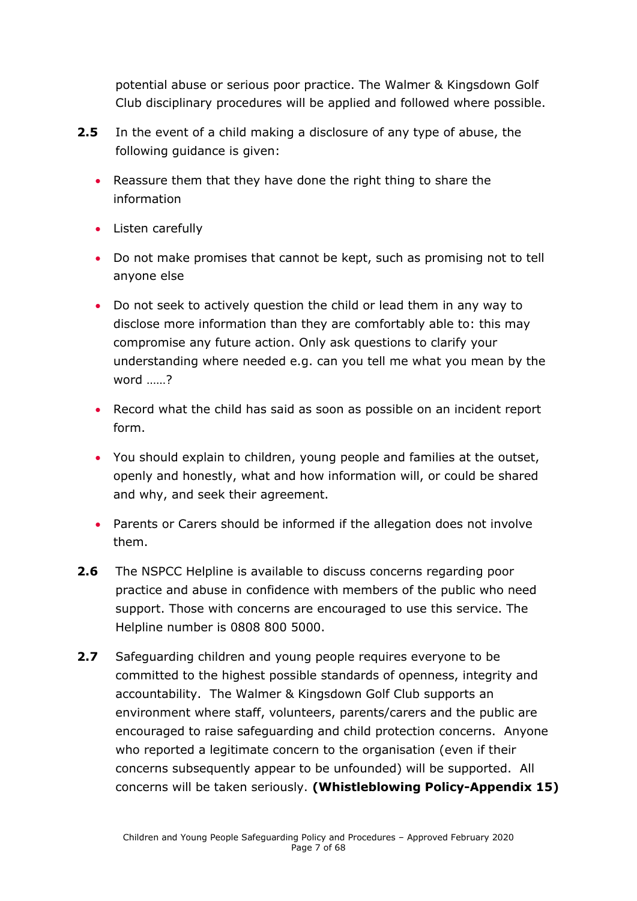potential abuse or serious poor practice. The Walmer & Kingsdown Golf Club disciplinary procedures will be applied and followed where possible.

**2.5** In the event of a child making a disclosure of any type of abuse, the following guidance is given:

- Reassure them that they have done the right thing to share the information
- Listen carefully
- Do not make promises that cannot be kept, such as promising not to tell anyone else
- Do not seek to actively question the child or lead them in any way to disclose more information than they are comfortably able to: this may compromise any future action. Only ask questions to clarify your understanding where needed e.g. can you tell me what you mean by the word ……?
- Record what the child has said as soon as possible on an incident report form.
- You should explain to children, young people and families at the outset, openly and honestly, what and how information will, or could be shared and why, and seek their agreement.
- Parents or Carers should be informed if the allegation does not involve them.

**2.6** The NSPCC Helpline is available to discuss concerns regarding poor practice and abuse in confidence with members of the public who need support. Those with concerns are encouraged to use this service. The Helpline number is 0808 800 5000.

**2.7** Safeguarding children and young people requires everyone to be committed to the highest possible standards of openness, integrity and accountability. The Walmer & Kingsdown Golf Club supports an environment where staff, volunteers, parents/carers and the public are encouraged to raise safeguarding and child protection concerns. Anyone who reported a legitimate concern to the organisation (even if their concerns subsequently appear to be unfounded) will be supported. All concerns will be taken seriously. **(Whistleblowing Policy-Appendix 15)**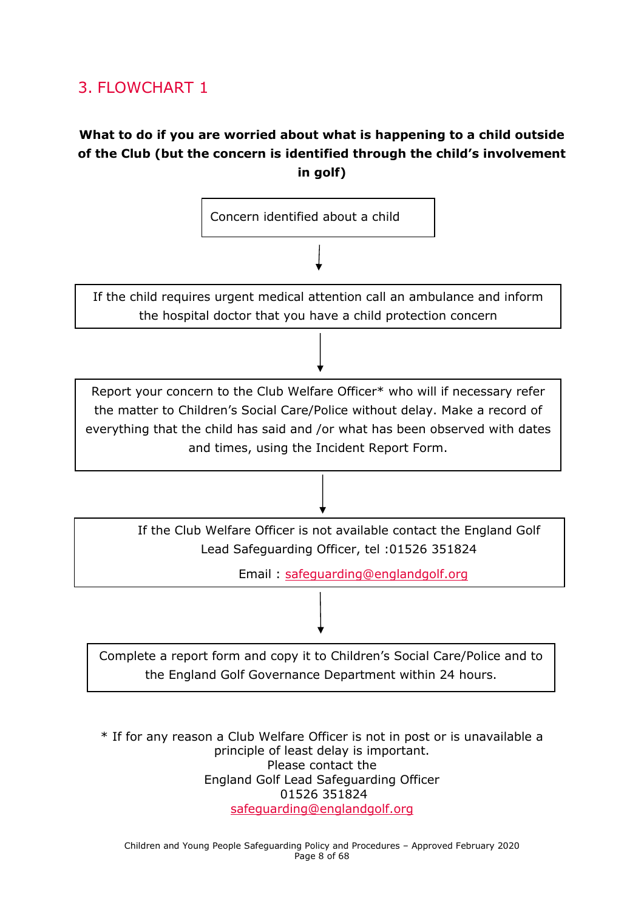## 3. FLOWCHART 1

**What to do if you are worried about what is happening to a child outside of the Club (but the concern is identified through the child's involvement in golf)**

Concern identified about a child

↓

If the child requires urgent medical attention call an ambulance and inform the hospital doctor that you have a child protection concern

↓

Report your concern to the Club Welfare Officer* who will if necessary refer the matter to Children's Social Care/Police without delay. Make a record of everything that the child has said and /or what has been observed with dates and times, using the Incident Report Form.

↓

If the Club Welfare Officer is not available contact the England Golf Lead Safeguarding Officer, tel :01526 351824

Email : safeguarding@englandgolf.org

↓

Complete a report form and copy it to Children's Social Care/Police and to the England Golf Governance Department within 24 hours.

* If for any reason a Club Welfare Officer is not in post or is unavailable a principle of least delay is important.
Please contact the
England Golf Lead Safeguarding Officer
01526 351824
safeguarding@englandgolf.org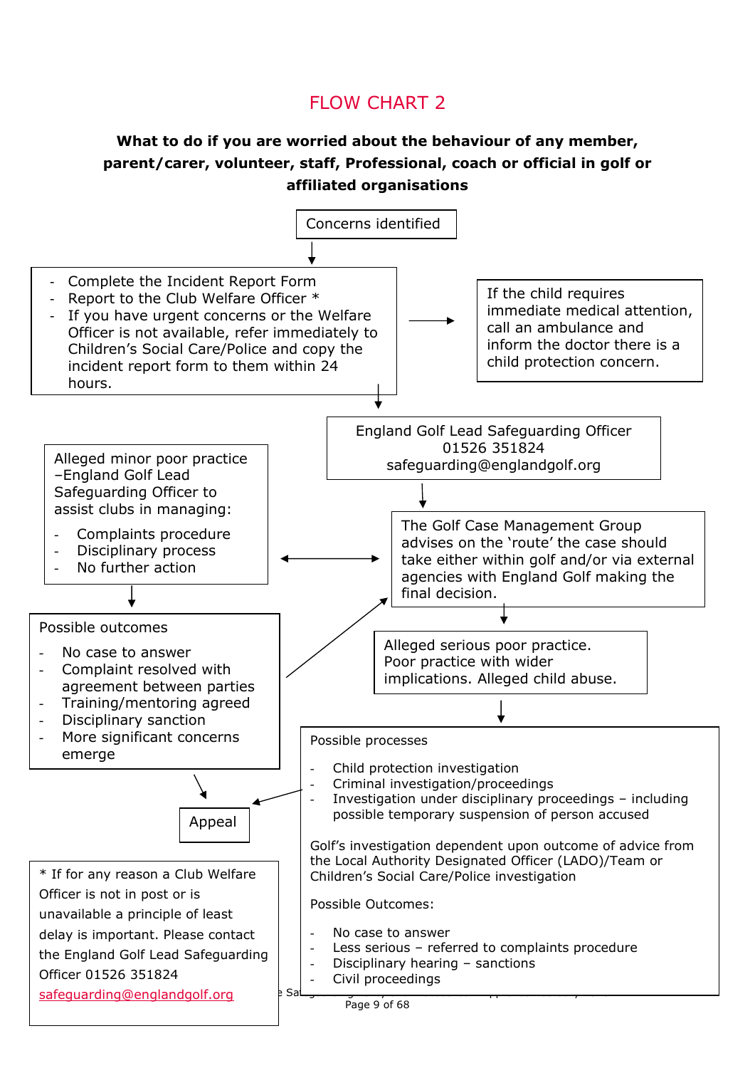## FLOW CHART 2

**What to do if you are worried about the behaviour of any member, parent/carer, volunteer, staff, Professional, coach or official in golf or affiliated organisations**

Concerns identified

- Complete the Incident Report Form
- Report to the Club Welfare Officer *
- If you have urgent concerns or the Welfare Officer is not available, refer immediately to Children's Social Care/Police and copy the incident report form to them within 24 hours.

If the child requires immediate medical attention, call an ambulance and inform the doctor there is a child protection concern.

England Golf Lead Safeguarding Officer
01526 351824
safeguarding@englandgolf.org

The Golf Case Management Group advises on the 'route' the case should take either within golf and/or via external agencies with England Golf making the final decision.

Alleged minor poor practice –England Golf Lead Safeguarding Officer to assist clubs in managing:

- Complaints procedure
- Disciplinary process
- No further action

Possible outcomes

- No case to answer
- Complaint resolved with agreement between parties
- Training/mentoring agreed
- Disciplinary sanction
- More significant concerns emerge

Alleged serious poor practice. Poor practice with wider implications. Alleged child abuse.

Possible processes

- Child protection investigation
- Criminal investigation/proceedings
- Investigation under disciplinary proceedings – including possible temporary suspension of person accused

Golf's investigation dependent upon outcome of advice from the Local Authority Designated Officer (LADO)/Team or Children's Social Care/Police investigation

Possible Outcomes:

- No case to answer
- Less serious – referred to complaints procedure
- Disciplinary hearing – sanctions
- Civil proceedings

Appeal

* If for any reason a Club Welfare Officer is not in post or is unavailable a principle of least delay is important. Please contact the England Golf Lead Safeguarding Officer 01526 351824 safeguarding@englandgolf.org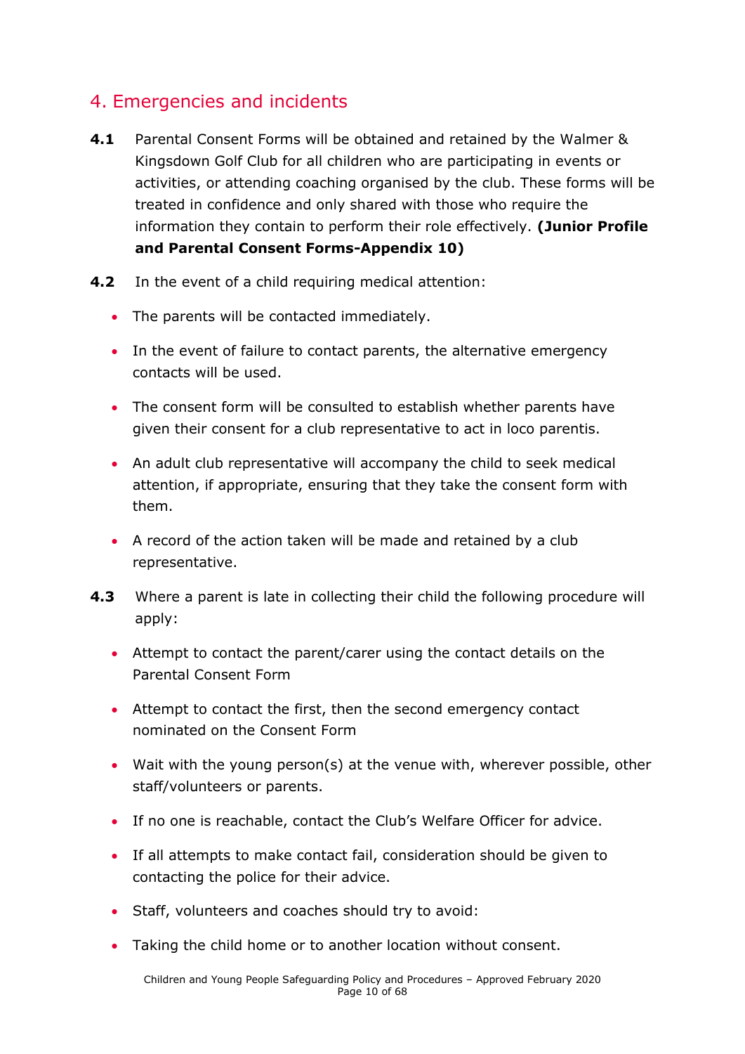## 4. Emergencies and incidents

**4.1** Parental Consent Forms will be obtained and retained by the Walmer & Kingsdown Golf Club for all children who are participating in events or activities, or attending coaching organised by the club. These forms will be treated in confidence and only shared with those who require the information they contain to perform their role effectively. **(Junior Profile and Parental Consent Forms-Appendix 10)**

**4.2** In the event of a child requiring medical attention:

- The parents will be contacted immediately.
- In the event of failure to contact parents, the alternative emergency contacts will be used.
- The consent form will be consulted to establish whether parents have given their consent for a club representative to act in loco parentis.
- An adult club representative will accompany the child to seek medical attention, if appropriate, ensuring that they take the consent form with them.
- A record of the action taken will be made and retained by a club representative.

**4.3** Where a parent is late in collecting their child the following procedure will apply:

- Attempt to contact the parent/carer using the contact details on the Parental Consent Form
- Attempt to contact the first, then the second emergency contact nominated on the Consent Form
- Wait with the young person(s) at the venue with, wherever possible, other staff/volunteers or parents.
- If no one is reachable, contact the Club's Welfare Officer for advice.
- If all attempts to make contact fail, consideration should be given to contacting the police for their advice.
- Staff, volunteers and coaches should try to avoid:
- Taking the child home or to another location without consent.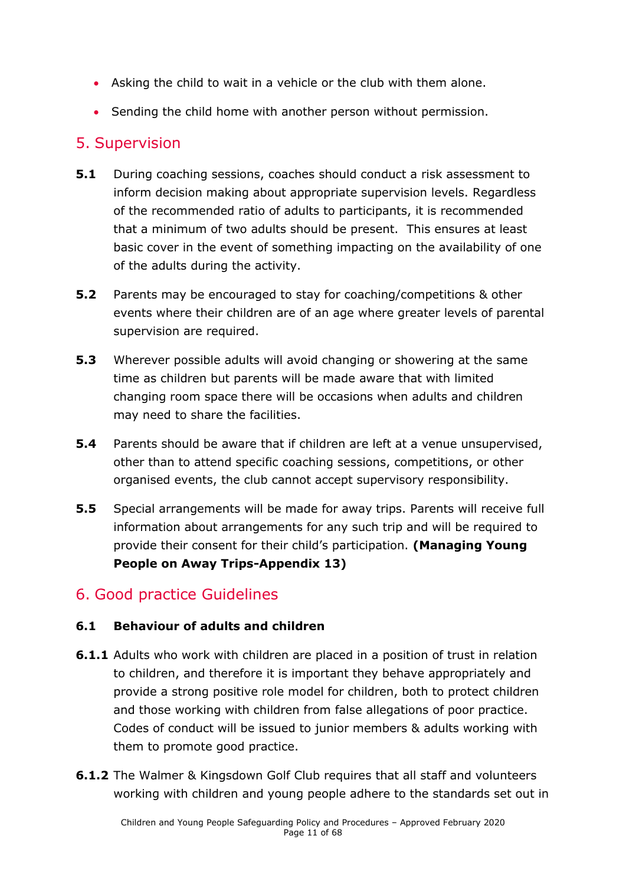- Asking the child to wait in a vehicle or the club with them alone.
- Sending the child home with another person without permission.

## 5. Supervision

**5.1** During coaching sessions, coaches should conduct a risk assessment to inform decision making about appropriate supervision levels. Regardless of the recommended ratio of adults to participants, it is recommended that a minimum of two adults should be present. This ensures at least basic cover in the event of something impacting on the availability of one of the adults during the activity.

**5.2** Parents may be encouraged to stay for coaching/competitions & other events where their children are of an age where greater levels of parental supervision are required.

**5.3** Wherever possible adults will avoid changing or showering at the same time as children but parents will be made aware that with limited changing room space there will be occasions when adults and children may need to share the facilities.

**5.4** Parents should be aware that if children are left at a venue unsupervised, other than to attend specific coaching sessions, competitions, or other organised events, the club cannot accept supervisory responsibility.

**5.5** Special arrangements will be made for away trips. Parents will receive full information about arrangements for any such trip and will be required to provide their consent for their child's participation. **(Managing Young People on Away Trips-Appendix 13)**

## 6. Good practice Guidelines

### 6.1 Behaviour of adults and children

**6.1.1** Adults who work with children are placed in a position of trust in relation to children, and therefore it is important they behave appropriately and provide a strong positive role model for children, both to protect children and those working with children from false allegations of poor practice. Codes of conduct will be issued to junior members & adults working with them to promote good practice.

**6.1.2** The Walmer & Kingsdown Golf Club requires that all staff and volunteers working with children and young people adhere to the standards set out in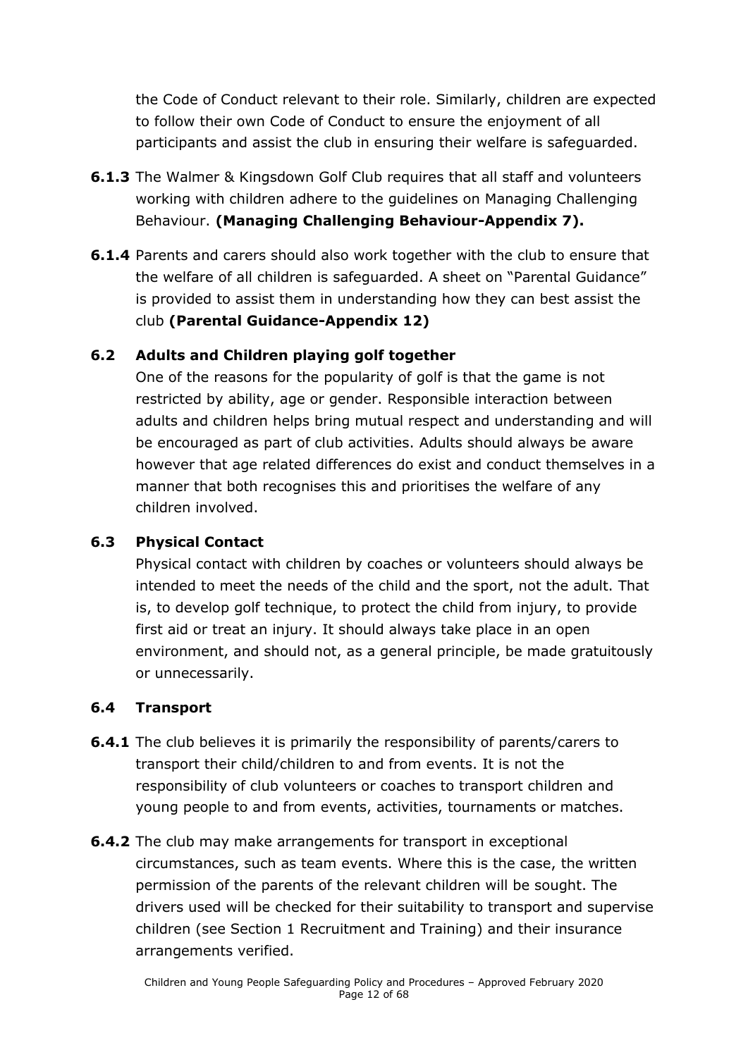the Code of Conduct relevant to their role. Similarly, children are expected to follow their own Code of Conduct to ensure the enjoyment of all participants and assist the club in ensuring their welfare is safeguarded.

**6.1.3** The Walmer & Kingsdown Golf Club requires that all staff and volunteers working with children adhere to the guidelines on Managing Challenging Behaviour. **(Managing Challenging Behaviour-Appendix 7).**

**6.1.4** Parents and carers should also work together with the club to ensure that the welfare of all children is safeguarded. A sheet on "Parental Guidance" is provided to assist them in understanding how they can best assist the club **(Parental Guidance-Appendix 12)**

### 6.2 Adults and Children playing golf together

One of the reasons for the popularity of golf is that the game is not restricted by ability, age or gender. Responsible interaction between adults and children helps bring mutual respect and understanding and will be encouraged as part of club activities. Adults should always be aware however that age related differences do exist and conduct themselves in a manner that both recognises this and prioritises the welfare of any children involved.

### 6.3 Physical Contact

Physical contact with children by coaches or volunteers should always be intended to meet the needs of the child and the sport, not the adult. That is, to develop golf technique, to protect the child from injury, to provide first aid or treat an injury. It should always take place in an open environment, and should not, as a general principle, be made gratuitously or unnecessarily.

### 6.4 Transport

**6.4.1** The club believes it is primarily the responsibility of parents/carers to transport their child/children to and from events. It is not the responsibility of club volunteers or coaches to transport children and young people to and from events, activities, tournaments or matches.

**6.4.2** The club may make arrangements for transport in exceptional circumstances, such as team events. Where this is the case, the written permission of the parents of the relevant children will be sought. The drivers used will be checked for their suitability to transport and supervise children (see Section 1 Recruitment and Training) and their insurance arrangements verified.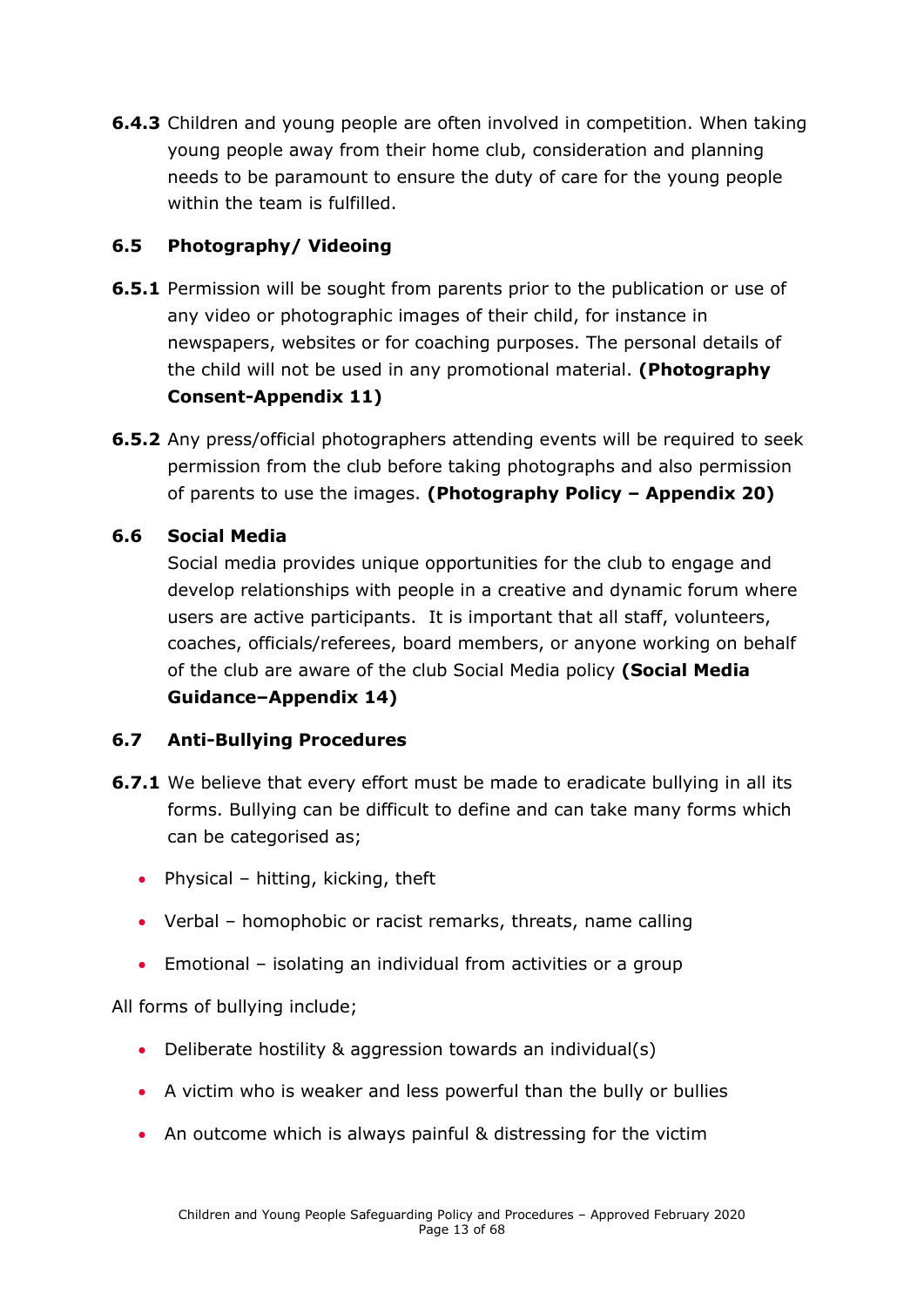**6.4.3** Children and young people are often involved in competition. When taking young people away from their home club, consideration and planning needs to be paramount to ensure the duty of care for the young people within the team is fulfilled.

### 6.5 Photography/ Videoing

**6.5.1** Permission will be sought from parents prior to the publication or use of any video or photographic images of their child, for instance in newspapers, websites or for coaching purposes. The personal details of the child will not be used in any promotional material. **(Photography Consent-Appendix 11)**

**6.5.2** Any press/official photographers attending events will be required to seek permission from the club before taking photographs and also permission of parents to use the images. **(Photography Policy – Appendix 20)**

### 6.6 Social Media

Social media provides unique opportunities for the club to engage and develop relationships with people in a creative and dynamic forum where users are active participants. It is important that all staff, volunteers, coaches, officials/referees, board members, or anyone working on behalf of the club are aware of the club Social Media policy **(Social Media Guidance–Appendix 14)**

### 6.7 Anti-Bullying Procedures

**6.7.1** We believe that every effort must be made to eradicate bullying in all its forms. Bullying can be difficult to define and can take many forms which can be categorised as;

- Physical – hitting, kicking, theft
- Verbal – homophobic or racist remarks, threats, name calling
- Emotional – isolating an individual from activities or a group

All forms of bullying include;

- Deliberate hostility & aggression towards an individual(s)
- A victim who is weaker and less powerful than the bully or bullies
- An outcome which is always painful & distressing for the victim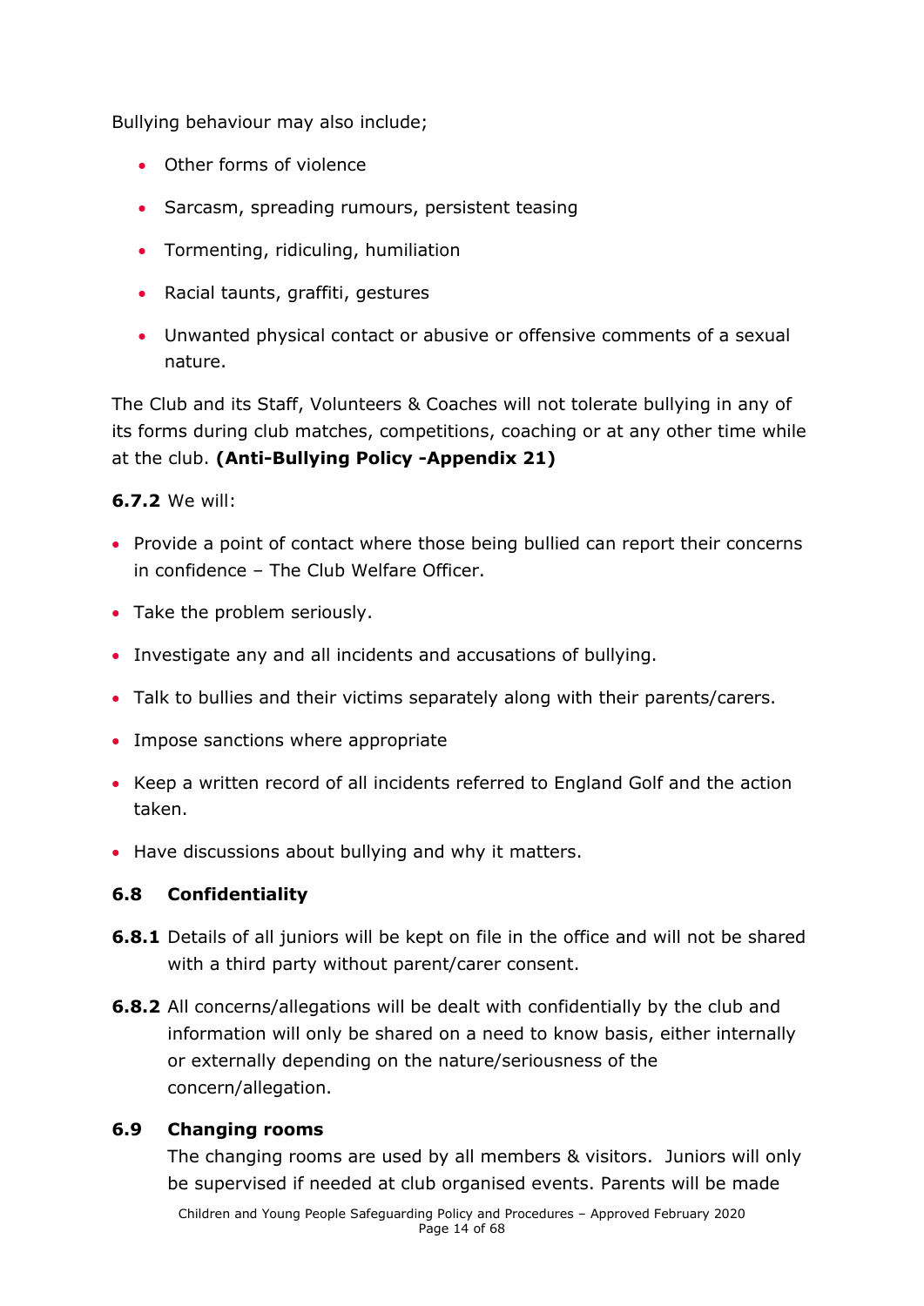Bullying behaviour may also include;

- Other forms of violence
- Sarcasm, spreading rumours, persistent teasing
- Tormenting, ridiculing, humiliation
- Racial taunts, graffiti, gestures
- Unwanted physical contact or abusive or offensive comments of a sexual nature.

The Club and its Staff, Volunteers & Coaches will not tolerate bullying in any of its forms during club matches, competitions, coaching or at any other time while at the club. **(Anti-Bullying Policy -Appendix 21)**

**6.7.2** We will:

- Provide a point of contact where those being bullied can report their concerns in confidence – The Club Welfare Officer.
- Take the problem seriously.
- Investigate any and all incidents and accusations of bullying.
- Talk to bullies and their victims separately along with their parents/carers.
- Impose sanctions where appropriate
- Keep a written record of all incidents referred to England Golf and the action taken.
- Have discussions about bullying and why it matters.

### 6.8 Confidentiality

**6.8.1** Details of all juniors will be kept on file in the office and will not be shared with a third party without parent/carer consent.

**6.8.2** All concerns/allegations will be dealt with confidentially by the club and information will only be shared on a need to know basis, either internally or externally depending on the nature/seriousness of the concern/allegation.

### 6.9 Changing rooms

The changing rooms are used by all members & visitors. Juniors will only be supervised if needed at club organised events. Parents will be made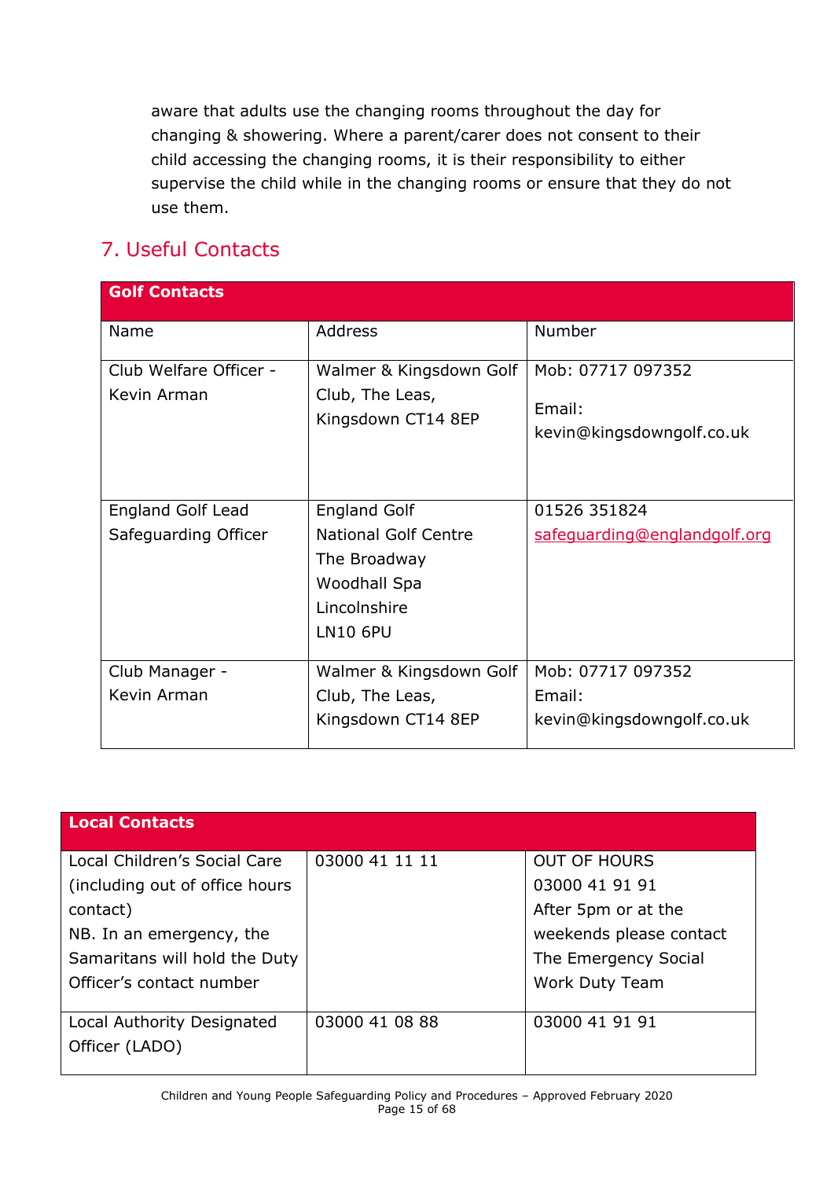aware that adults use the changing rooms throughout the day for changing & showering. Where a parent/carer does not consent to their child accessing the changing rooms, it is their responsibility to either supervise the child while in the changing rooms or ensure that they do not use them.

## 7. Useful Contacts

| **Golf Contacts** | | |
|---|---|---|
| Name | Address | Number |
| Club Welfare Officer - Kevin Arman | Walmer & Kingsdown Golf Club, The Leas, Kingsdown CT14 8EP | Mob: 07717 097352<br>Email: kevin@kingsdowngolf.co.uk |
| England Golf Lead Safeguarding Officer | England Golf<br>National Golf Centre<br>The Broadway<br>Woodhall Spa<br>Lincolnshire<br>LN10 6PU | 01526 351824<br>safeguarding@englandgolf.org |
| Club Manager - Kevin Arman | Walmer & Kingsdown Golf Club, The Leas, Kingsdown CT14 8EP | Mob: 07717 097352<br>Email: kevin@kingsdowngolf.co.uk |

| **Local Contacts** | | |
|---|---|---|
| Local Children's Social Care (including out of office hours contact)<br>NB. In an emergency, the Samaritans will hold the Duty Officer's contact number | 03000 41 11 11 | OUT OF HOURS<br>03000 41 91 91<br>After 5pm or at the weekends please contact The Emergency Social Work Duty Team |
| Local Authority Designated Officer (LADO) | 03000 41 08 88 | 03000 41 91 91 |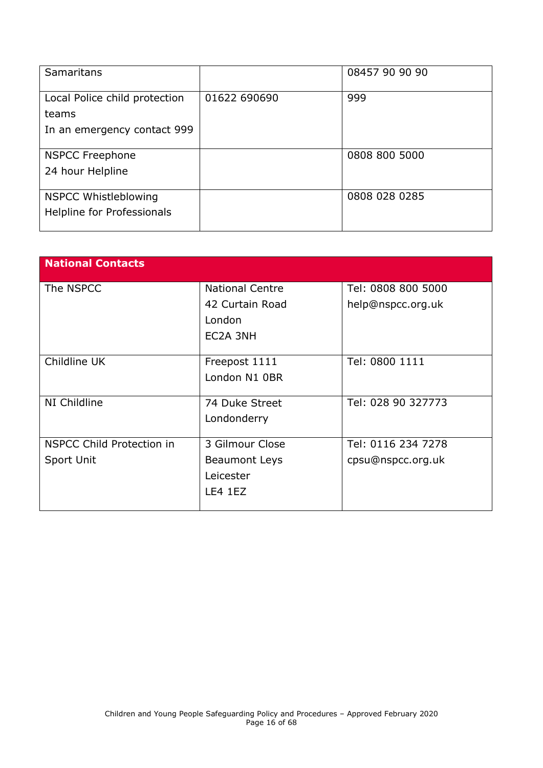| | | |
|---|---|---|
| Samaritans | | 08457 90 90 90 |
| Local Police child protection teams<br>In an emergency contact 999 | 01622 690690 | 999 |
| NSPCC Freephone<br>24 hour Helpline | | 0808 800 5000 |
| NSPCC Whistleblowing Helpline for Professionals | | 0808 028 0285 |

| **National Contacts** | | |
|---|---|---|
| The NSPCC | National Centre<br>42 Curtain Road<br>London<br>EC2A 3NH | Tel: 0808 800 5000<br>help@nspcc.org.uk |
| Childline UK | Freepost 1111<br>London N1 0BR | Tel: 0800 1111 |
| NI Childline | 74 Duke Street<br>Londonderry | Tel: 028 90 327773 |
| NSPCC Child Protection in Sport Unit | 3 Gilmour Close<br>Beaumont Leys<br>Leicester<br>LE4 1EZ | Tel: 0116 234 7278<br>cpsu@nspcc.org.uk |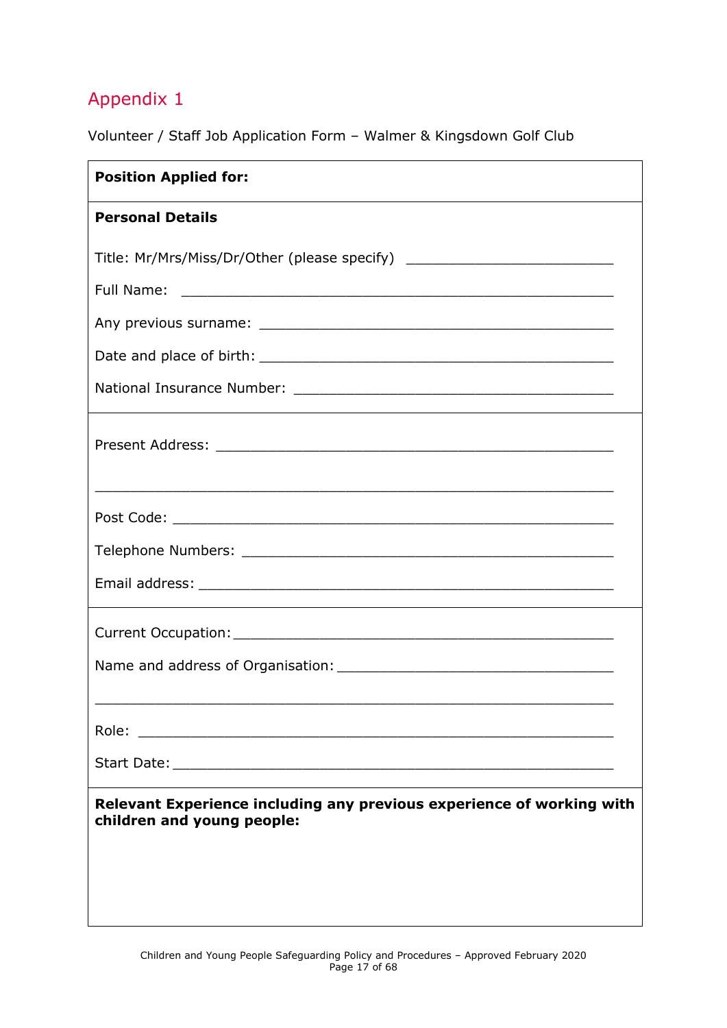## Appendix 1

Volunteer / Staff Job Application Form – Walmer & Kingsdown Golf Club

**Position Applied for:**

---

**Personal Details**

Title: Mr/Mrs/Miss/Dr/Other (please specify) _________________________

Full Name: ______________________________________________________

Any previous surname: _____________________________________________

Date and place of birth: ____________________________________________

National Insurance Number: _______________________________________

---

Present Address: _________________________________________________

______________________________________________________________

Post Code: _____________________________________________________

Telephone Numbers: ______________________________________________

Email address: __________________________________________________

---

Current Occupation: ______________________________________________

Name and address of Organisation: __________________________________

______________________________________________________________

Role: _________________________________________________________

Start Date: _____________________________________________________

---

**Relevant Experience including any previous experience of working with children and young people:**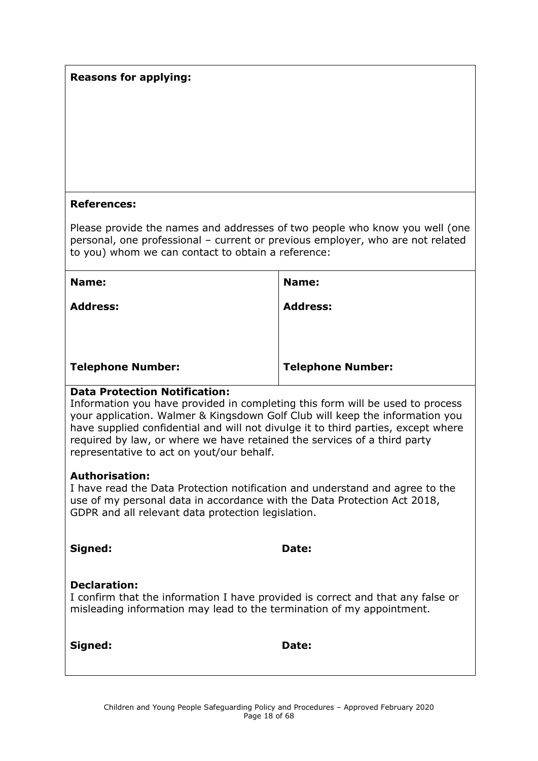**Reasons for applying:**

**References:**

Please provide the names and addresses of two people who know you well (one personal, one professional – current or previous employer, who are not related to you) whom we can contact to obtain a reference:

| **Name:** | **Name:** |
|---|---|
| **Address:** | **Address:** |
| **Telephone Number:** | **Telephone Number:** |

**Data Protection Notification:**
Information you have provided in completing this form will be used to process your application. Walmer & Kingsdown Golf Club will keep the information you have supplied confidential and will not divulge it to third parties, except where required by law, or where we have retained the services of a third party representative to act on yout/our behalf.

**Authorisation:**
I have read the Data Protection notification and understand and agree to the use of my personal data in accordance with the Data Protection Act 2018, GDPR and all relevant data protection legislation.

**Signed:** **Date:**

**Declaration:**
I confirm that the information I have provided is correct and that any false or misleading information may lead to the termination of my appointment.

**Signed:** **Date:**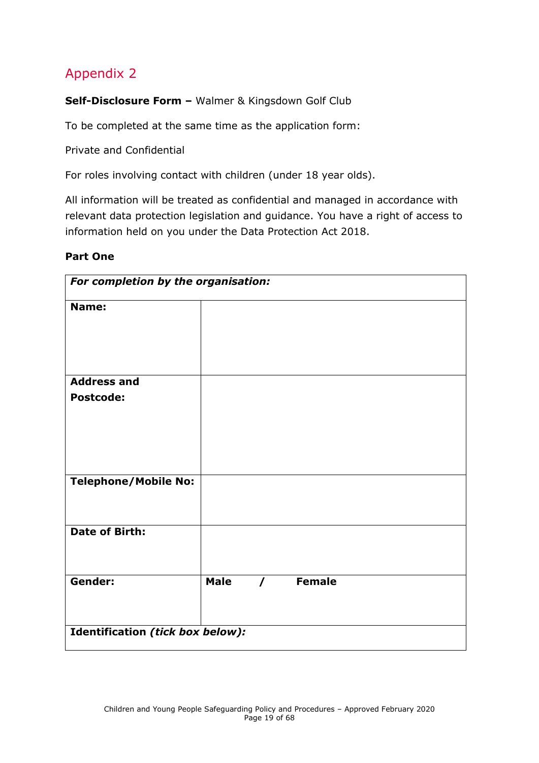## Appendix 2

**Self-Disclosure Form –** Walmer & Kingsdown Golf Club

To be completed at the same time as the application form:

Private and Confidential

For roles involving contact with children (under 18 year olds).

All information will be treated as confidential and managed in accordance with relevant data protection legislation and guidance. You have a right of access to information held on you under the Data Protection Act 2018.

**Part One**

| ***For completion by the organisation:*** | |
|---|---|
| **Name:** | |
| **Address and Postcode:** | |
| **Telephone/Mobile No:** | |
| **Date of Birth:** | |
| **Gender:** | **Male / Female** |
| **Identification *(tick box below)*:** | |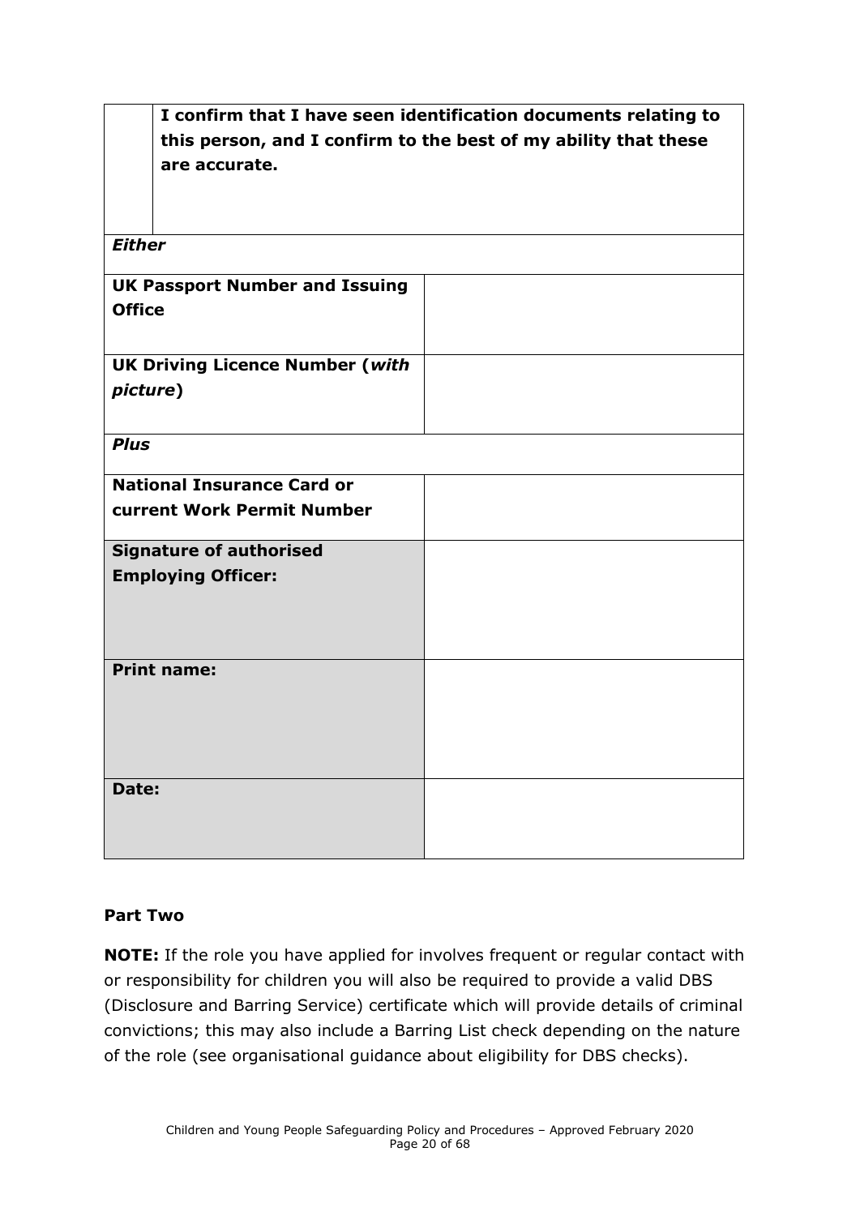| | I confirm that I have seen identification documents relating to this person, and I confirm to the best of my ability that these are accurate. |
|---|---|
| ***Either*** | |
| **UK Passport Number and Issuing Office** | |
| **UK Driving Licence Number (*with picture*)** | |
| ***Plus*** | |
| **National Insurance Card or current Work Permit Number** | |
| **Signature of authorised Employing Officer:** | |
| **Print name:** | |
| **Date:** | |

**Part Two**

**NOTE:** If the role you have applied for involves frequent or regular contact with or responsibility for children you will also be required to provide a valid DBS (Disclosure and Barring Service) certificate which will provide details of criminal convictions; this may also include a Barring List check depending on the nature of the role (see organisational guidance about eligibility for DBS checks).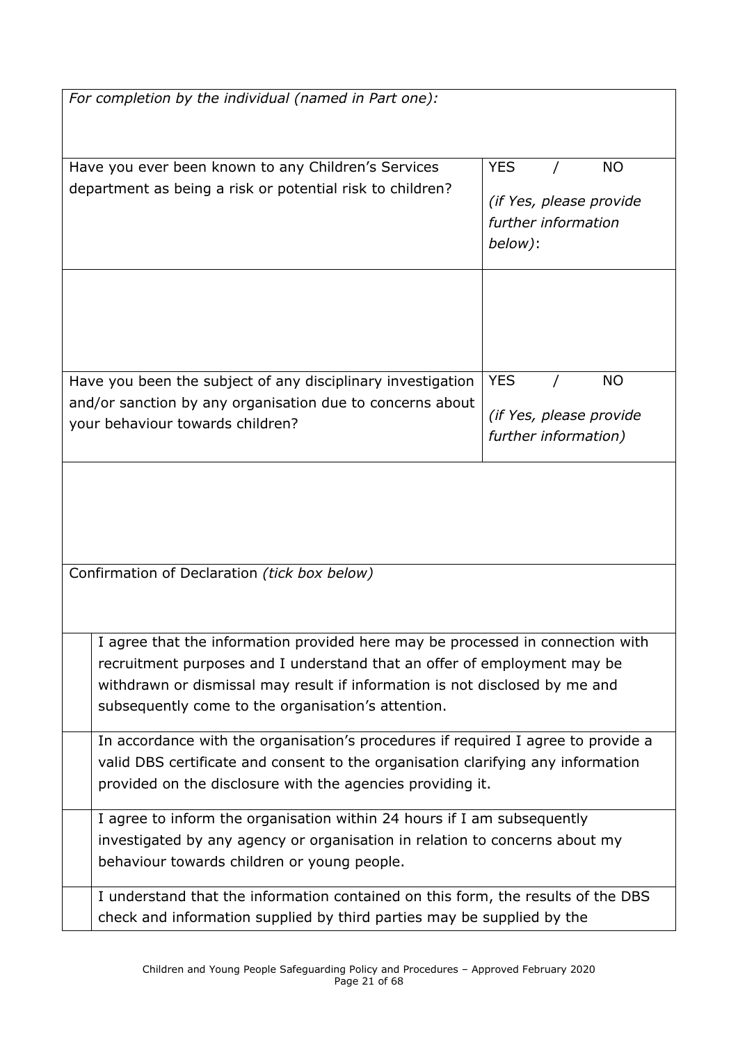| *For completion by the individual (named in Part one):* | |
|---|---|
| Have you ever been known to any Children's Services department as being a risk or potential risk to children? | YES / NO *(if Yes, please provide further information below)*: |
| | |
| Have you been the subject of any disciplinary investigation and/or sanction by any organisation due to concerns about your behaviour towards children? | YES / NO *(if Yes, please provide further information)* |
| | |

Confirmation of Declaration *(tick box below)*

| | |
|---|---|
| | I agree that the information provided here may be processed in connection with recruitment purposes and I understand that an offer of employment may be withdrawn or dismissal may result if information is not disclosed by me and subsequently come to the organisation's attention. |
| | In accordance with the organisation's procedures if required I agree to provide a valid DBS certificate and consent to the organisation clarifying any information provided on the disclosure with the agencies providing it. |
| | I agree to inform the organisation within 24 hours if I am subsequently investigated by any agency or organisation in relation to concerns about my behaviour towards children or young people. |
| | I understand that the information contained on this form, the results of the DBS check and information supplied by third parties may be supplied by the |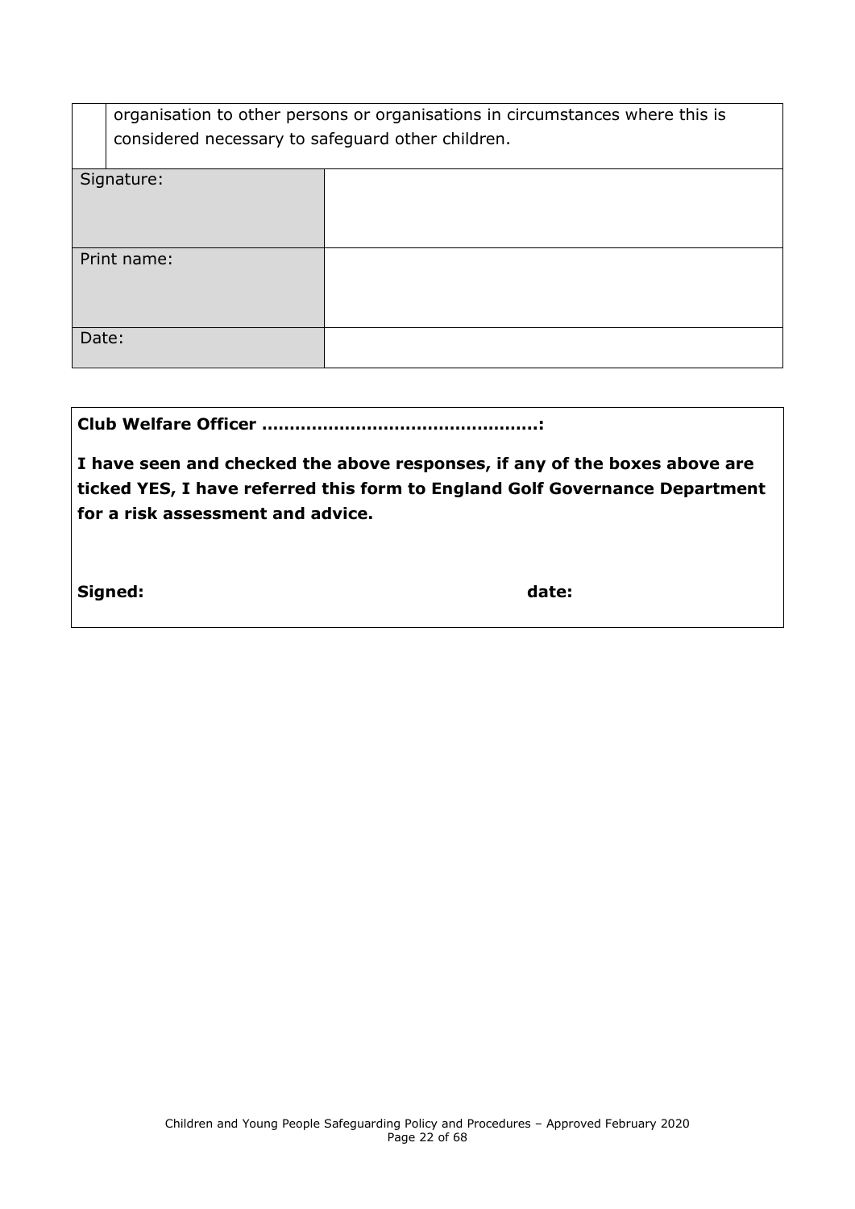| | organisation to other persons or organisations in circumstances where this is considered necessary to safeguard other children. |
|---|---|

| | |
|---|---|
| Signature: | |
| Print name: | |
| Date: | |

**Club Welfare Officer ………………………………………….:**

**I have seen and checked the above responses, if any of the boxes above are ticked YES, I have referred this form to England Golf Governance Department for a risk assessment and advice.**

**Signed:** **date:**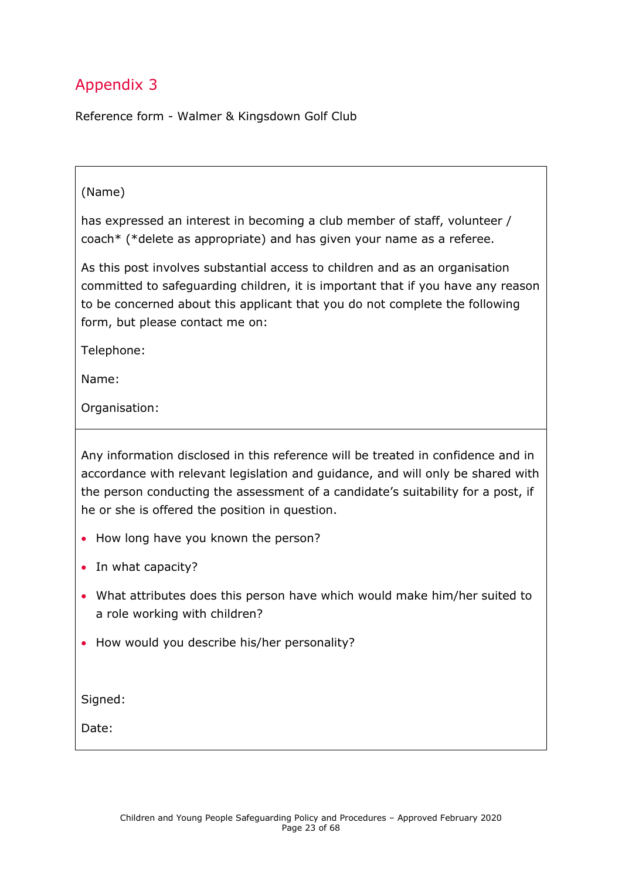## Appendix 3

Reference form - Walmer & Kingsdown Golf Club

(Name)

has expressed an interest in becoming a club member of staff, volunteer / coach* (*delete as appropriate) and has given your name as a referee.

As this post involves substantial access to children and as an organisation committed to safeguarding children, it is important that if you have any reason to be concerned about this applicant that you do not complete the following form, but please contact me on:

Telephone:

Name:

Organisation:

---

Any information disclosed in this reference will be treated in confidence and in accordance with relevant legislation and guidance, and will only be shared with the person conducting the assessment of a candidate's suitability for a post, if he or she is offered the position in question.

- How long have you known the person?
- In what capacity?
- What attributes does this person have which would make him/her suited to a role working with children?
- How would you describe his/her personality?

Signed:

Date: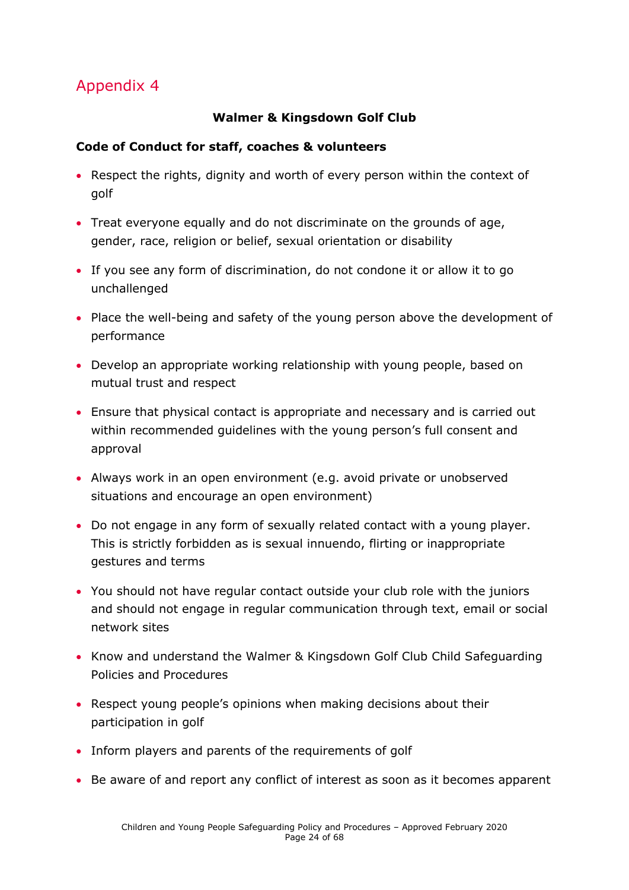## Appendix 4

**Walmer & Kingsdown Golf Club**

**Code of Conduct for staff, coaches & volunteers**

- Respect the rights, dignity and worth of every person within the context of golf
- Treat everyone equally and do not discriminate on the grounds of age, gender, race, religion or belief, sexual orientation or disability
- If you see any form of discrimination, do not condone it or allow it to go unchallenged
- Place the well-being and safety of the young person above the development of performance
- Develop an appropriate working relationship with young people, based on mutual trust and respect
- Ensure that physical contact is appropriate and necessary and is carried out within recommended guidelines with the young person's full consent and approval
- Always work in an open environment (e.g. avoid private or unobserved situations and encourage an open environment)
- Do not engage in any form of sexually related contact with a young player. This is strictly forbidden as is sexual innuendo, flirting or inappropriate gestures and terms
- You should not have regular contact outside your club role with the juniors and should not engage in regular communication through text, email or social network sites
- Know and understand the Walmer & Kingsdown Golf Club Child Safeguarding Policies and Procedures
- Respect young people's opinions when making decisions about their participation in golf
- Inform players and parents of the requirements of golf
- Be aware of and report any conflict of interest as soon as it becomes apparent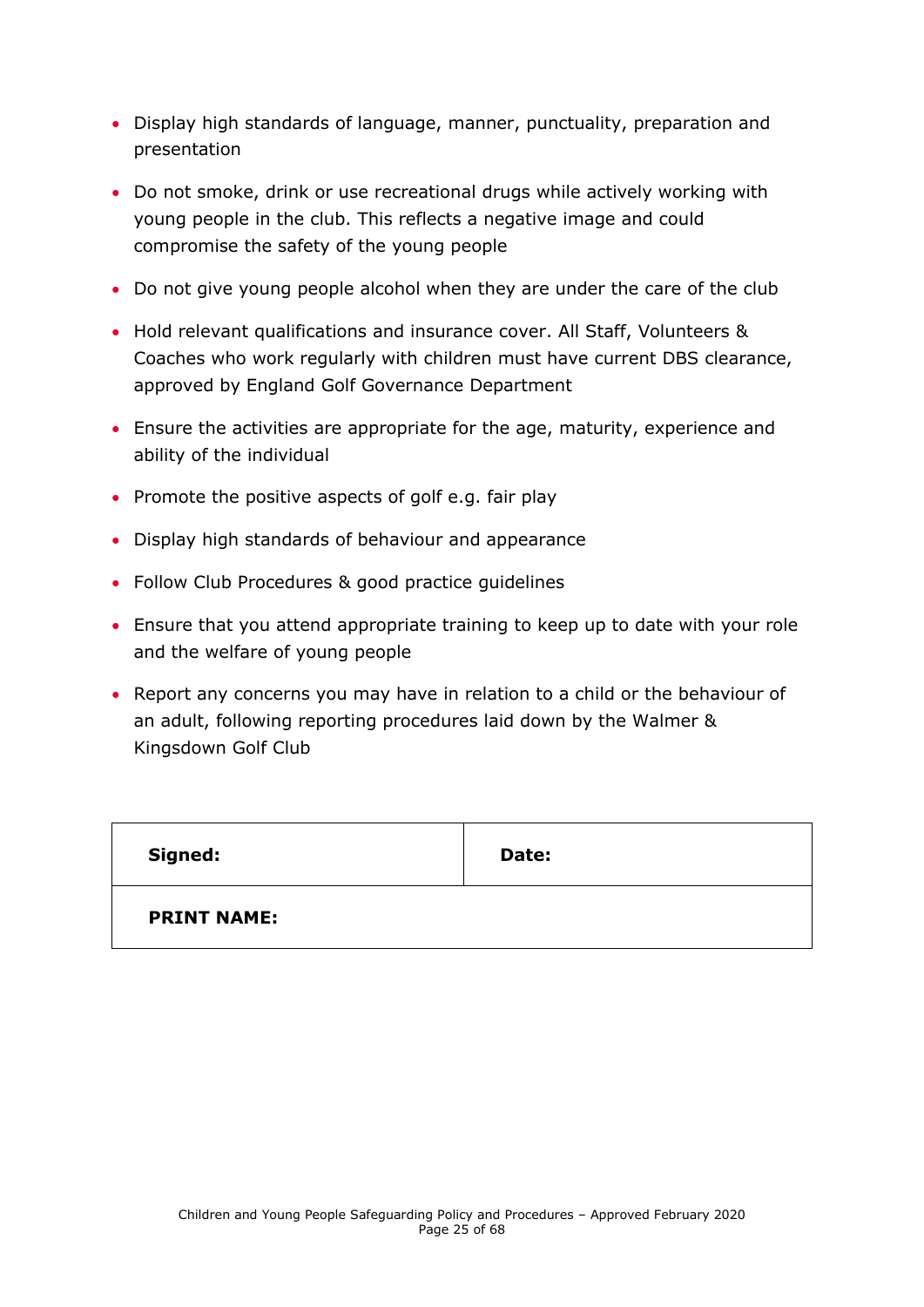- Display high standards of language, manner, punctuality, preparation and presentation
- Do not smoke, drink or use recreational drugs while actively working with young people in the club. This reflects a negative image and could compromise the safety of the young people
- Do not give young people alcohol when they are under the care of the club
- Hold relevant qualifications and insurance cover. All Staff, Volunteers & Coaches who work regularly with children must have current DBS clearance, approved by England Golf Governance Department
- Ensure the activities are appropriate for the age, maturity, experience and ability of the individual
- Promote the positive aspects of golf e.g. fair play
- Display high standards of behaviour and appearance
- Follow Club Procedures & good practice guidelines
- Ensure that you attend appropriate training to keep up to date with your role and the welfare of young people
- Report any concerns you may have in relation to a child or the behaviour of an adult, following reporting procedures laid down by the Walmer & Kingsdown Golf Club

| **Signed:** | **Date:** |
|---|---|
| **PRINT NAME:** | |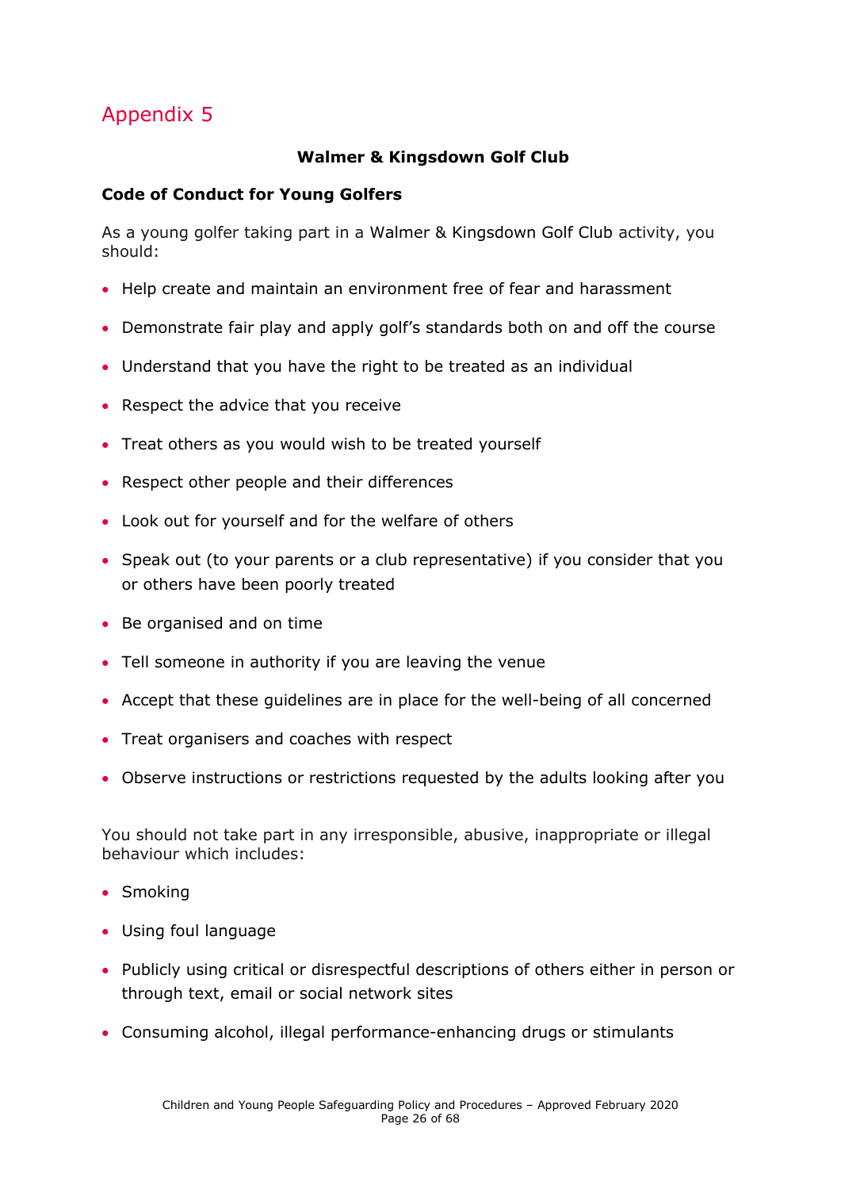# Appendix 5

**Walmer & Kingsdown Golf Club**

**Code of Conduct for Young Golfers**

As a young golfer taking part in a Walmer & Kingsdown Golf Club activity, you should:

- Help create and maintain an environment free of fear and harassment
- Demonstrate fair play and apply golf's standards both on and off the course
- Understand that you have the right to be treated as an individual
- Respect the advice that you receive
- Treat others as you would wish to be treated yourself
- Respect other people and their differences
- Look out for yourself and for the welfare of others
- Speak out (to your parents or a club representative) if you consider that you or others have been poorly treated
- Be organised and on time
- Tell someone in authority if you are leaving the venue
- Accept that these guidelines are in place for the well-being of all concerned
- Treat organisers and coaches with respect
- Observe instructions or restrictions requested by the adults looking after you

You should not take part in any irresponsible, abusive, inappropriate or illegal behaviour which includes:

- Smoking
- Using foul language
- Publicly using critical or disrespectful descriptions of others either in person or through text, email or social network sites
- Consuming alcohol, illegal performance-enhancing drugs or stimulants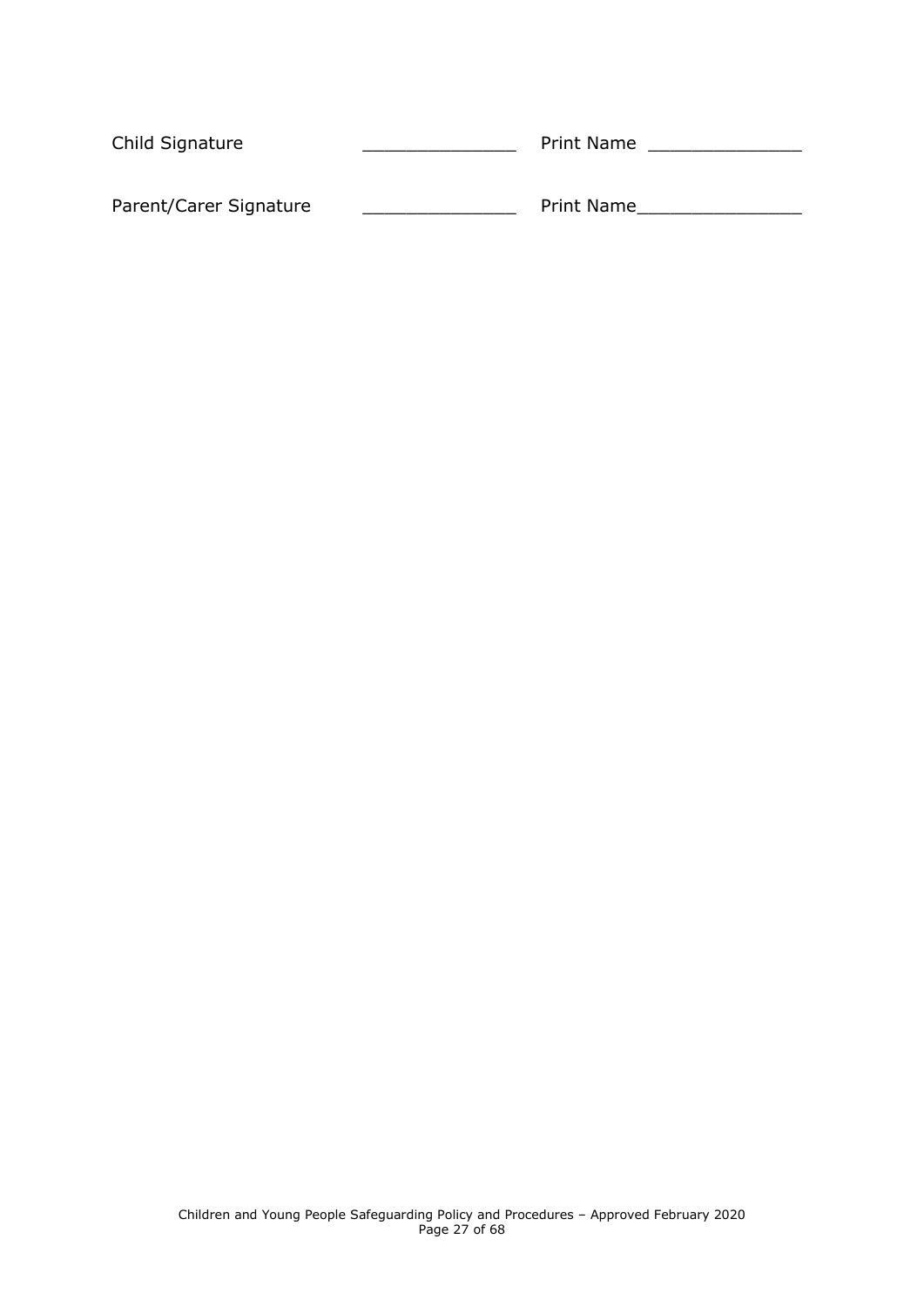Child Signature _______________ Print Name _______________

Parent/Carer Signature _______________ Print Name_________________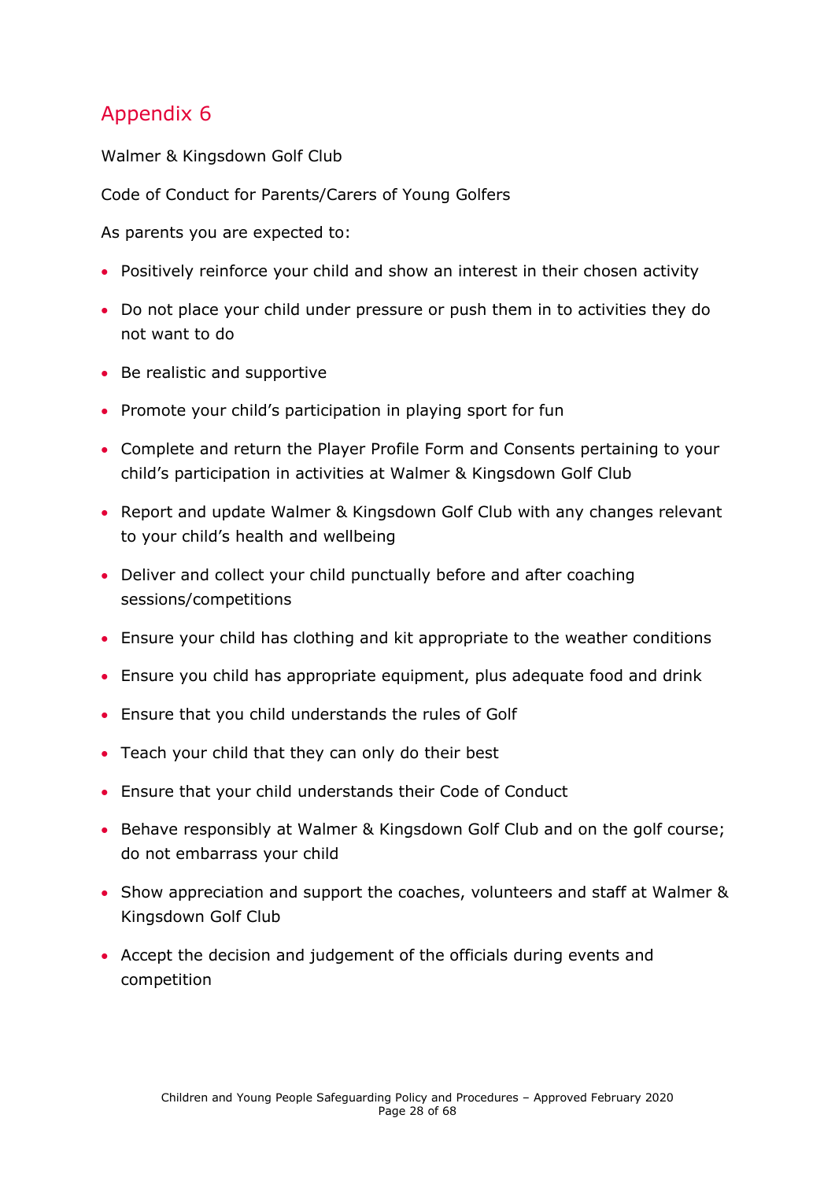## Appendix 6

Walmer & Kingsdown Golf Club

Code of Conduct for Parents/Carers of Young Golfers

As parents you are expected to:

- Positively reinforce your child and show an interest in their chosen activity
- Do not place your child under pressure or push them in to activities they do not want to do
- Be realistic and supportive
- Promote your child's participation in playing sport for fun
- Complete and return the Player Profile Form and Consents pertaining to your child's participation in activities at Walmer & Kingsdown Golf Club
- Report and update Walmer & Kingsdown Golf Club with any changes relevant to your child's health and wellbeing
- Deliver and collect your child punctually before and after coaching sessions/competitions
- Ensure your child has clothing and kit appropriate to the weather conditions
- Ensure you child has appropriate equipment, plus adequate food and drink
- Ensure that you child understands the rules of Golf
- Teach your child that they can only do their best
- Ensure that your child understands their Code of Conduct
- Behave responsibly at Walmer & Kingsdown Golf Club and on the golf course; do not embarrass your child
- Show appreciation and support the coaches, volunteers and staff at Walmer & Kingsdown Golf Club
- Accept the decision and judgement of the officials during events and competition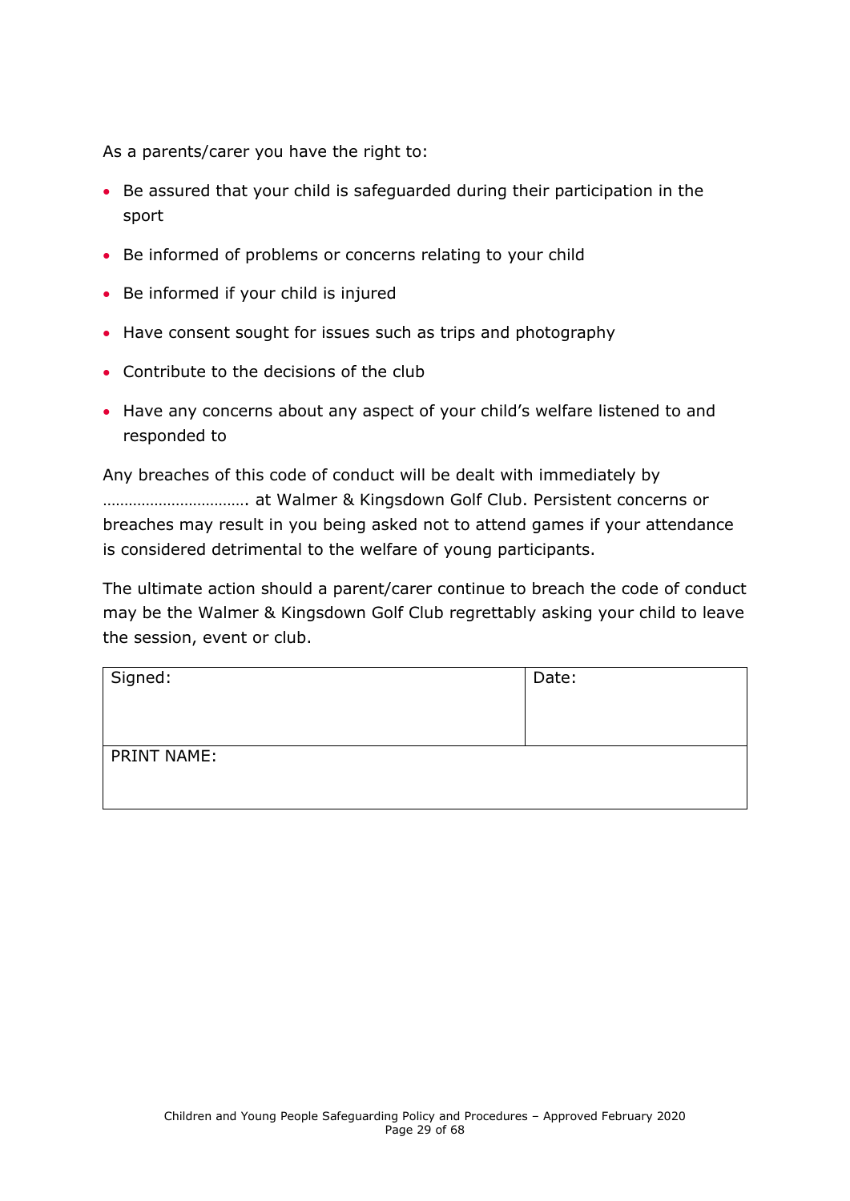As a parents/carer you have the right to:

- Be assured that your child is safeguarded during their participation in the sport
- Be informed of problems or concerns relating to your child
- Be informed if your child is injured
- Have consent sought for issues such as trips and photography
- Contribute to the decisions of the club
- Have any concerns about any aspect of your child's welfare listened to and responded to

Any breaches of this code of conduct will be dealt with immediately by ……………………………. at Walmer & Kingsdown Golf Club. Persistent concerns or breaches may result in you being asked not to attend games if your attendance is considered detrimental to the welfare of young participants.

The ultimate action should a parent/carer continue to breach the code of conduct may be the Walmer & Kingsdown Golf Club regrettably asking your child to leave the session, event or club.

| Signed: | Date: |
| --- | --- |
| PRINT NAME: | |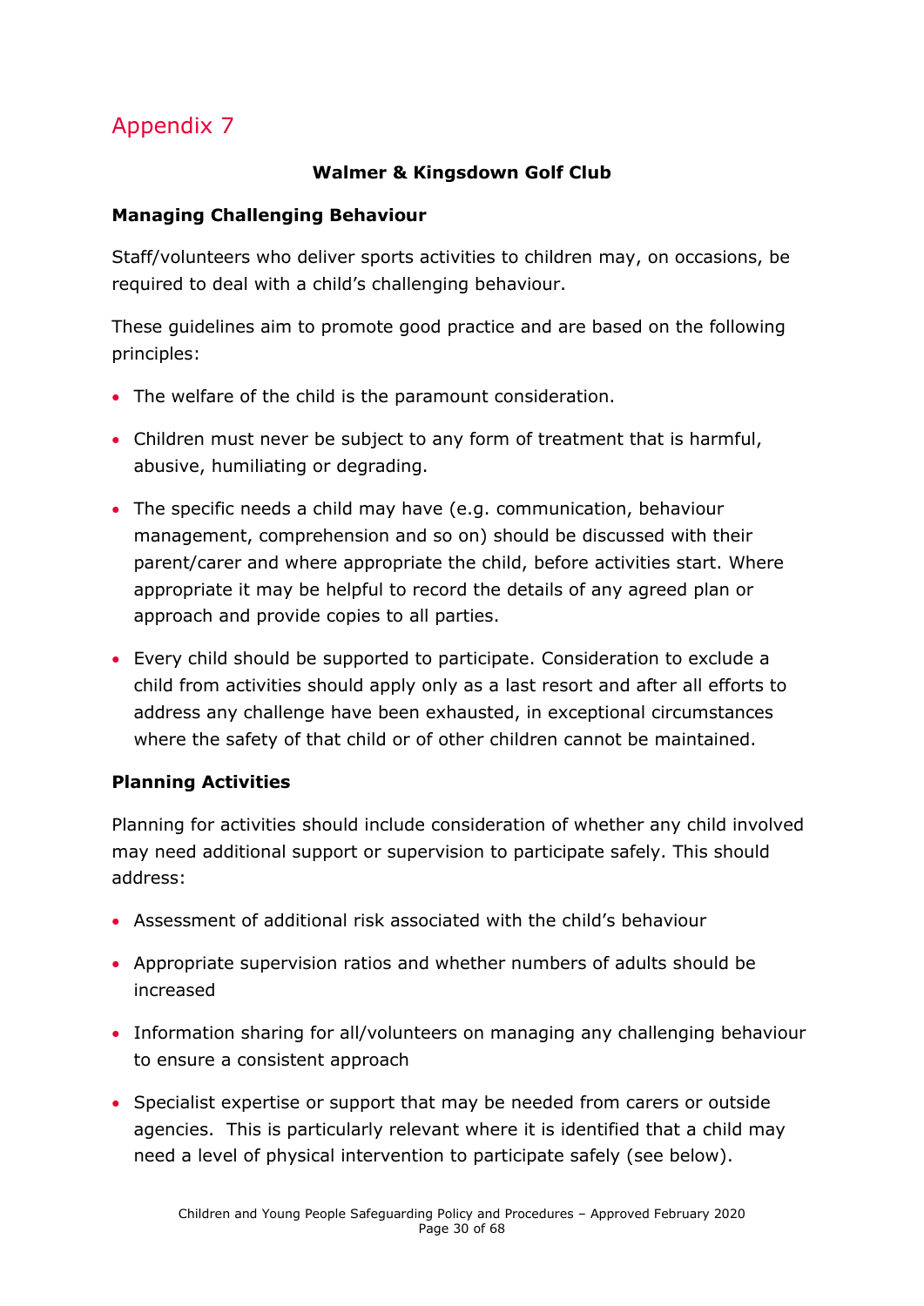# Appendix 7

**Walmer & Kingsdown Golf Club**

**Managing Challenging Behaviour**

Staff/volunteers who deliver sports activities to children may, on occasions, be required to deal with a child's challenging behaviour.

These guidelines aim to promote good practice and are based on the following principles:

- The welfare of the child is the paramount consideration.
- Children must never be subject to any form of treatment that is harmful, abusive, humiliating or degrading.
- The specific needs a child may have (e.g. communication, behaviour management, comprehension and so on) should be discussed with their parent/carer and where appropriate the child, before activities start. Where appropriate it may be helpful to record the details of any agreed plan or approach and provide copies to all parties.
- Every child should be supported to participate. Consideration to exclude a child from activities should apply only as a last resort and after all efforts to address any challenge have been exhausted, in exceptional circumstances where the safety of that child or of other children cannot be maintained.

**Planning Activities**

Planning for activities should include consideration of whether any child involved may need additional support or supervision to participate safely. This should address:

- Assessment of additional risk associated with the child's behaviour
- Appropriate supervision ratios and whether numbers of adults should be increased
- Information sharing for all/volunteers on managing any challenging behaviour to ensure a consistent approach
- Specialist expertise or support that may be needed from carers or outside agencies. This is particularly relevant where it is identified that a child may need a level of physical intervention to participate safely (see below).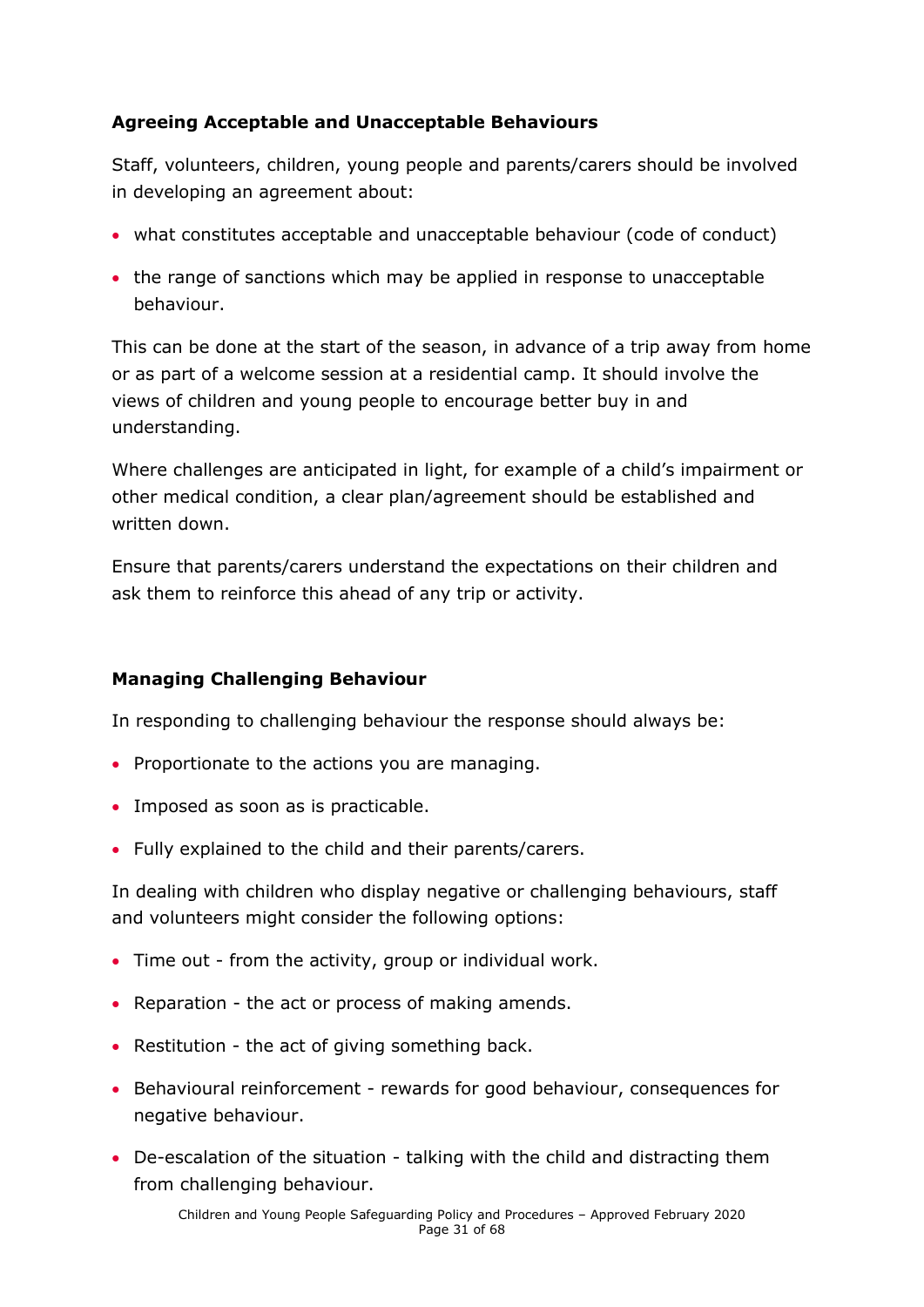**Agreeing Acceptable and Unacceptable Behaviours**

Staff, volunteers, children, young people and parents/carers should be involved in developing an agreement about:

- what constitutes acceptable and unacceptable behaviour (code of conduct)
- the range of sanctions which may be applied in response to unacceptable behaviour.

This can be done at the start of the season, in advance of a trip away from home or as part of a welcome session at a residential camp. It should involve the views of children and young people to encourage better buy in and understanding.

Where challenges are anticipated in light, for example of a child's impairment or other medical condition, a clear plan/agreement should be established and written down.

Ensure that parents/carers understand the expectations on their children and ask them to reinforce this ahead of any trip or activity.

**Managing Challenging Behaviour**

In responding to challenging behaviour the response should always be:

- Proportionate to the actions you are managing.
- Imposed as soon as is practicable.
- Fully explained to the child and their parents/carers.

In dealing with children who display negative or challenging behaviours, staff and volunteers might consider the following options:

- Time out - from the activity, group or individual work.
- Reparation - the act or process of making amends.
- Restitution - the act of giving something back.
- Behavioural reinforcement - rewards for good behaviour, consequences for negative behaviour.
- De-escalation of the situation - talking with the child and distracting them from challenging behaviour.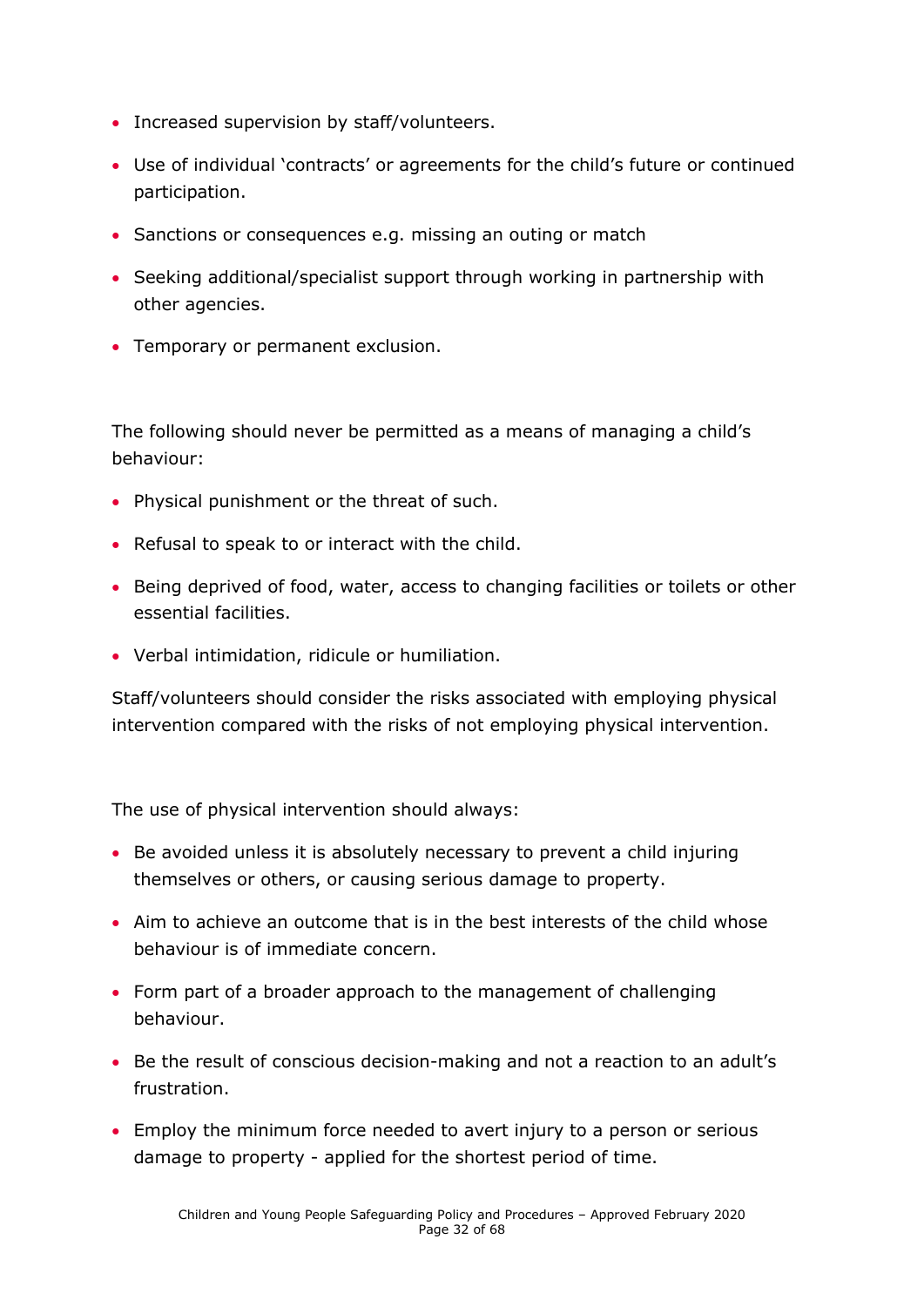- Increased supervision by staff/volunteers.
- Use of individual 'contracts' or agreements for the child's future or continued participation.
- Sanctions or consequences e.g. missing an outing or match
- Seeking additional/specialist support through working in partnership with other agencies.
- Temporary or permanent exclusion.

The following should never be permitted as a means of managing a child's behaviour:

- Physical punishment or the threat of such.
- Refusal to speak to or interact with the child.
- Being deprived of food, water, access to changing facilities or toilets or other essential facilities.
- Verbal intimidation, ridicule or humiliation.

Staff/volunteers should consider the risks associated with employing physical intervention compared with the risks of not employing physical intervention.

The use of physical intervention should always:

- Be avoided unless it is absolutely necessary to prevent a child injuring themselves or others, or causing serious damage to property.
- Aim to achieve an outcome that is in the best interests of the child whose behaviour is of immediate concern.
- Form part of a broader approach to the management of challenging behaviour.
- Be the result of conscious decision-making and not a reaction to an adult's frustration.
- Employ the minimum force needed to avert injury to a person or serious damage to property - applied for the shortest period of time.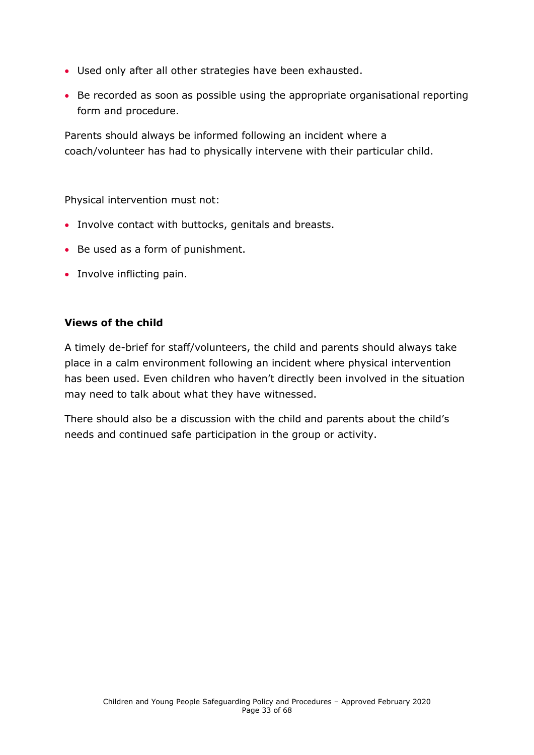- Used only after all other strategies have been exhausted.
- Be recorded as soon as possible using the appropriate organisational reporting form and procedure.

Parents should always be informed following an incident where a coach/volunteer has had to physically intervene with their particular child.

Physical intervention must not:

- Involve contact with buttocks, genitals and breasts.
- Be used as a form of punishment.
- Involve inflicting pain.

**Views of the child**

A timely de-brief for staff/volunteers, the child and parents should always take place in a calm environment following an incident where physical intervention has been used. Even children who haven't directly been involved in the situation may need to talk about what they have witnessed.

There should also be a discussion with the child and parents about the child's needs and continued safe participation in the group or activity.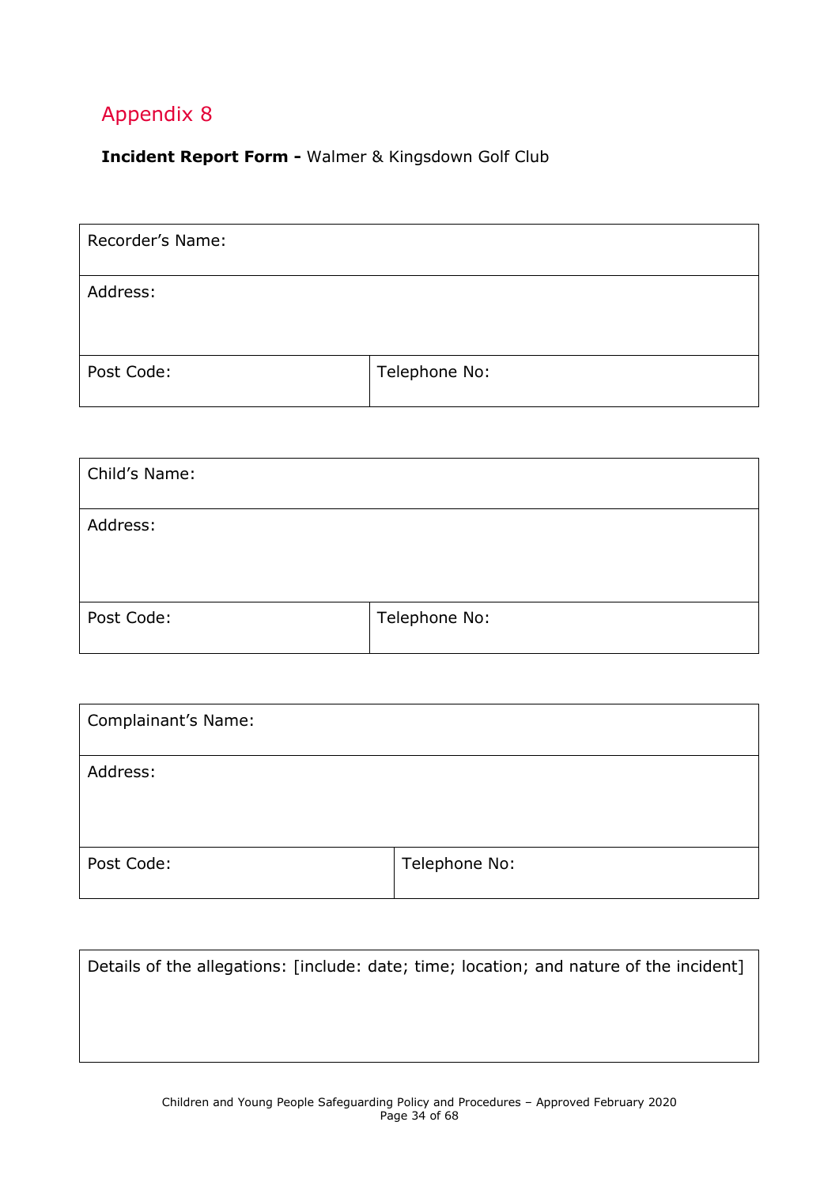# Appendix 8

**Incident Report Form -** Walmer & Kingsdown Golf Club

| Recorder's Name: | |
|---|---|
| Address: | |
| Post Code: | Telephone No: |

| Child's Name: | |
|---|---|
| Address: | |
| Post Code: | Telephone No: |

| Complainant's Name: | |
|---|---|
| Address: | |
| Post Code: | Telephone No: |

| Details of the allegations: [include: date; time; location; and nature of the incident] |
|---|
| |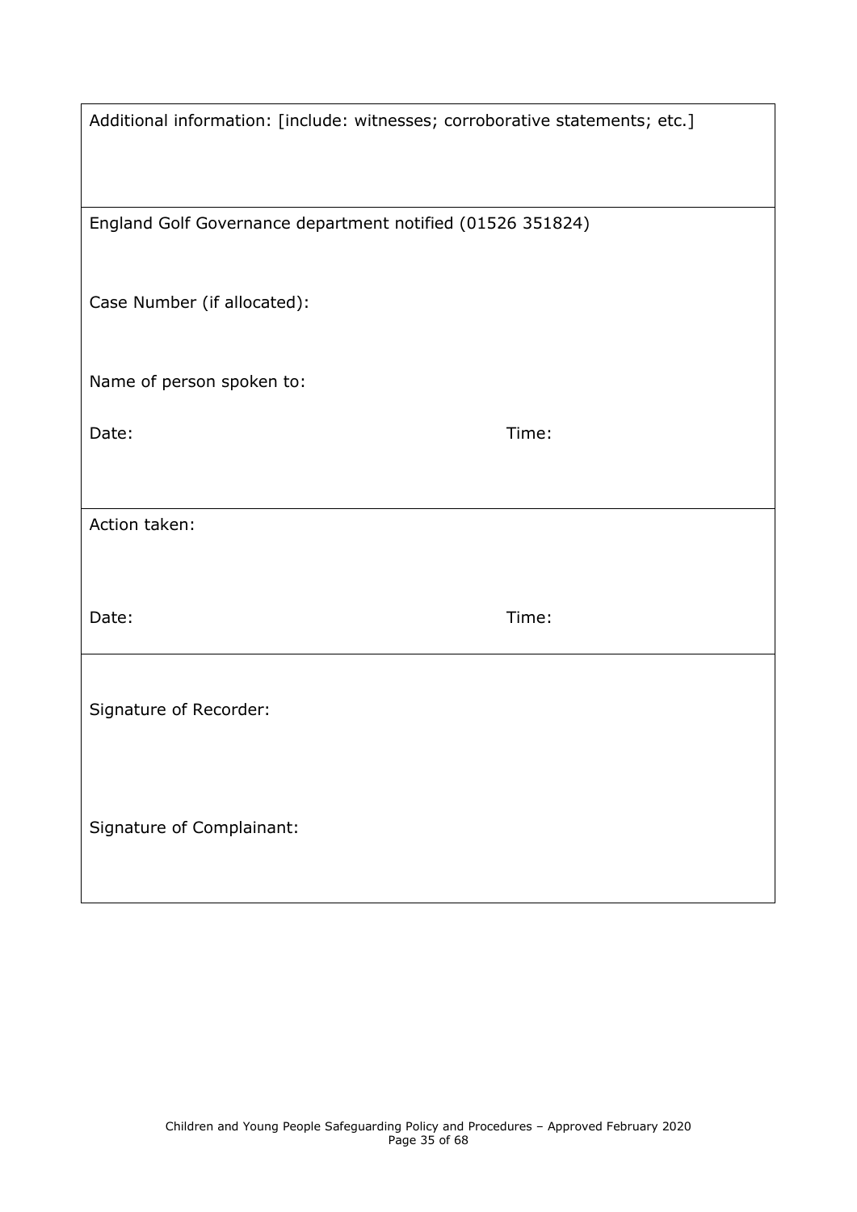| Additional information: [include: witnesses; corroborative statements; etc.] | |
|---|---|
| England Golf Governance department notified (01526 351824)<br><br>Case Number (if allocated):<br><br>Name of person spoken to:<br><br>Date: | Time: |
| Action taken:<br><br>Date: | Time: |
| Signature of Recorder:<br><br>Signature of Complainant: | |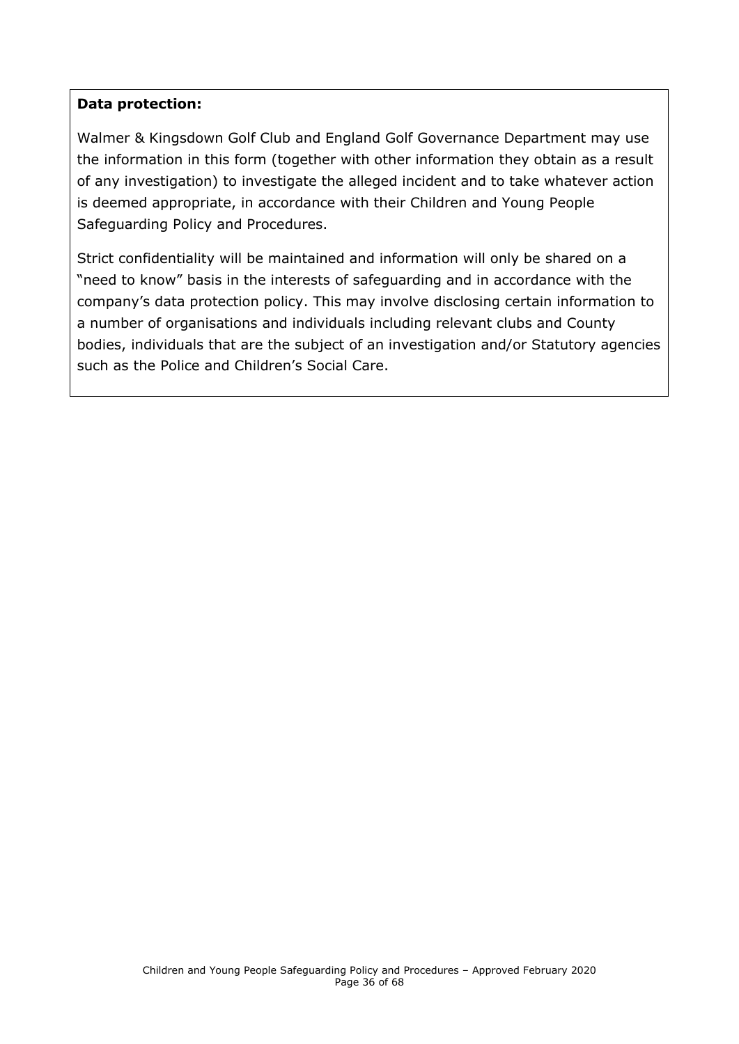**Data protection:**

Walmer & Kingsdown Golf Club and England Golf Governance Department may use the information in this form (together with other information they obtain as a result of any investigation) to investigate the alleged incident and to take whatever action is deemed appropriate, in accordance with their Children and Young People Safeguarding Policy and Procedures.

Strict confidentiality will be maintained and information will only be shared on a "need to know" basis in the interests of safeguarding and in accordance with the company's data protection policy. This may involve disclosing certain information to a number of organisations and individuals including relevant clubs and County bodies, individuals that are the subject of an investigation and/or Statutory agencies such as the Police and Children's Social Care.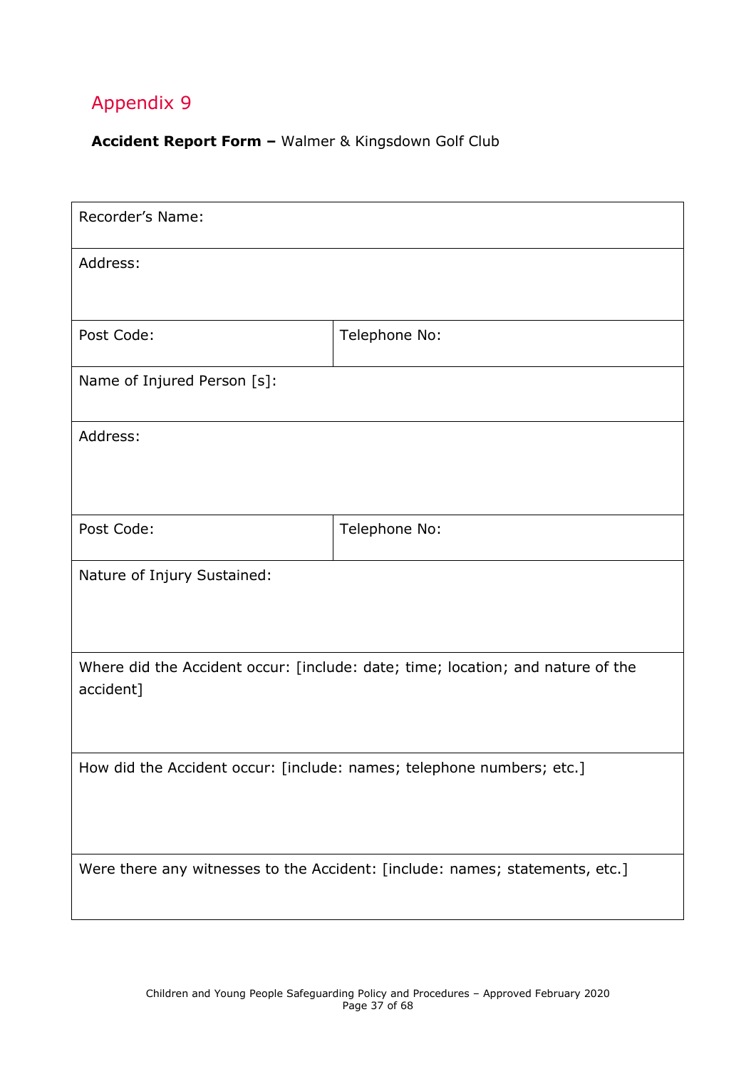## Appendix 9

**Accident Report Form –** Walmer & Kingsdown Golf Club

| Recorder's Name: | |
|---|---|
| Address: | |
| Post Code: | Telephone No: |
| Name of Injured Person [s]: | |
| Address: | |
| Post Code: | Telephone No: |
| Nature of Injury Sustained: | |
| Where did the Accident occur: [include: date; time; location; and nature of the accident] | |
| How did the Accident occur: [include: names; telephone numbers; etc.] | |
| Were there any witnesses to the Accident: [include: names; statements, etc.] | |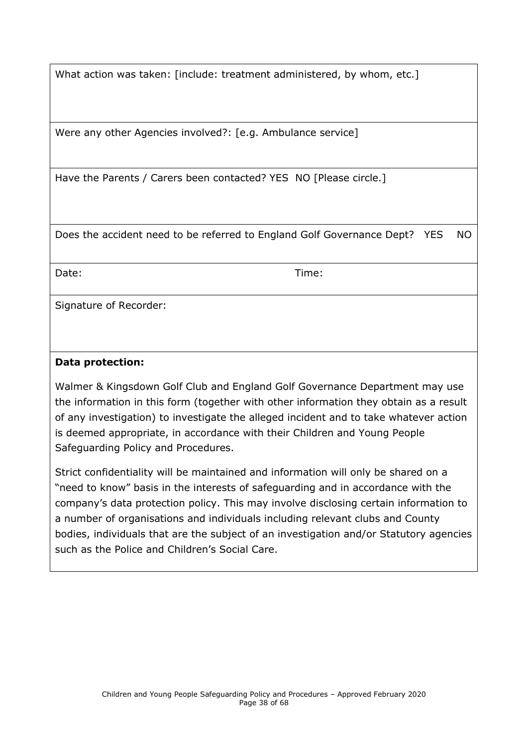| What action was taken: [include: treatment administered, by whom, etc.] | |
|---|---|
| Were any other Agencies involved?: [e.g. Ambulance service] | |
| Have the Parents / Carers been contacted? YES NO [Please circle.] | |
| Does the accident need to be referred to England Golf Governance Dept? YES NO | |
| Date: | Time: |
| Signature of Recorder: | |

**Data protection:**

Walmer & Kingsdown Golf Club and England Golf Governance Department may use the information in this form (together with other information they obtain as a result of any investigation) to investigate the alleged incident and to take whatever action is deemed appropriate, in accordance with their Children and Young People Safeguarding Policy and Procedures.

Strict confidentiality will be maintained and information will only be shared on a "need to know" basis in the interests of safeguarding and in accordance with the company's data protection policy. This may involve disclosing certain information to a number of organisations and individuals including relevant clubs and County bodies, individuals that are the subject of an investigation and/or Statutory agencies such as the Police and Children's Social Care.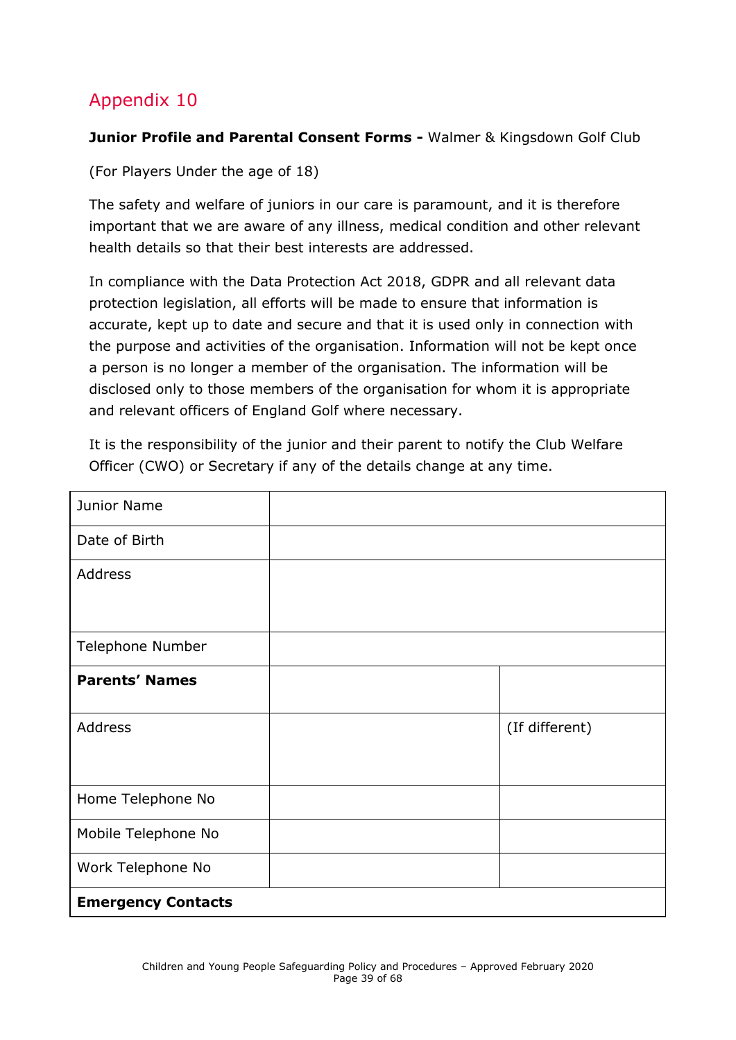## Appendix 10

**Junior Profile and Parental Consent Forms -** Walmer & Kingsdown Golf Club

(For Players Under the age of 18)

The safety and welfare of juniors in our care is paramount, and it is therefore important that we are aware of any illness, medical condition and other relevant health details so that their best interests are addressed.

In compliance with the Data Protection Act 2018, GDPR and all relevant data protection legislation, all efforts will be made to ensure that information is accurate, kept up to date and secure and that it is used only in connection with the purpose and activities of the organisation. Information will not be kept once a person is no longer a member of the organisation. The information will be disclosed only to those members of the organisation for whom it is appropriate and relevant officers of England Golf where necessary.

It is the responsibility of the junior and their parent to notify the Club Welfare Officer (CWO) or Secretary if any of the details change at any time.

| | | |
|---|---|---|
| Junior Name | | |
| Date of Birth | | |
| Address | | |
| Telephone Number | | |
| **Parents' Names** | | |
| Address | | (If different) |
| Home Telephone No | | |
| Mobile Telephone No | | |
| Work Telephone No | | |
| **Emergency Contacts** | | |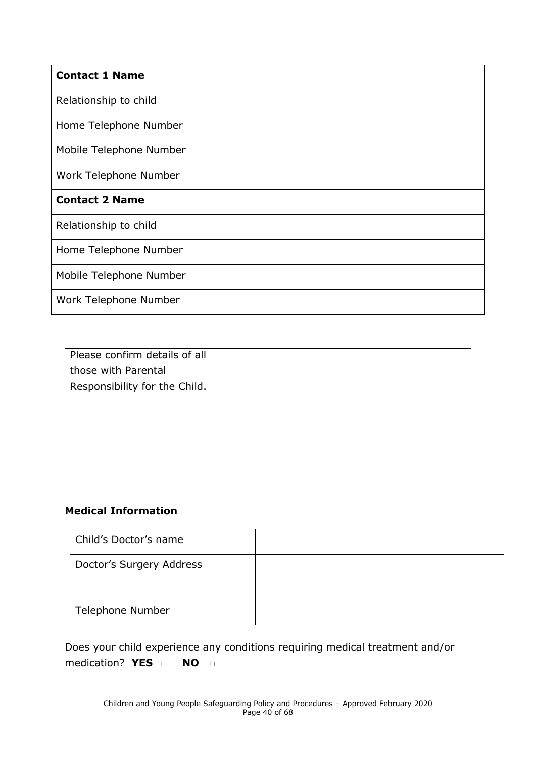| **Contact 1 Name** | |
|---|---|
| Relationship to child | |
| Home Telephone Number | |
| Mobile Telephone Number | |
| Work Telephone Number | |
| **Contact 2 Name** | |
| Relationship to child | |
| Home Telephone Number | |
| Mobile Telephone Number | |
| Work Telephone Number | |

| Please confirm details of all those with Parental Responsibility for the Child. | |
|---|---|

**Medical Information**

| Child’s Doctor’s name | |
|---|---|
| Doctor’s Surgery Address | |
| Telephone Number | |

Does your child experience any conditions requiring medical treatment and/or medication? **YES** □ **NO** □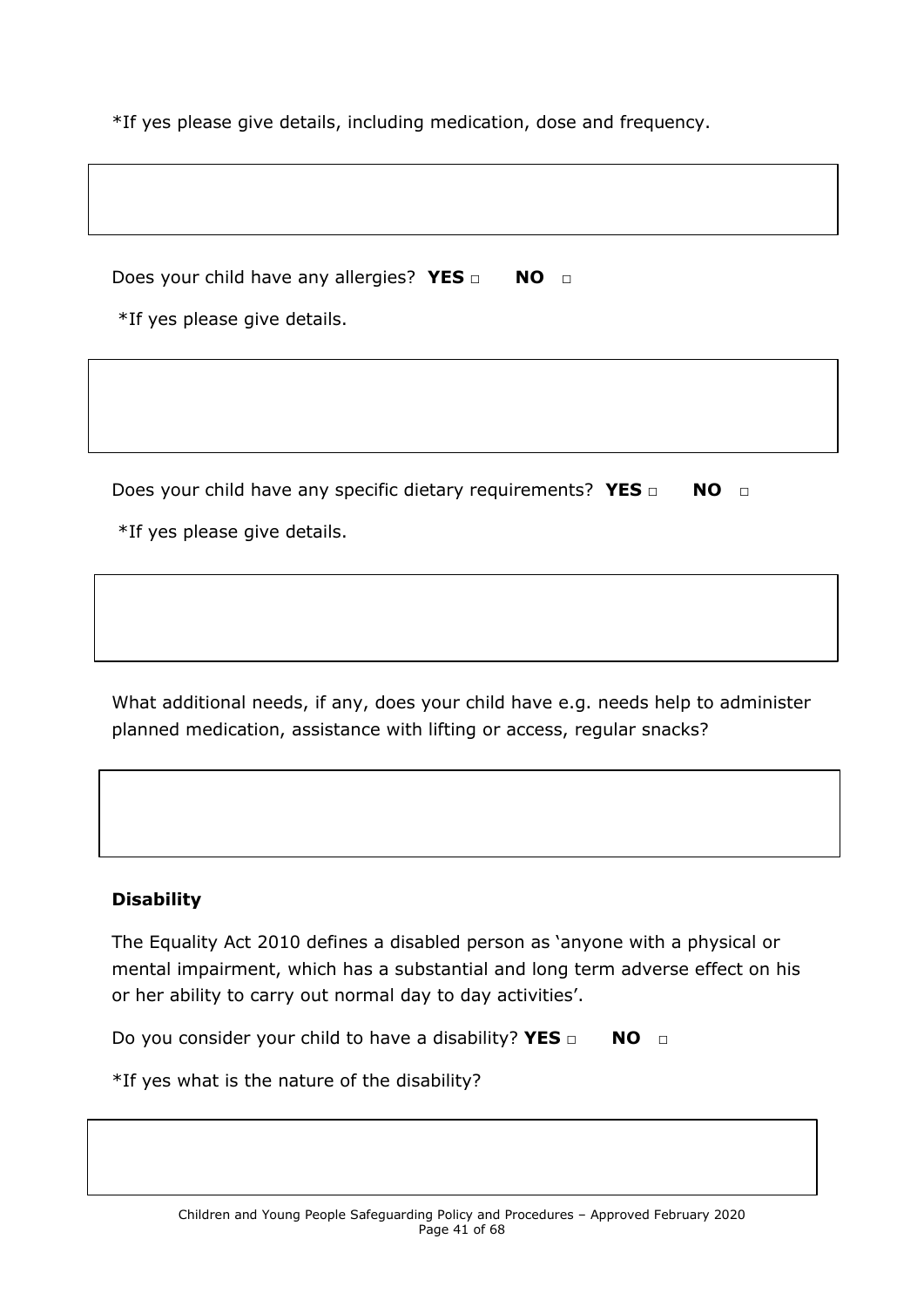*If yes please give details, including medication, dose and frequency.

Does your child have any allergies? **YES** □ **NO** □

*If yes please give details.

Does your child have any specific dietary requirements? **YES** □ **NO** □

*If yes please give details.

What additional needs, if any, does your child have e.g. needs help to administer planned medication, assistance with lifting or access, regular snacks?

**Disability**

The Equality Act 2010 defines a disabled person as 'anyone with a physical or mental impairment, which has a substantial and long term adverse effect on his or her ability to carry out normal day to day activities'.

Do you consider your child to have a disability? **YES** □ **NO** □

*If yes what is the nature of the disability?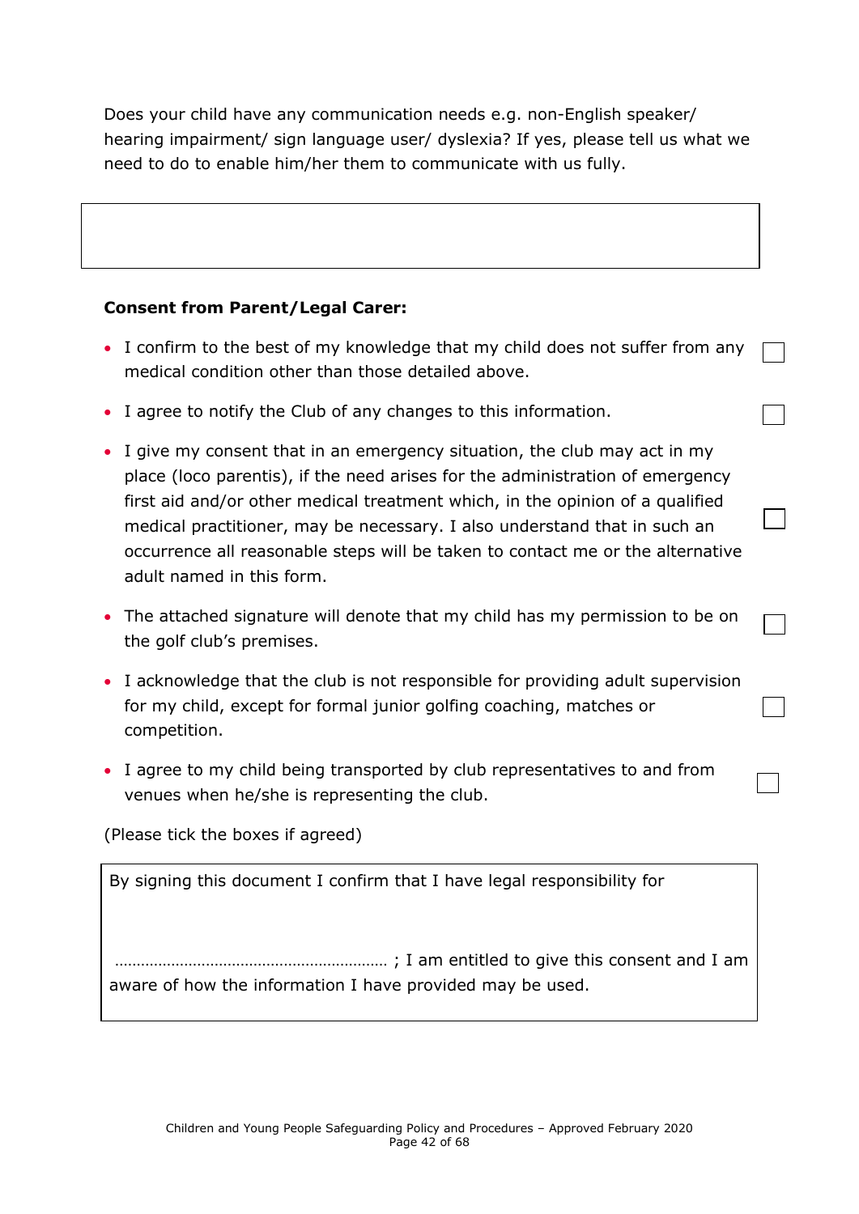Does your child have any communication needs e.g. non-English speaker/ hearing impairment/ sign language user/ dyslexia? If yes, please tell us what we need to do to enable him/her them to communicate with us fully.

| |
|---|
| |

**Consent from Parent/Legal Carer:**

- I confirm to the best of my knowledge that my child does not suffer from any medical condition other than those detailed above. ☐
- I agree to notify the Club of any changes to this information. ☐
- I give my consent that in an emergency situation, the club may act in my place (loco parentis), if the need arises for the administration of emergency first aid and/or other medical treatment which, in the opinion of a qualified medical practitioner, may be necessary. I also understand that in such an occurrence all reasonable steps will be taken to contact me or the alternative adult named in this form. ☐
- The attached signature will denote that my child has my permission to be on the golf club's premises. ☐
- I acknowledge that the club is not responsible for providing adult supervision for my child, except for formal junior golfing coaching, matches or competition. ☐
- I agree to my child being transported by club representatives to and from venues when he/she is representing the club. ☐

(Please tick the boxes if agreed)

| By signing this document I confirm that I have legal responsibility for ……………………………………………………… ; I am entitled to give this consent and I am aware of how the information I have provided may be used. |
|---|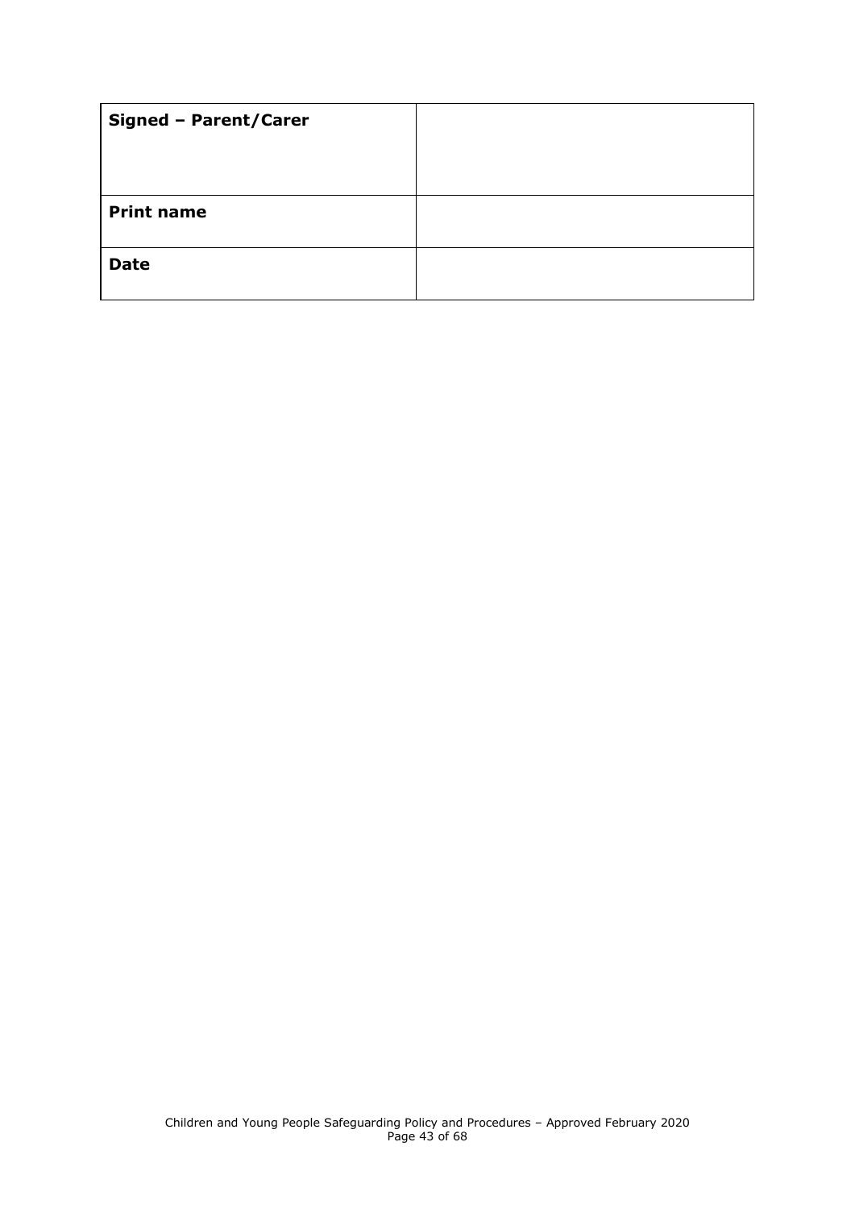| **Signed – Parent/Carer** | |
|---|---|
| **Print name** | |
| **Date** | |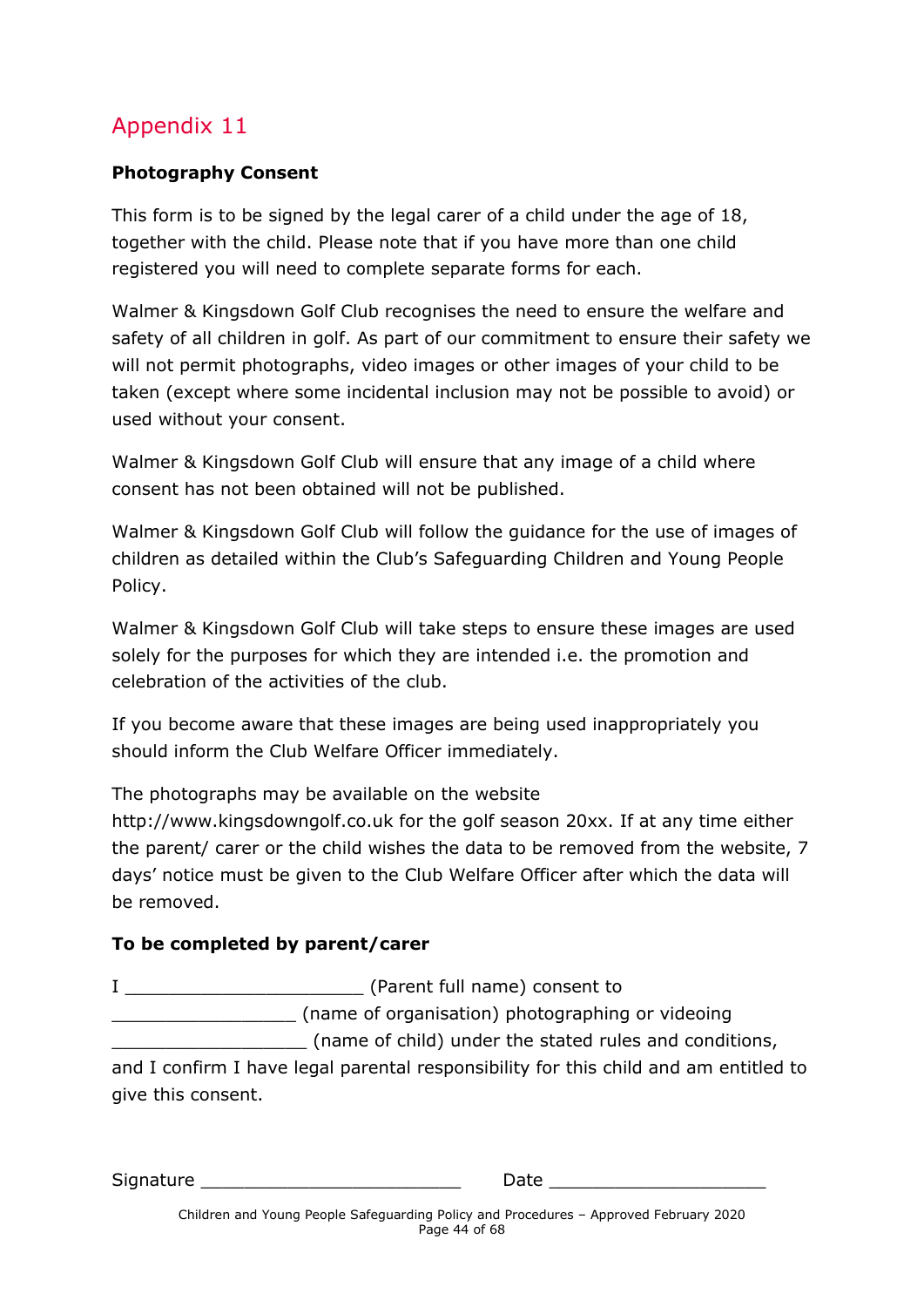# Appendix 11

**Photography Consent**

This form is to be signed by the legal carer of a child under the age of 18, together with the child. Please note that if you have more than one child registered you will need to complete separate forms for each.

Walmer & Kingsdown Golf Club recognises the need to ensure the welfare and safety of all children in golf. As part of our commitment to ensure their safety we will not permit photographs, video images or other images of your child to be taken (except where some incidental inclusion may not be possible to avoid) or used without your consent.

Walmer & Kingsdown Golf Club will ensure that any image of a child where consent has not been obtained will not be published.

Walmer & Kingsdown Golf Club will follow the guidance for the use of images of children as detailed within the Club's Safeguarding Children and Young People Policy.

Walmer & Kingsdown Golf Club will take steps to ensure these images are used solely for the purposes for which they are intended i.e. the promotion and celebration of the activities of the club.

If you become aware that these images are being used inappropriately you should inform the Club Welfare Officer immediately.

The photographs may be available on the website http://www.kingsdowngolf.co.uk for the golf season 20xx. If at any time either the parent/ carer or the child wishes the data to be removed from the website, 7 days' notice must be given to the Club Welfare Officer after which the data will be removed.

**To be completed by parent/carer**

I ______________________ (Parent full name) consent to _________________ (name of organisation) photographing or videoing __________________ (name of child) under the stated rules and conditions, and I confirm I have legal parental responsibility for this child and am entitled to give this consent.

Signature ________________________ Date ____________________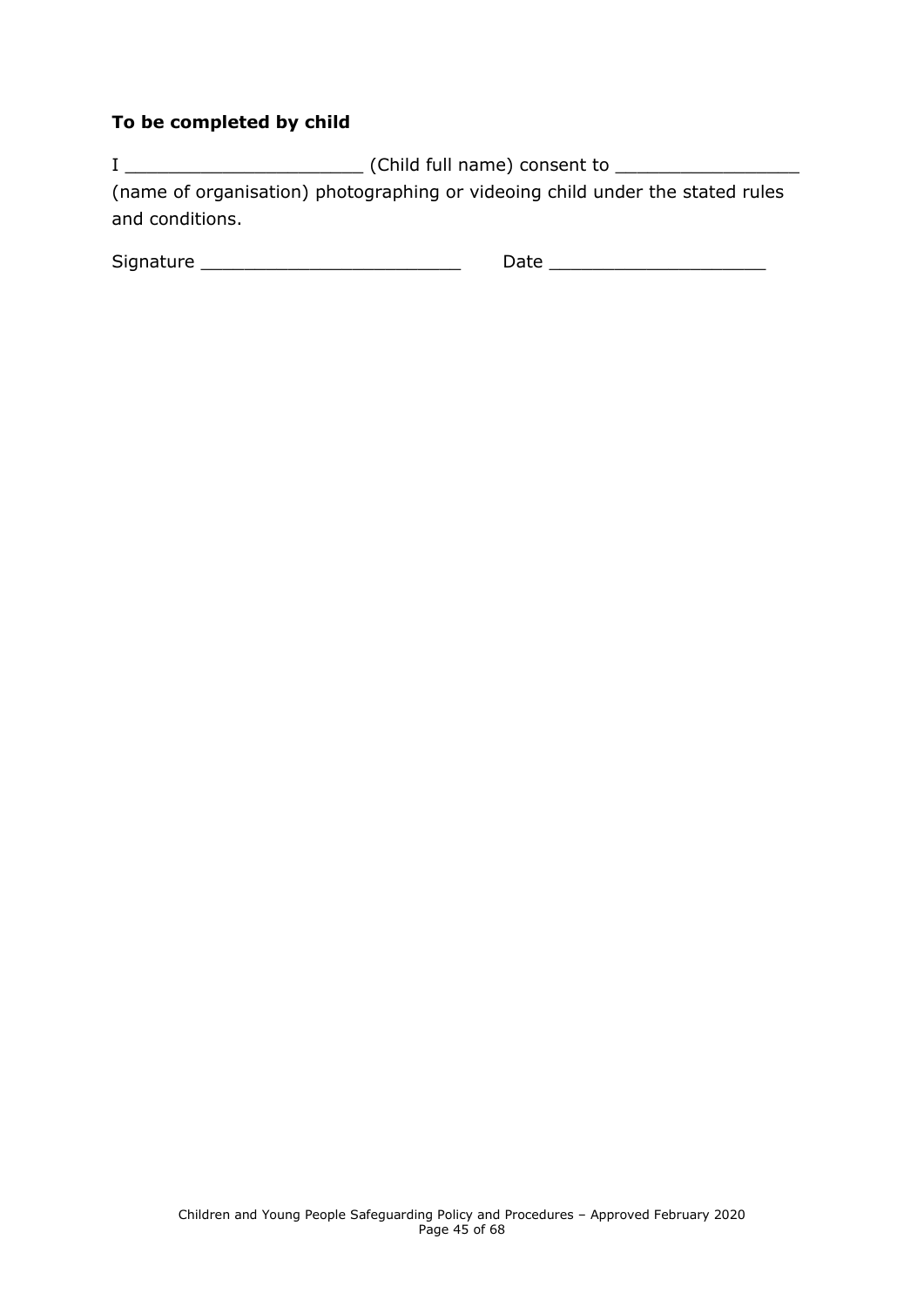**To be completed by child**

I ______________________ (Child full name) consent to _________________ (name of organisation) photographing or videoing child under the stated rules and conditions.

Signature ________________________ Date ____________________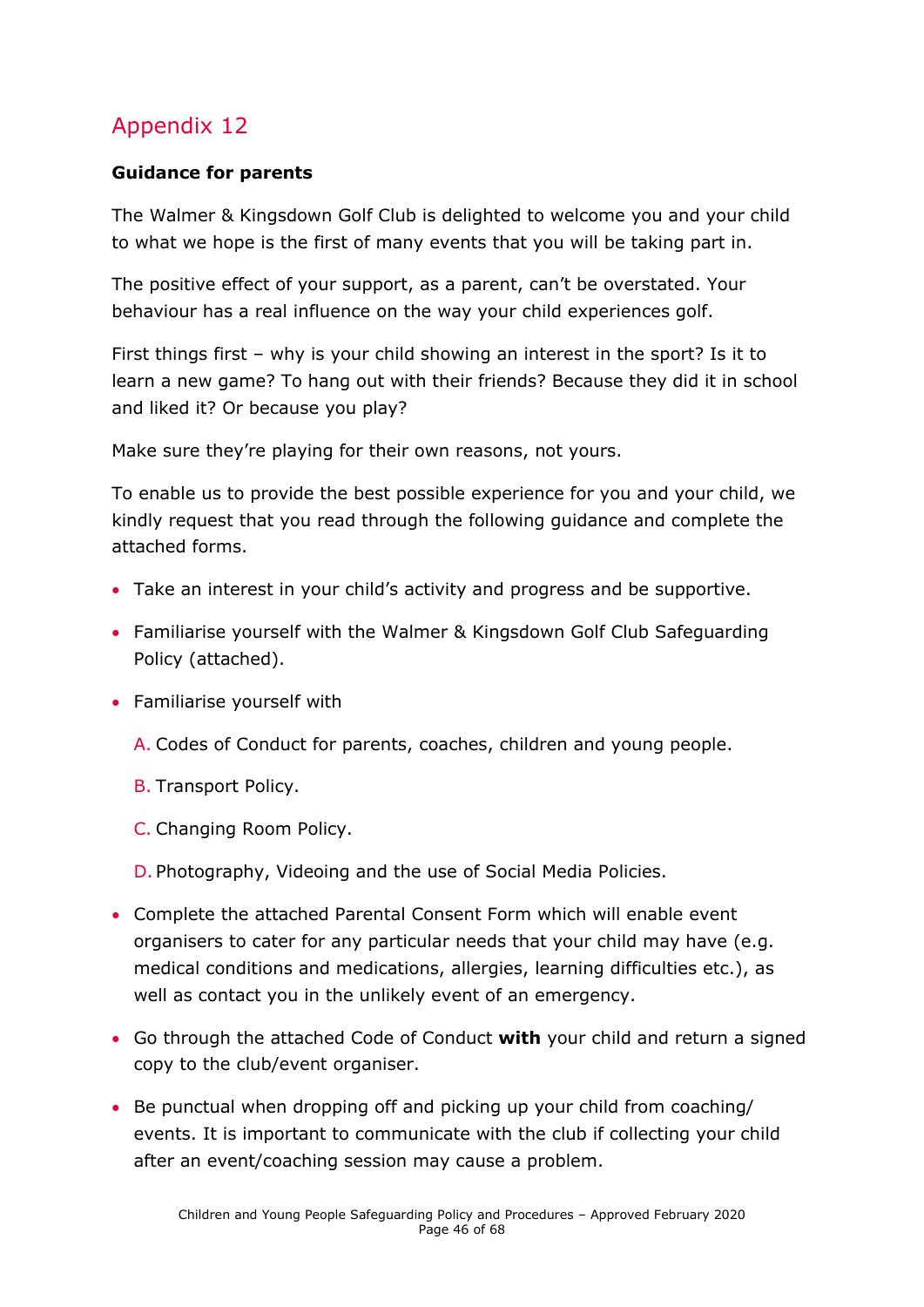# Appendix 12

**Guidance for parents**

The Walmer & Kingsdown Golf Club is delighted to welcome you and your child to what we hope is the first of many events that you will be taking part in.

The positive effect of your support, as a parent, can't be overstated. Your behaviour has a real influence on the way your child experiences golf.

First things first – why is your child showing an interest in the sport? Is it to learn a new game? To hang out with their friends? Because they did it in school and liked it? Or because you play?

Make sure they're playing for their own reasons, not yours.

To enable us to provide the best possible experience for you and your child, we kindly request that you read through the following guidance and complete the attached forms.

- Take an interest in your child's activity and progress and be supportive.
- Familiarise yourself with the Walmer & Kingsdown Golf Club Safeguarding Policy (attached).
- Familiarise yourself with

  A. Codes of Conduct for parents, coaches, children and young people.

  B. Transport Policy.

  C. Changing Room Policy.

  D. Photography, Videoing and the use of Social Media Policies.

- Complete the attached Parental Consent Form which will enable event organisers to cater for any particular needs that your child may have (e.g. medical conditions and medications, allergies, learning difficulties etc.), as well as contact you in the unlikely event of an emergency.
- Go through the attached Code of Conduct **with** your child and return a signed copy to the club/event organiser.
- Be punctual when dropping off and picking up your child from coaching/ events. It is important to communicate with the club if collecting your child after an event/coaching session may cause a problem.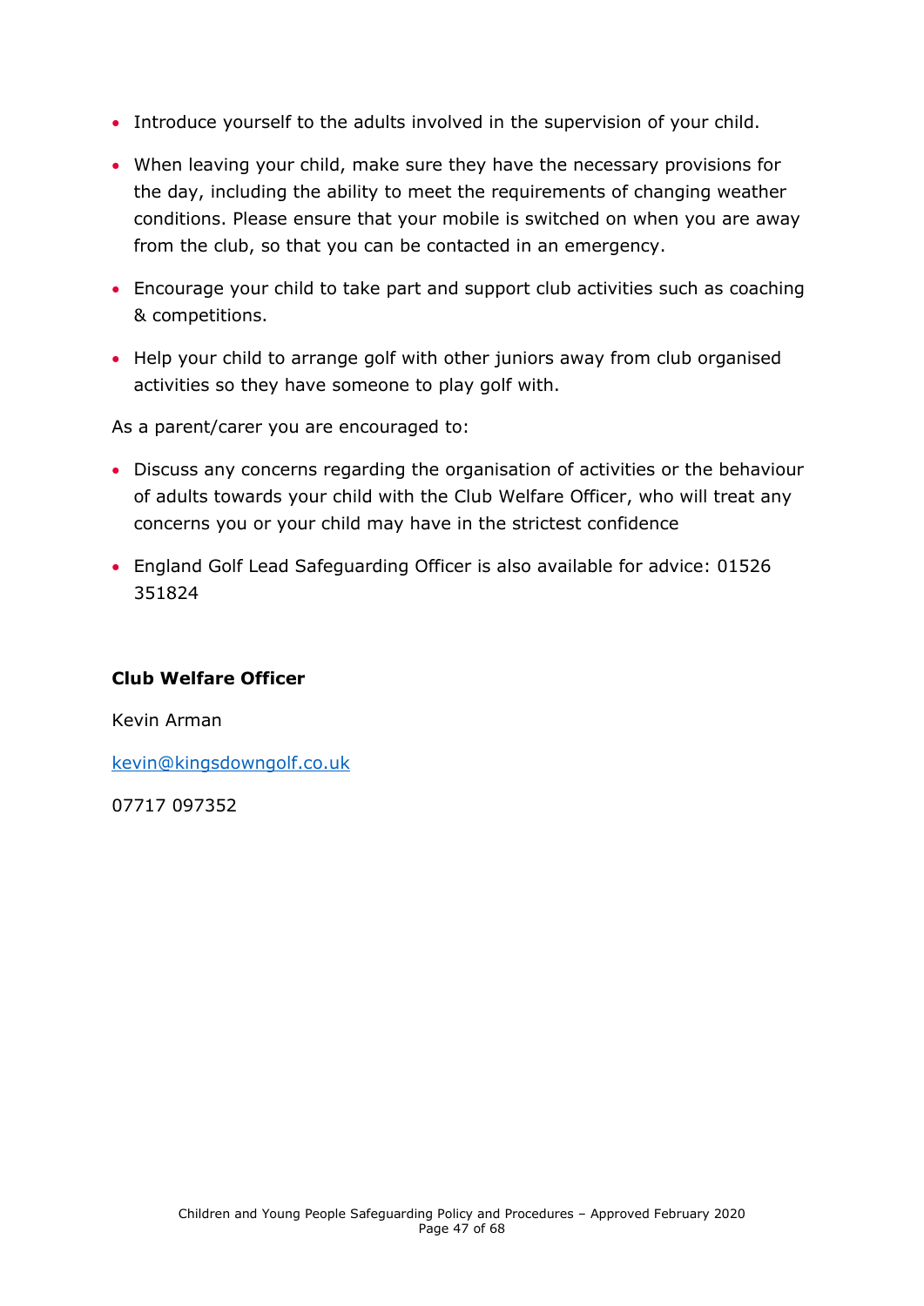- Introduce yourself to the adults involved in the supervision of your child.
- When leaving your child, make sure they have the necessary provisions for the day, including the ability to meet the requirements of changing weather conditions. Please ensure that your mobile is switched on when you are away from the club, so that you can be contacted in an emergency.
- Encourage your child to take part and support club activities such as coaching & competitions.
- Help your child to arrange golf with other juniors away from club organised activities so they have someone to play golf with.

As a parent/carer you are encouraged to:

- Discuss any concerns regarding the organisation of activities or the behaviour of adults towards your child with the Club Welfare Officer, who will treat any concerns you or your child may have in the strictest confidence
- England Golf Lead Safeguarding Officer is also available for advice: 01526 351824

**Club Welfare Officer**

Kevin Arman

kevin@kingsdowngolf.co.uk

07717 097352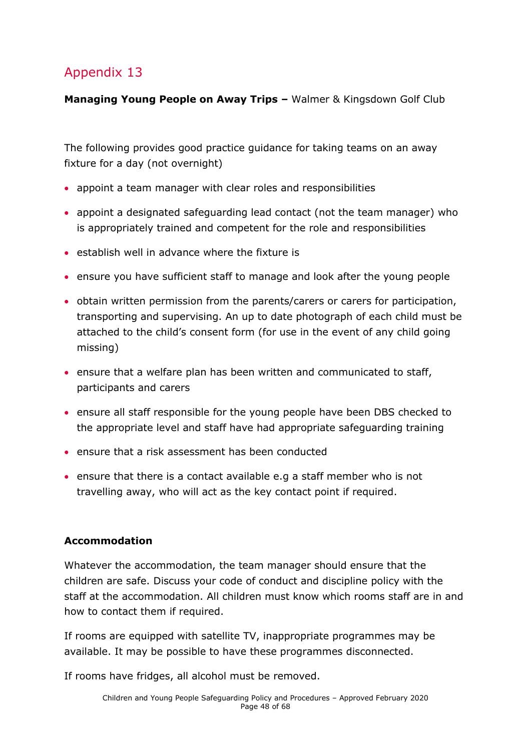## Appendix 13

**Managing Young People on Away Trips –** Walmer & Kingsdown Golf Club

The following provides good practice guidance for taking teams on an away fixture for a day (not overnight)

- appoint a team manager with clear roles and responsibilities
- appoint a designated safeguarding lead contact (not the team manager) who is appropriately trained and competent for the role and responsibilities
- establish well in advance where the fixture is
- ensure you have sufficient staff to manage and look after the young people
- obtain written permission from the parents/carers or carers for participation, transporting and supervising. An up to date photograph of each child must be attached to the child's consent form (for use in the event of any child going missing)
- ensure that a welfare plan has been written and communicated to staff, participants and carers
- ensure all staff responsible for the young people have been DBS checked to the appropriate level and staff have had appropriate safeguarding training
- ensure that a risk assessment has been conducted
- ensure that there is a contact available e.g a staff member who is not travelling away, who will act as the key contact point if required.

**Accommodation**

Whatever the accommodation, the team manager should ensure that the children are safe. Discuss your code of conduct and discipline policy with the staff at the accommodation. All children must know which rooms staff are in and how to contact them if required.

If rooms are equipped with satellite TV, inappropriate programmes may be available. It may be possible to have these programmes disconnected.

If rooms have fridges, all alcohol must be removed.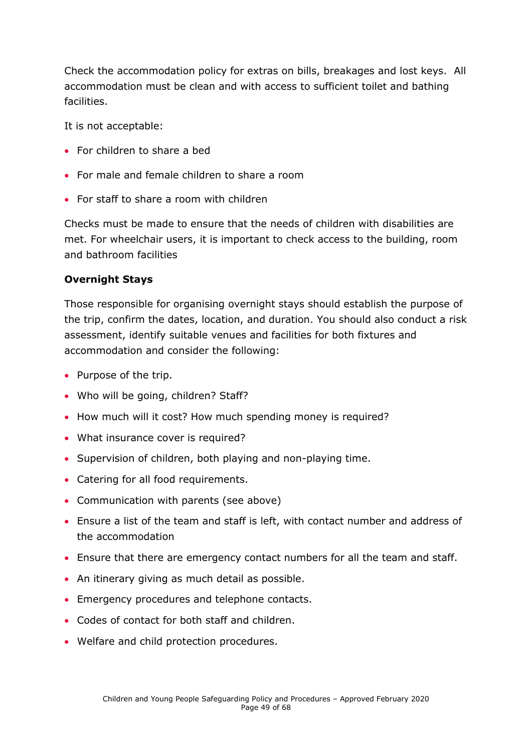Check the accommodation policy for extras on bills, breakages and lost keys. All accommodation must be clean and with access to sufficient toilet and bathing facilities.

It is not acceptable:

- For children to share a bed
- For male and female children to share a room
- For staff to share a room with children

Checks must be made to ensure that the needs of children with disabilities are met. For wheelchair users, it is important to check access to the building, room and bathroom facilities

**Overnight Stays**

Those responsible for organising overnight stays should establish the purpose of the trip, confirm the dates, location, and duration. You should also conduct a risk assessment, identify suitable venues and facilities for both fixtures and accommodation and consider the following:

- Purpose of the trip.
- Who will be going, children? Staff?
- How much will it cost? How much spending money is required?
- What insurance cover is required?
- Supervision of children, both playing and non-playing time.
- Catering for all food requirements.
- Communication with parents (see above)
- Ensure a list of the team and staff is left, with contact number and address of the accommodation
- Ensure that there are emergency contact numbers for all the team and staff.
- An itinerary giving as much detail as possible.
- Emergency procedures and telephone contacts.
- Codes of contact for both staff and children.
- Welfare and child protection procedures.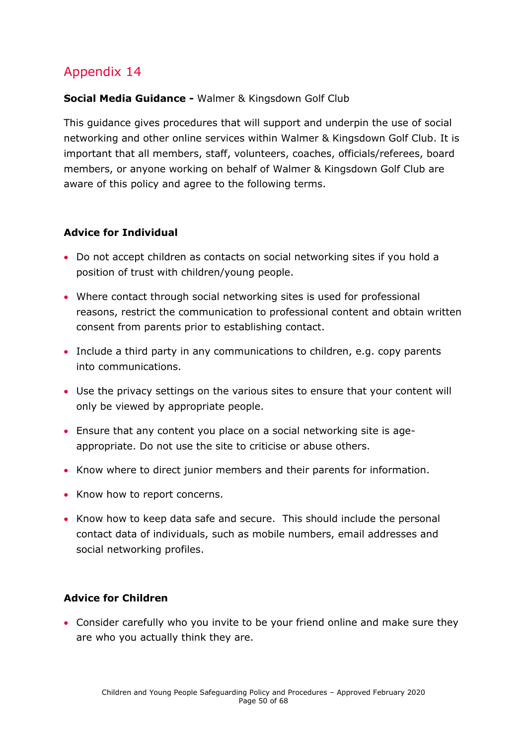## Appendix 14

**Social Media Guidance -** Walmer & Kingsdown Golf Club

This guidance gives procedures that will support and underpin the use of social networking and other online services within Walmer & Kingsdown Golf Club. It is important that all members, staff, volunteers, coaches, officials/referees, board members, or anyone working on behalf of Walmer & Kingsdown Golf Club are aware of this policy and agree to the following terms.

**Advice for Individual**

- Do not accept children as contacts on social networking sites if you hold a position of trust with children/young people.
- Where contact through social networking sites is used for professional reasons, restrict the communication to professional content and obtain written consent from parents prior to establishing contact.
- Include a third party in any communications to children, e.g. copy parents into communications.
- Use the privacy settings on the various sites to ensure that your content will only be viewed by appropriate people.
- Ensure that any content you place on a social networking site is age-appropriate. Do not use the site to criticise or abuse others.
- Know where to direct junior members and their parents for information.
- Know how to report concerns.
- Know how to keep data safe and secure. This should include the personal contact data of individuals, such as mobile numbers, email addresses and social networking profiles.

**Advice for Children**

- Consider carefully who you invite to be your friend online and make sure they are who you actually think they are.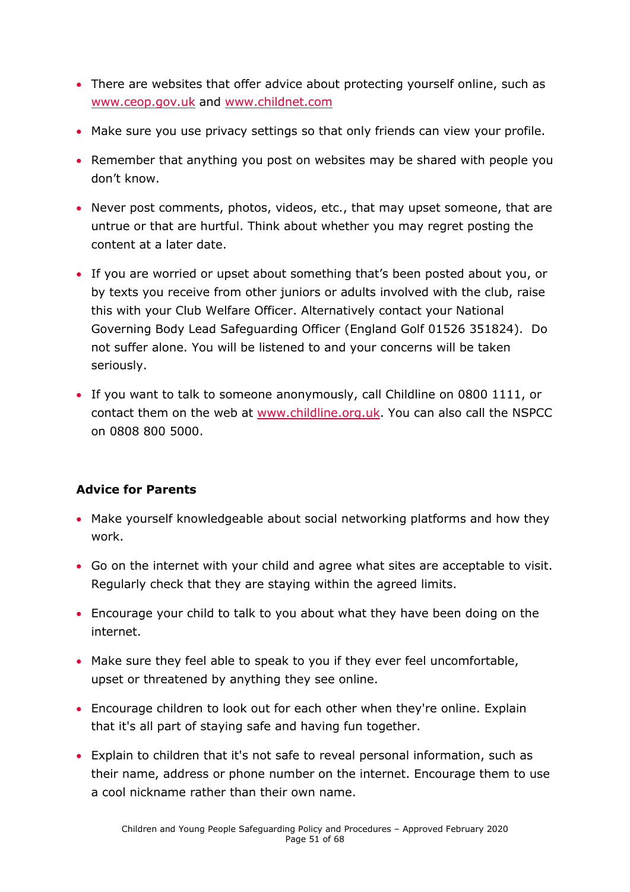- There are websites that offer advice about protecting yourself online, such as www.ceop.gov.uk and www.childnet.com
- Make sure you use privacy settings so that only friends can view your profile.
- Remember that anything you post on websites may be shared with people you don't know.
- Never post comments, photos, videos, etc., that may upset someone, that are untrue or that are hurtful. Think about whether you may regret posting the content at a later date.
- If you are worried or upset about something that's been posted about you, or by texts you receive from other juniors or adults involved with the club, raise this with your Club Welfare Officer. Alternatively contact your National Governing Body Lead Safeguarding Officer (England Golf 01526 351824). Do not suffer alone. You will be listened to and your concerns will be taken seriously.
- If you want to talk to someone anonymously, call Childline on 0800 1111, or contact them on the web at www.childline.org.uk. You can also call the NSPCC on 0808 800 5000.

**Advice for Parents**

- Make yourself knowledgeable about social networking platforms and how they work.
- Go on the internet with your child and agree what sites are acceptable to visit. Regularly check that they are staying within the agreed limits.
- Encourage your child to talk to you about what they have been doing on the internet.
- Make sure they feel able to speak to you if they ever feel uncomfortable, upset or threatened by anything they see online.
- Encourage children to look out for each other when they're online. Explain that it's all part of staying safe and having fun together.
- Explain to children that it's not safe to reveal personal information, such as their name, address or phone number on the internet. Encourage them to use a cool nickname rather than their own name.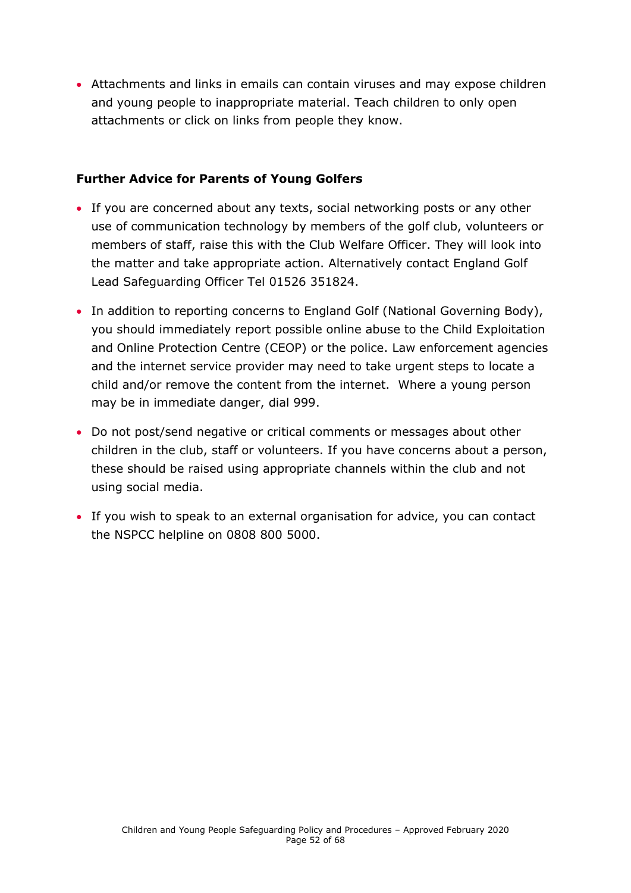- Attachments and links in emails can contain viruses and may expose children and young people to inappropriate material. Teach children to only open attachments or click on links from people they know.

**Further Advice for Parents of Young Golfers**

- If you are concerned about any texts, social networking posts or any other use of communication technology by members of the golf club, volunteers or members of staff, raise this with the Club Welfare Officer. They will look into the matter and take appropriate action. Alternatively contact England Golf Lead Safeguarding Officer Tel 01526 351824.
- In addition to reporting concerns to England Golf (National Governing Body), you should immediately report possible online abuse to the Child Exploitation and Online Protection Centre (CEOP) or the police. Law enforcement agencies and the internet service provider may need to take urgent steps to locate a child and/or remove the content from the internet. Where a young person may be in immediate danger, dial 999.
- Do not post/send negative or critical comments or messages about other children in the club, staff or volunteers. If you have concerns about a person, these should be raised using appropriate channels within the club and not using social media.
- If you wish to speak to an external organisation for advice, you can contact the NSPCC helpline on 0808 800 5000.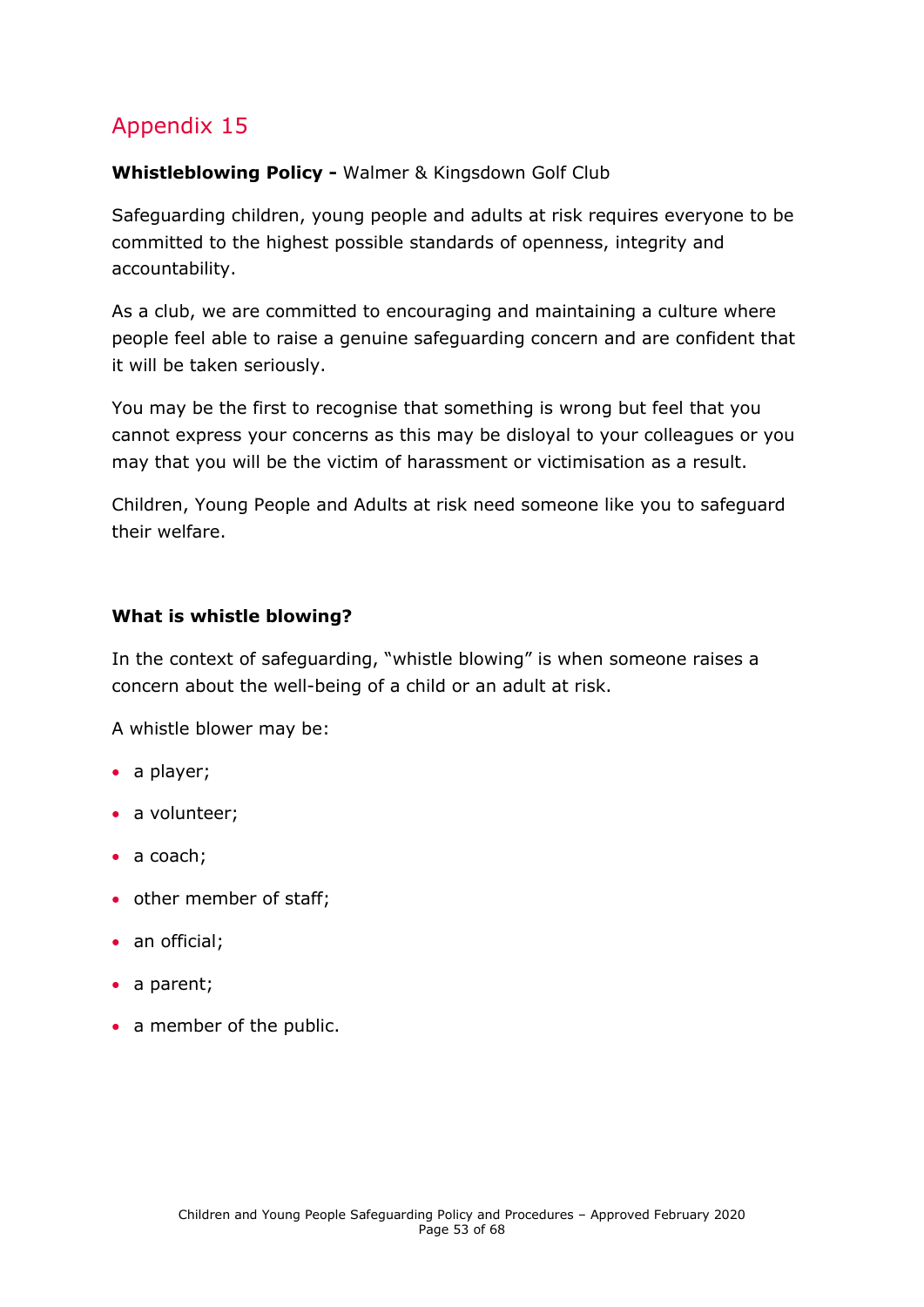## Appendix 15

**Whistleblowing Policy -** Walmer & Kingsdown Golf Club

Safeguarding children, young people and adults at risk requires everyone to be committed to the highest possible standards of openness, integrity and accountability.

As a club, we are committed to encouraging and maintaining a culture where people feel able to raise a genuine safeguarding concern and are confident that it will be taken seriously.

You may be the first to recognise that something is wrong but feel that you cannot express your concerns as this may be disloyal to your colleagues or you may that you will be the victim of harassment or victimisation as a result.

Children, Young People and Adults at risk need someone like you to safeguard their welfare.

**What is whistle blowing?**

In the context of safeguarding, "whistle blowing" is when someone raises a concern about the well-being of a child or an adult at risk.

A whistle blower may be:

- a player;
- a volunteer;
- a coach;
- other member of staff;
- an official;
- a parent;
- a member of the public.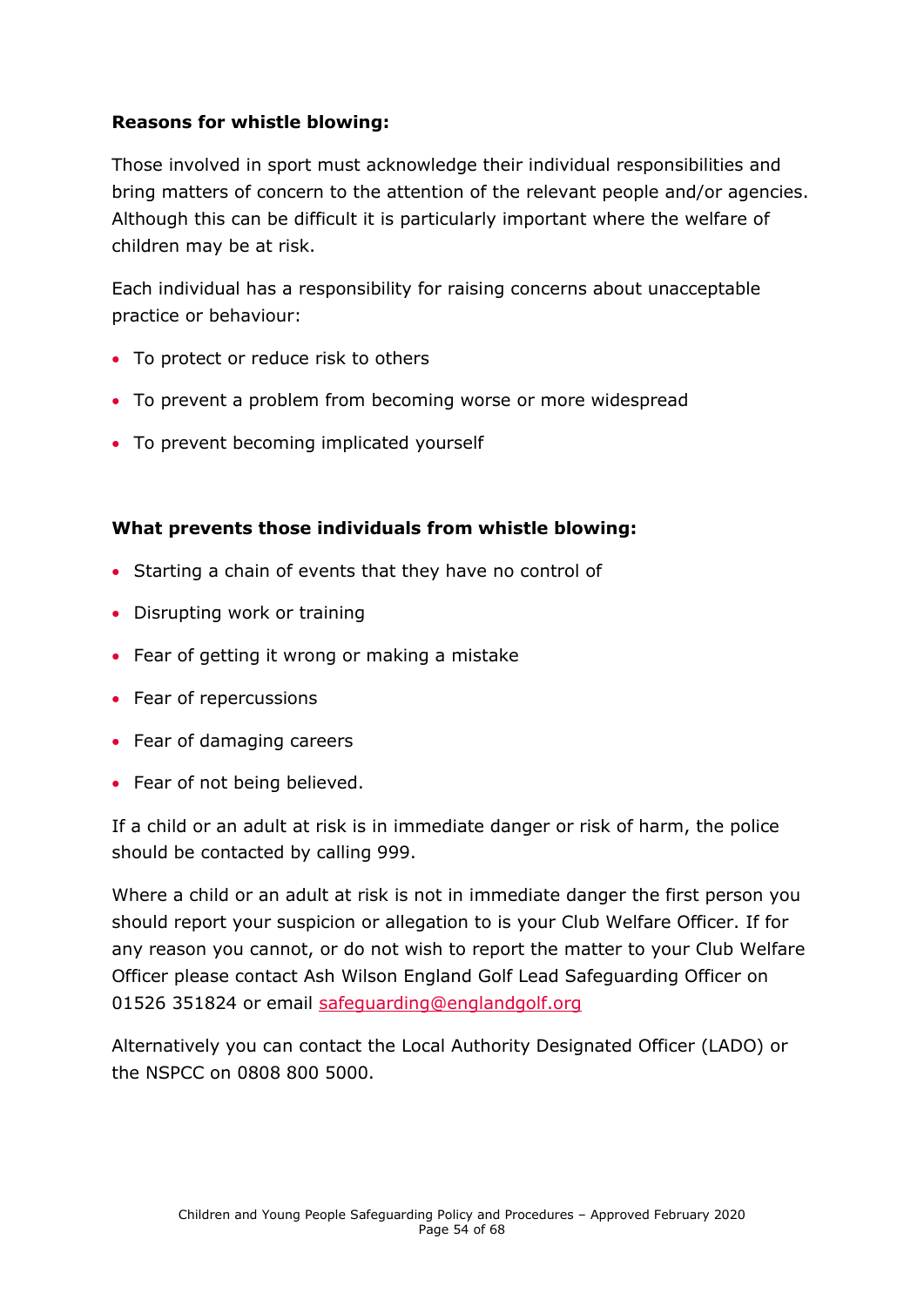**Reasons for whistle blowing:**

Those involved in sport must acknowledge their individual responsibilities and bring matters of concern to the attention of the relevant people and/or agencies. Although this can be difficult it is particularly important where the welfare of children may be at risk.

Each individual has a responsibility for raising concerns about unacceptable practice or behaviour:

- To protect or reduce risk to others
- To prevent a problem from becoming worse or more widespread
- To prevent becoming implicated yourself

**What prevents those individuals from whistle blowing:**

- Starting a chain of events that they have no control of
- Disrupting work or training
- Fear of getting it wrong or making a mistake
- Fear of repercussions
- Fear of damaging careers
- Fear of not being believed.

If a child or an adult at risk is in immediate danger or risk of harm, the police should be contacted by calling 999.

Where a child or an adult at risk is not in immediate danger the first person you should report your suspicion or allegation to is your Club Welfare Officer. If for any reason you cannot, or do not wish to report the matter to your Club Welfare Officer please contact Ash Wilson England Golf Lead Safeguarding Officer on 01526 351824 or email safeguarding@englandgolf.org

Alternatively you can contact the Local Authority Designated Officer (LADO) or the NSPCC on 0808 800 5000.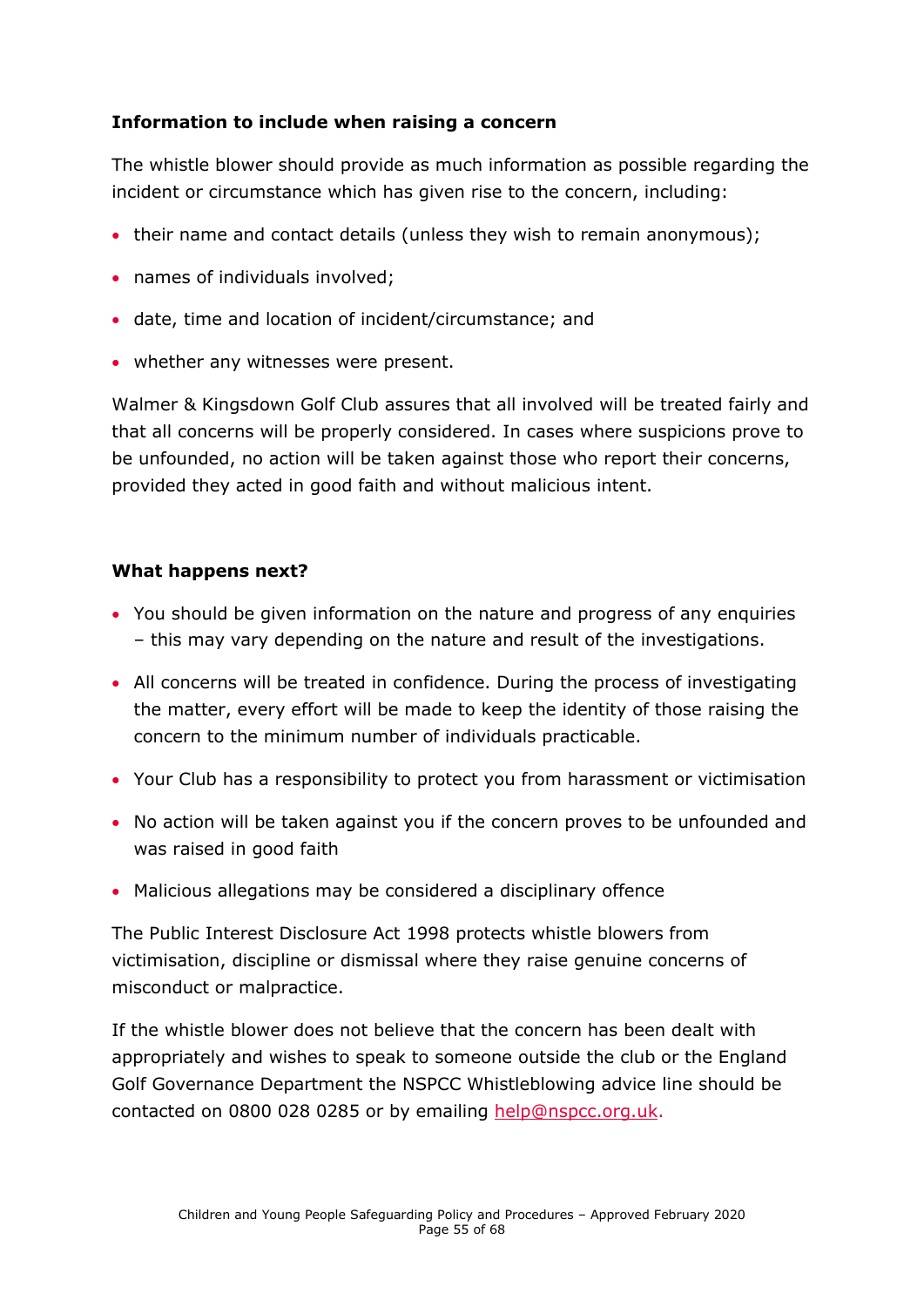**Information to include when raising a concern**

The whistle blower should provide as much information as possible regarding the incident or circumstance which has given rise to the concern, including:

- their name and contact details (unless they wish to remain anonymous);
- names of individuals involved;
- date, time and location of incident/circumstance; and
- whether any witnesses were present.

Walmer & Kingsdown Golf Club assures that all involved will be treated fairly and that all concerns will be properly considered. In cases where suspicions prove to be unfounded, no action will be taken against those who report their concerns, provided they acted in good faith and without malicious intent.

**What happens next?**

- You should be given information on the nature and progress of any enquiries – this may vary depending on the nature and result of the investigations.
- All concerns will be treated in confidence. During the process of investigating the matter, every effort will be made to keep the identity of those raising the concern to the minimum number of individuals practicable.
- Your Club has a responsibility to protect you from harassment or victimisation
- No action will be taken against you if the concern proves to be unfounded and was raised in good faith
- Malicious allegations may be considered a disciplinary offence

The Public Interest Disclosure Act 1998 protects whistle blowers from victimisation, discipline or dismissal where they raise genuine concerns of misconduct or malpractice.

If the whistle blower does not believe that the concern has been dealt with appropriately and wishes to speak to someone outside the club or the England Golf Governance Department the NSPCC Whistleblowing advice line should be contacted on 0800 028 0285 or by emailing help@nspcc.org.uk.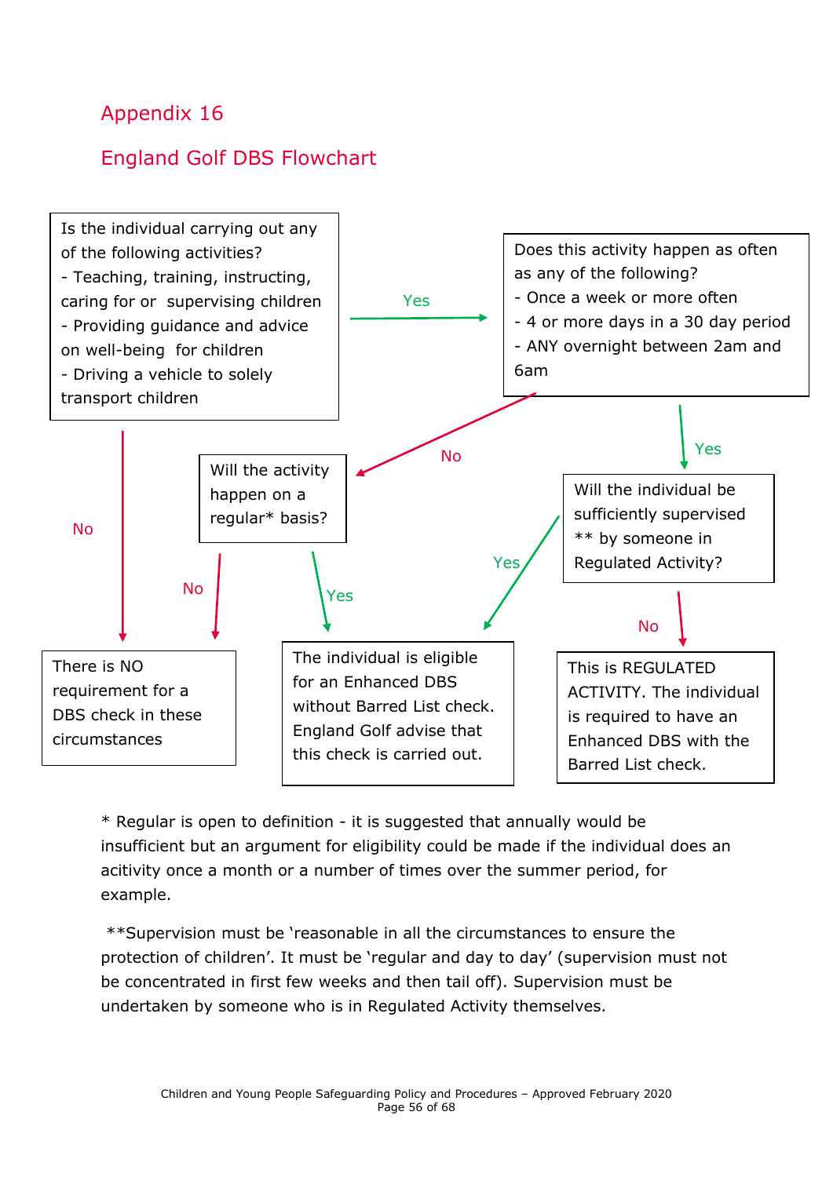## Appendix 16

## England Golf DBS Flowchart

**Is the individual carrying out any of the following activities?**
- Teaching, training, instructing, caring for or supervising children
- Providing guidance and advice on well-being for children
- Driving a vehicle to solely transport children

→ **Yes:** Does this activity happen as often as any of the following?
- Once a week or more often
- 4 or more days in a 30 day period
- ANY overnight between 2am and 6am

→ **No:** There is NO requirement for a DBS check in these circumstances

**Does this activity happen as often as any of the following?**

→ **Yes:** Will the individual be sufficiently supervised ** by someone in Regulated Activity?

→ **No:** Will the activity happen on a regular* basis?

**Will the activity happen on a regular* basis?**

→ **Yes:** The individual is eligible for an Enhanced DBS without Barred List check. England Golf advise that this check is carried out.

→ **No:** There is NO requirement for a DBS check in these circumstances

**Will the individual be sufficiently supervised ** by someone in Regulated Activity?**

→ **Yes:** The individual is eligible for an Enhanced DBS without Barred List check. England Golf advise that this check is carried out.

→ **No:** This is REGULATED ACTIVITY. The individual is required to have an Enhanced DBS with the Barred List check.

\* Regular is open to definition - it is suggested that annually would be insufficient but an argument for eligibility could be made if the individual does an acitivity once a month or a number of times over the summer period, for example.

**Supervision must be 'reasonable in all the circumstances to ensure the protection of children'. It must be 'regular and day to day' (supervision must not be concentrated in first few weeks and then tail off). Supervision must be undertaken by someone who is in Regulated Activity themselves.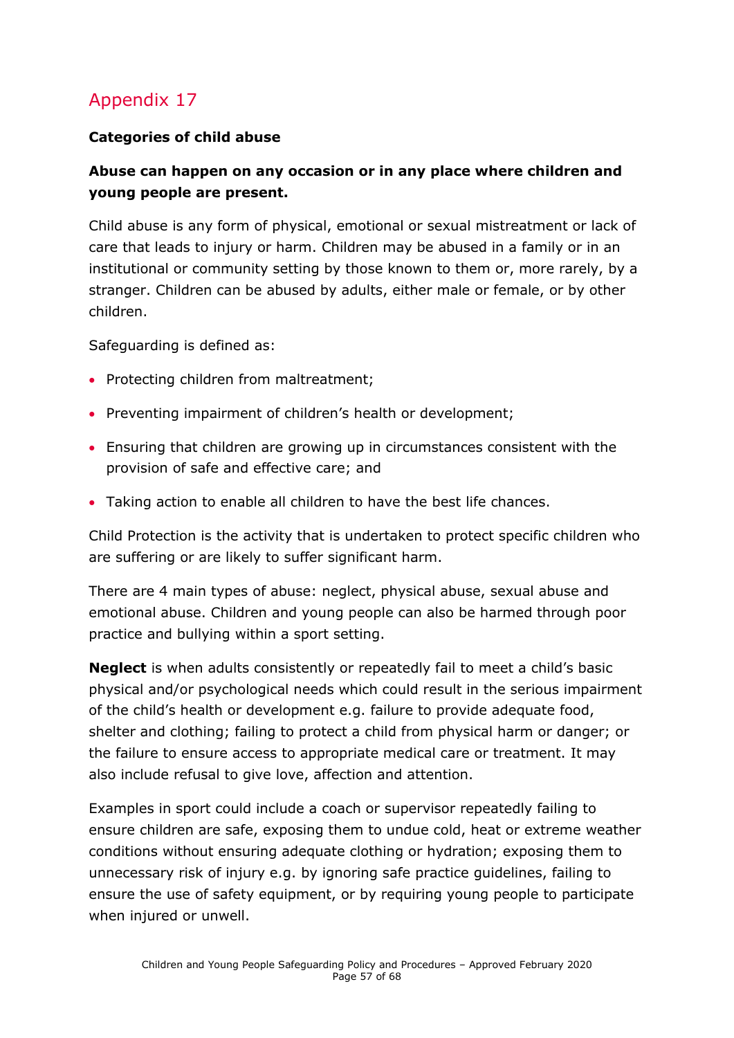# Appendix 17

**Categories of child abuse**

**Abuse can happen on any occasion or in any place where children and young people are present.**

Child abuse is any form of physical, emotional or sexual mistreatment or lack of care that leads to injury or harm. Children may be abused in a family or in an institutional or community setting by those known to them or, more rarely, by a stranger. Children can be abused by adults, either male or female, or by other children.

Safeguarding is defined as:

- Protecting children from maltreatment;
- Preventing impairment of children's health or development;
- Ensuring that children are growing up in circumstances consistent with the provision of safe and effective care; and
- Taking action to enable all children to have the best life chances.

Child Protection is the activity that is undertaken to protect specific children who are suffering or are likely to suffer significant harm.

There are 4 main types of abuse: neglect, physical abuse, sexual abuse and emotional abuse. Children and young people can also be harmed through poor practice and bullying within a sport setting.

**Neglect** is when adults consistently or repeatedly fail to meet a child's basic physical and/or psychological needs which could result in the serious impairment of the child's health or development e.g. failure to provide adequate food, shelter and clothing; failing to protect a child from physical harm or danger; or the failure to ensure access to appropriate medical care or treatment. It may also include refusal to give love, affection and attention.

Examples in sport could include a coach or supervisor repeatedly failing to ensure children are safe, exposing them to undue cold, heat or extreme weather conditions without ensuring adequate clothing or hydration; exposing them to unnecessary risk of injury e.g. by ignoring safe practice guidelines, failing to ensure the use of safety equipment, or by requiring young people to participate when injured or unwell.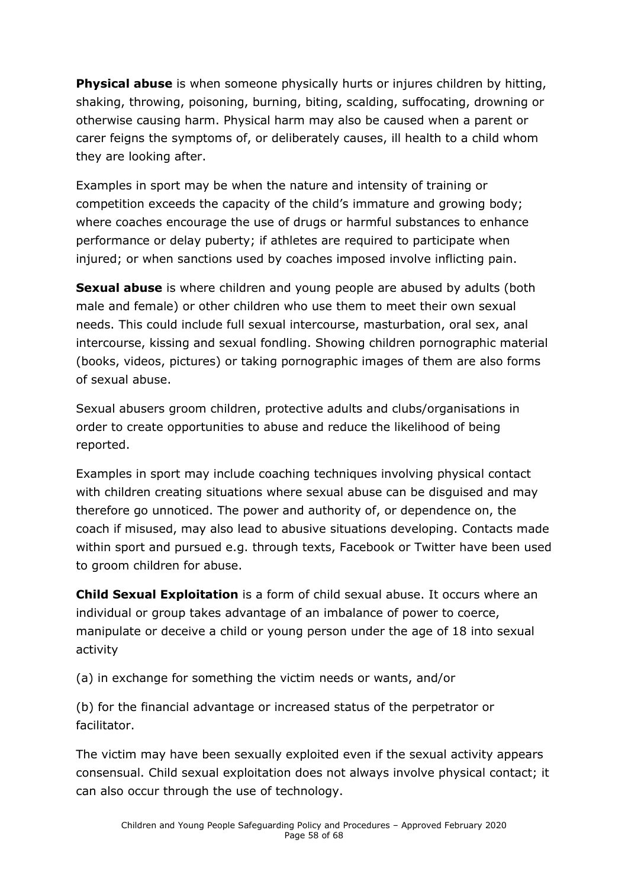**Physical abuse** is when someone physically hurts or injures children by hitting, shaking, throwing, poisoning, burning, biting, scalding, suffocating, drowning or otherwise causing harm. Physical harm may also be caused when a parent or carer feigns the symptoms of, or deliberately causes, ill health to a child whom they are looking after.

Examples in sport may be when the nature and intensity of training or competition exceeds the capacity of the child's immature and growing body; where coaches encourage the use of drugs or harmful substances to enhance performance or delay puberty; if athletes are required to participate when injured; or when sanctions used by coaches imposed involve inflicting pain.

**Sexual abuse** is where children and young people are abused by adults (both male and female) or other children who use them to meet their own sexual needs. This could include full sexual intercourse, masturbation, oral sex, anal intercourse, kissing and sexual fondling. Showing children pornographic material (books, videos, pictures) or taking pornographic images of them are also forms of sexual abuse.

Sexual abusers groom children, protective adults and clubs/organisations in order to create opportunities to abuse and reduce the likelihood of being reported.

Examples in sport may include coaching techniques involving physical contact with children creating situations where sexual abuse can be disguised and may therefore go unnoticed. The power and authority of, or dependence on, the coach if misused, may also lead to abusive situations developing. Contacts made within sport and pursued e.g. through texts, Facebook or Twitter have been used to groom children for abuse.

**Child Sexual Exploitation** is a form of child sexual abuse. It occurs where an individual or group takes advantage of an imbalance of power to coerce, manipulate or deceive a child or young person under the age of 18 into sexual activity

(a) in exchange for something the victim needs or wants, and/or

(b) for the financial advantage or increased status of the perpetrator or facilitator.

The victim may have been sexually exploited even if the sexual activity appears consensual. Child sexual exploitation does not always involve physical contact; it can also occur through the use of technology.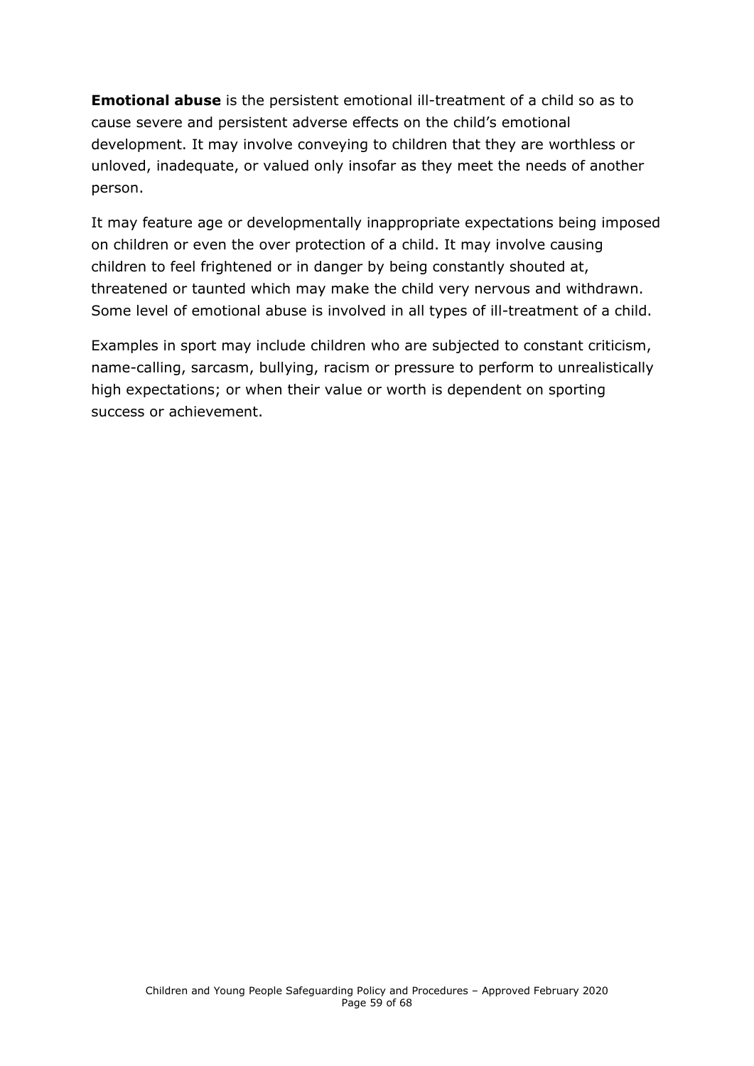**Emotional abuse** is the persistent emotional ill-treatment of a child so as to cause severe and persistent adverse effects on the child's emotional development. It may involve conveying to children that they are worthless or unloved, inadequate, or valued only insofar as they meet the needs of another person.

It may feature age or developmentally inappropriate expectations being imposed on children or even the over protection of a child. It may involve causing children to feel frightened or in danger by being constantly shouted at, threatened or taunted which may make the child very nervous and withdrawn. Some level of emotional abuse is involved in all types of ill-treatment of a child.

Examples in sport may include children who are subjected to constant criticism, name-calling, sarcasm, bullying, racism or pressure to perform to unrealistically high expectations; or when their value or worth is dependent on sporting success or achievement.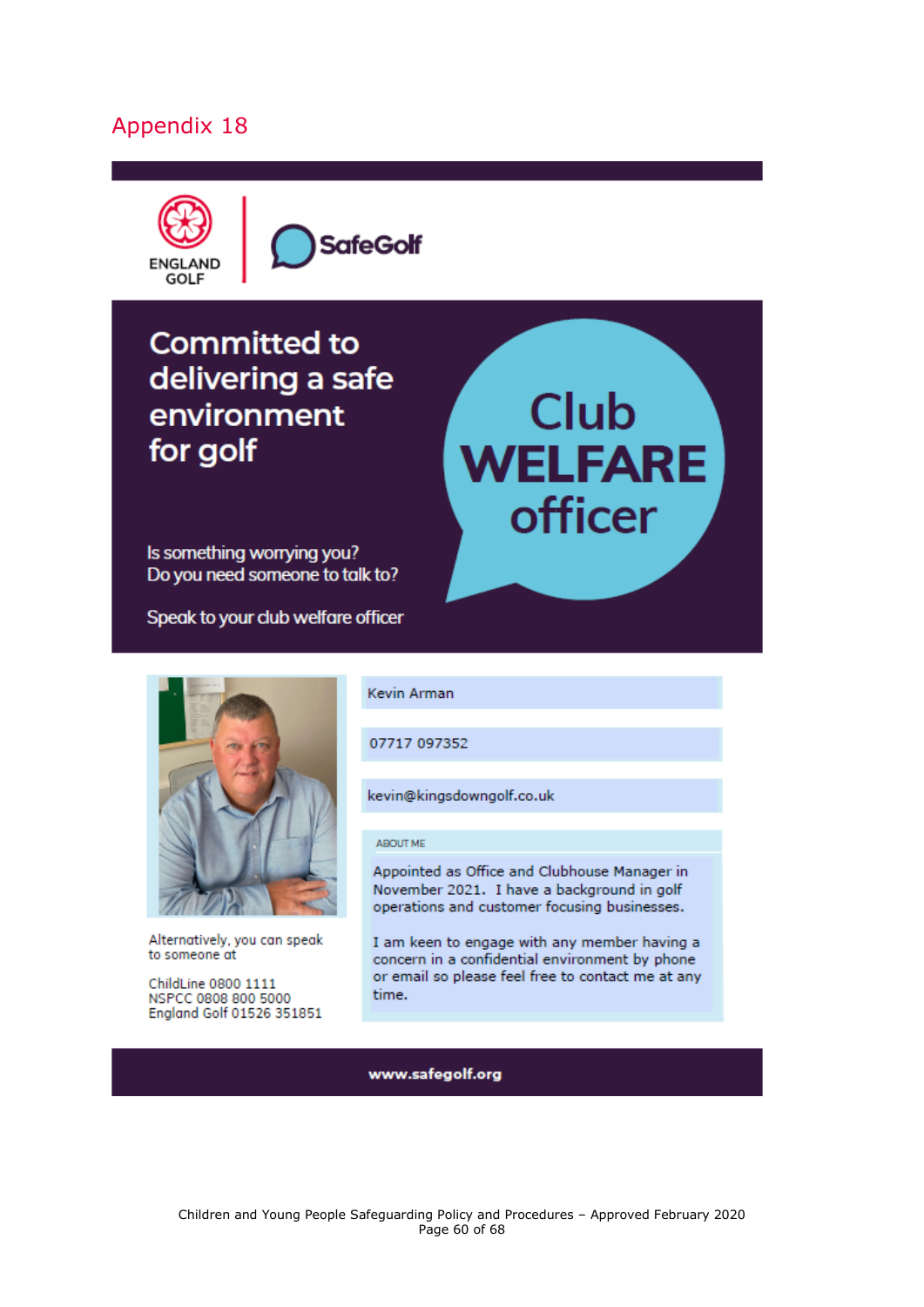# Appendix 18

ENGLAND GOLF | SafeGolf

## Committed to delivering a safe environment for golf

**Club WELFARE officer**

Is something worrying you?
Do you need someone to talk to?

Speak to your club welfare officer

Kevin Arman

07717 097352

kevin@kingsdowngolf.co.uk

ABOUT ME

Appointed as Office and Clubhouse Manager in November 2021. I have a background in golf operations and customer focusing businesses.

I am keen to engage with any member having a concern in a confidential environment by phone or email so please feel free to contact me at any time.

Alternatively, you can speak to someone at

ChildLine 0800 1111
NSPCC 0808 800 5000
England Golf 01526 351851

**www.safegolf.org**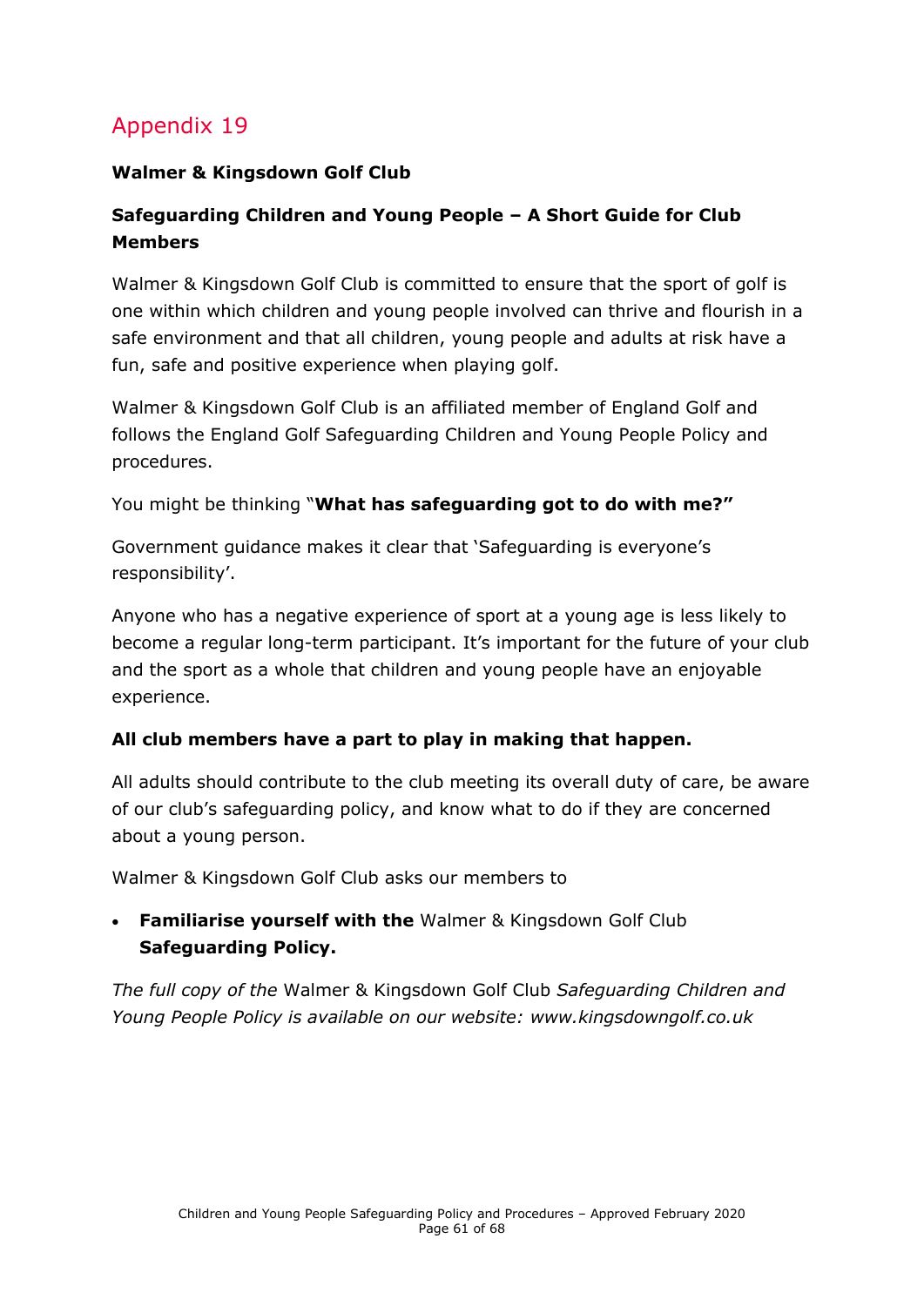# Appendix 19

**Walmer & Kingsdown Golf Club**

**Safeguarding Children and Young People – A Short Guide for Club Members**

Walmer & Kingsdown Golf Club is committed to ensure that the sport of golf is one within which children and young people involved can thrive and flourish in a safe environment and that all children, young people and adults at risk have a fun, safe and positive experience when playing golf.

Walmer & Kingsdown Golf Club is an affiliated member of England Golf and follows the England Golf Safeguarding Children and Young People Policy and procedures.

You might be thinking "**What has safeguarding got to do with me?"**

Government guidance makes it clear that 'Safeguarding is everyone's responsibility'.

Anyone who has a negative experience of sport at a young age is less likely to become a regular long-term participant. It's important for the future of your club and the sport as a whole that children and young people have an enjoyable experience.

**All club members have a part to play in making that happen.**

All adults should contribute to the club meeting its overall duty of care, be aware of our club's safeguarding policy, and know what to do if they are concerned about a young person.

Walmer & Kingsdown Golf Club asks our members to

- **Familiarise yourself with the** Walmer & Kingsdown Golf Club **Safeguarding Policy.**

*The full copy of the* Walmer & Kingsdown Golf Club *Safeguarding Children and Young People Policy is available on our website: www.kingsdowngolf.co.uk*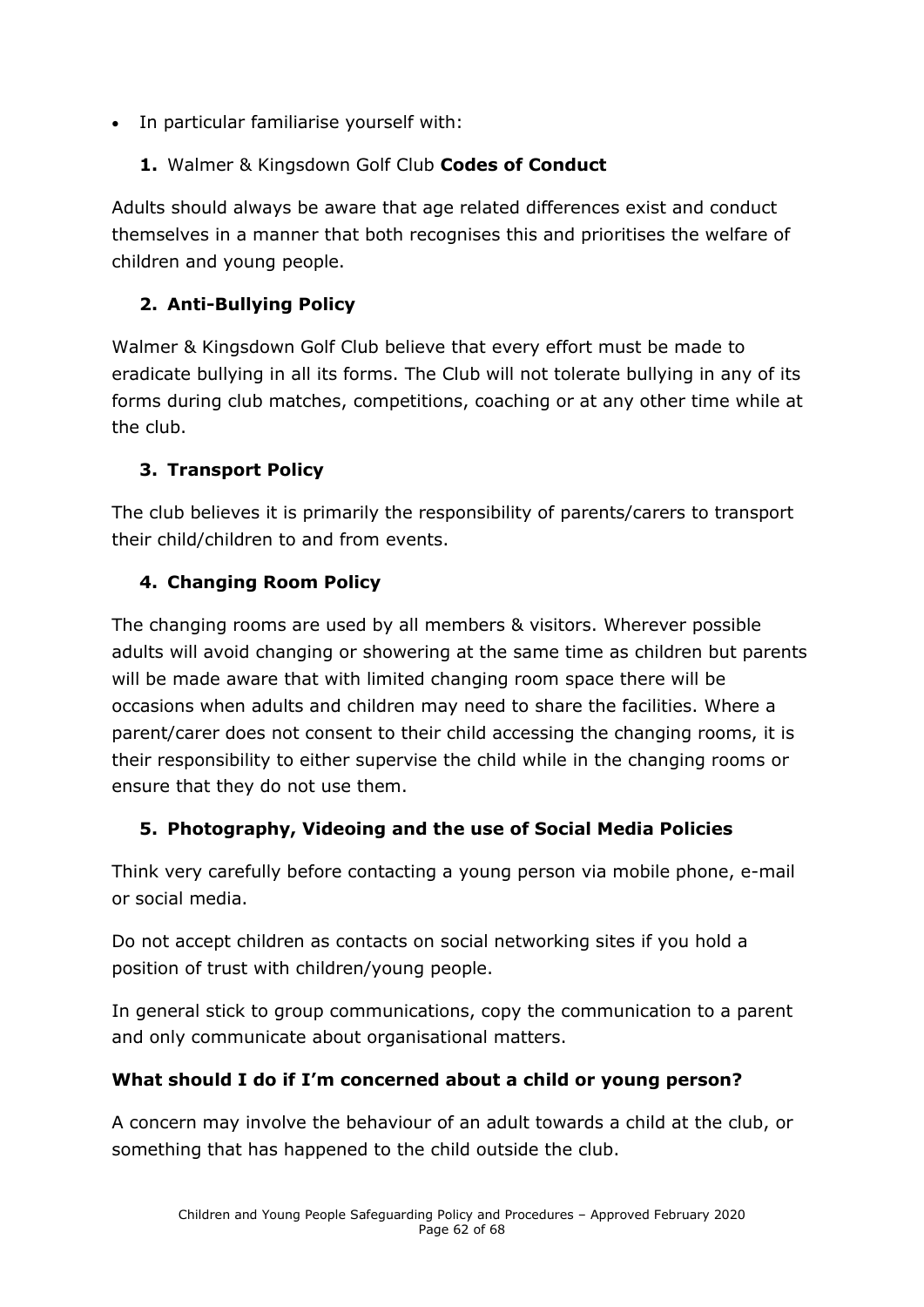- In particular familiarise yourself with:

1. Walmer & Kingsdown Golf Club **Codes of Conduct**

Adults should always be aware that age related differences exist and conduct themselves in a manner that both recognises this and prioritises the welfare of children and young people.

2. **Anti-Bullying Policy**

Walmer & Kingsdown Golf Club believe that every effort must be made to eradicate bullying in all its forms. The Club will not tolerate bullying in any of its forms during club matches, competitions, coaching or at any other time while at the club.

3. **Transport Policy**

The club believes it is primarily the responsibility of parents/carers to transport their child/children to and from events.

4. **Changing Room Policy**

The changing rooms are used by all members & visitors. Wherever possible adults will avoid changing or showering at the same time as children but parents will be made aware that with limited changing room space there will be occasions when adults and children may need to share the facilities. Where a parent/carer does not consent to their child accessing the changing rooms, it is their responsibility to either supervise the child while in the changing rooms or ensure that they do not use them.

5. **Photography, Videoing and the use of Social Media Policies**

Think very carefully before contacting a young person via mobile phone, e-mail or social media.

Do not accept children as contacts on social networking sites if you hold a position of trust with children/young people.

In general stick to group communications, copy the communication to a parent and only communicate about organisational matters.

**What should I do if I'm concerned about a child or young person?**

A concern may involve the behaviour of an adult towards a child at the club, or something that has happened to the child outside the club.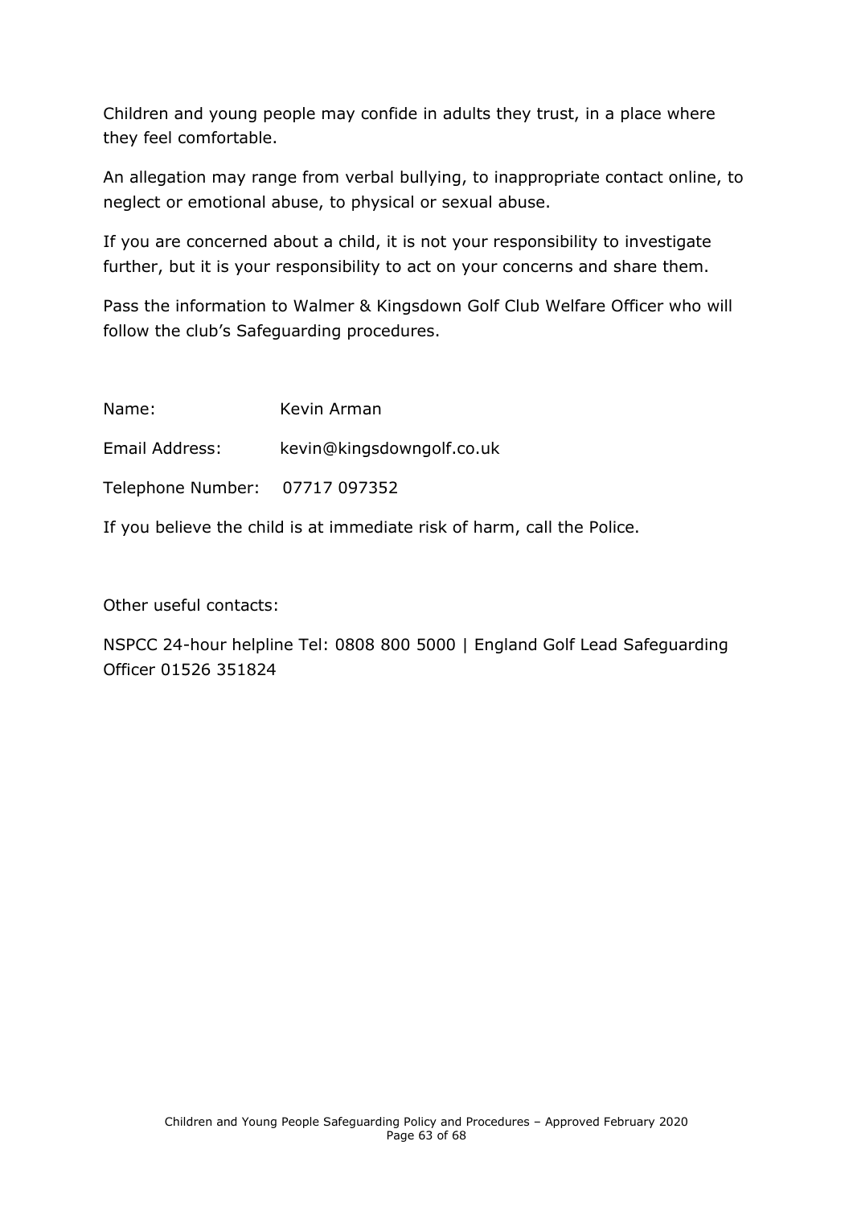Children and young people may confide in adults they trust, in a place where they feel comfortable.

An allegation may range from verbal bullying, to inappropriate contact online, to neglect or emotional abuse, to physical or sexual abuse.

If you are concerned about a child, it is not your responsibility to investigate further, but it is your responsibility to act on your concerns and share them.

Pass the information to Walmer & Kingsdown Golf Club Welfare Officer who will follow the club's Safeguarding procedures.

Name: Kevin Arman

Email Address: kevin@kingsdowngolf.co.uk

Telephone Number: 07717 097352

If you believe the child is at immediate risk of harm, call the Police.

Other useful contacts:

NSPCC 24-hour helpline Tel: 0808 800 5000 | England Golf Lead Safeguarding Officer 01526 351824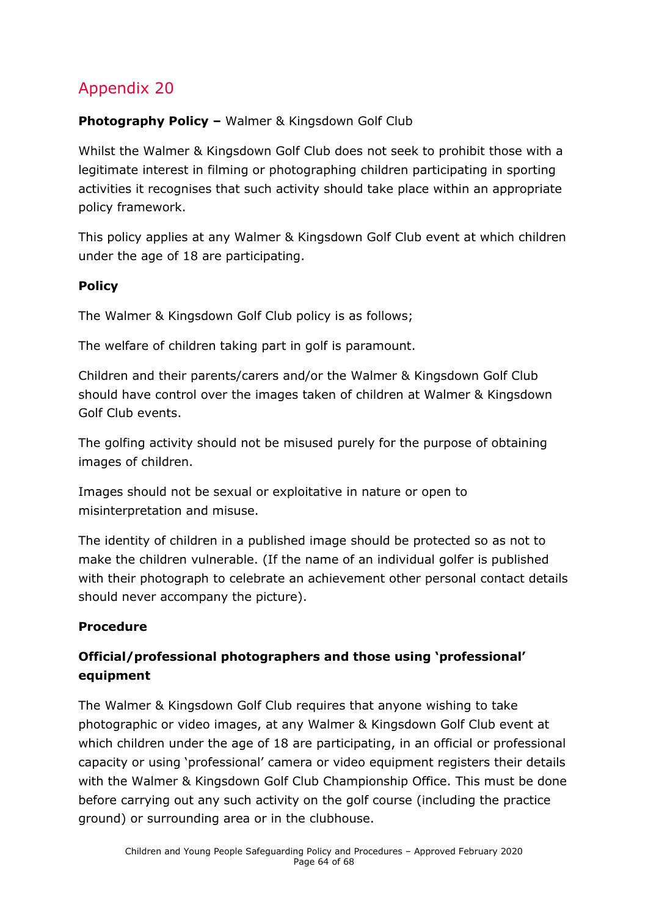## Appendix 20

**Photography Policy –** Walmer & Kingsdown Golf Club

Whilst the Walmer & Kingsdown Golf Club does not seek to prohibit those with a legitimate interest in filming or photographing children participating in sporting activities it recognises that such activity should take place within an appropriate policy framework.

This policy applies at any Walmer & Kingsdown Golf Club event at which children under the age of 18 are participating.

**Policy**

The Walmer & Kingsdown Golf Club policy is as follows;

The welfare of children taking part in golf is paramount.

Children and their parents/carers and/or the Walmer & Kingsdown Golf Club should have control over the images taken of children at Walmer & Kingsdown Golf Club events.

The golfing activity should not be misused purely for the purpose of obtaining images of children.

Images should not be sexual or exploitative in nature or open to misinterpretation and misuse.

The identity of children in a published image should be protected so as not to make the children vulnerable. (If the name of an individual golfer is published with their photograph to celebrate an achievement other personal contact details should never accompany the picture).

**Procedure**

**Official/professional photographers and those using 'professional' equipment**

The Walmer & Kingsdown Golf Club requires that anyone wishing to take photographic or video images, at any Walmer & Kingsdown Golf Club event at which children under the age of 18 are participating, in an official or professional capacity or using 'professional' camera or video equipment registers their details with the Walmer & Kingsdown Golf Club Championship Office. This must be done before carrying out any such activity on the golf course (including the practice ground) or surrounding area or in the clubhouse.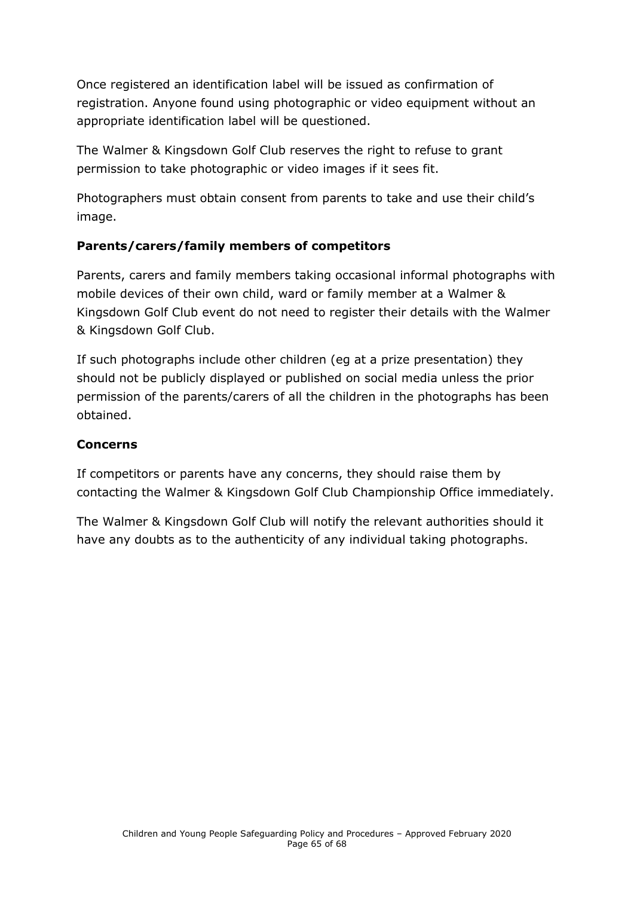Once registered an identification label will be issued as confirmation of registration. Anyone found using photographic or video equipment without an appropriate identification label will be questioned.

The Walmer & Kingsdown Golf Club reserves the right to refuse to grant permission to take photographic or video images if it sees fit.

Photographers must obtain consent from parents to take and use their child's image.

**Parents/carers/family members of competitors**

Parents, carers and family members taking occasional informal photographs with mobile devices of their own child, ward or family member at a Walmer & Kingsdown Golf Club event do not need to register their details with the Walmer & Kingsdown Golf Club.

If such photographs include other children (eg at a prize presentation) they should not be publicly displayed or published on social media unless the prior permission of the parents/carers of all the children in the photographs has been obtained.

**Concerns**

If competitors or parents have any concerns, they should raise them by contacting the Walmer & Kingsdown Golf Club Championship Office immediately.

The Walmer & Kingsdown Golf Club will notify the relevant authorities should it have any doubts as to the authenticity of any individual taking photographs.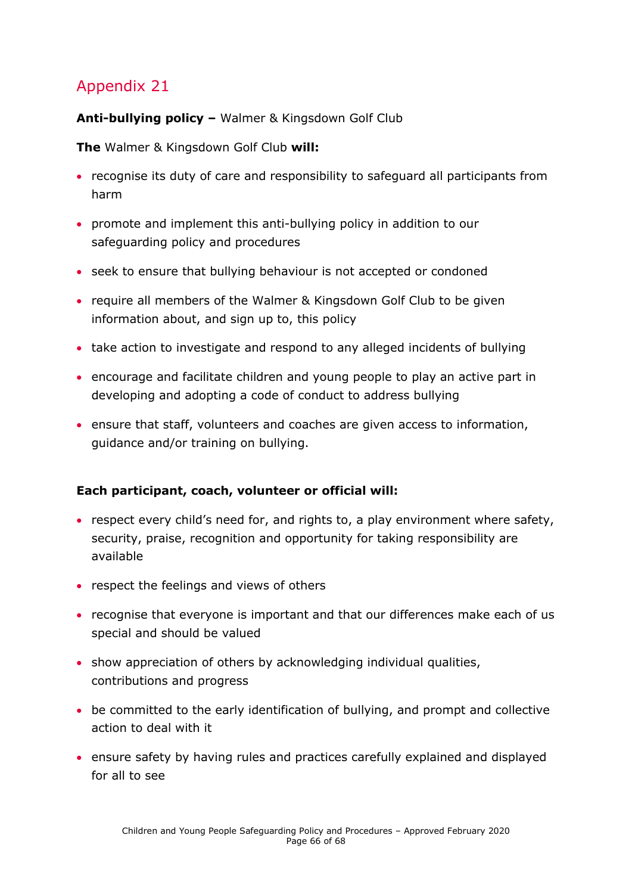## Appendix 21

**Anti-bullying policy –** Walmer & Kingsdown Golf Club

**The** Walmer & Kingsdown Golf Club **will:**

- recognise its duty of care and responsibility to safeguard all participants from harm
- promote and implement this anti-bullying policy in addition to our safeguarding policy and procedures
- seek to ensure that bullying behaviour is not accepted or condoned
- require all members of the Walmer & Kingsdown Golf Club to be given information about, and sign up to, this policy
- take action to investigate and respond to any alleged incidents of bullying
- encourage and facilitate children and young people to play an active part in developing and adopting a code of conduct to address bullying
- ensure that staff, volunteers and coaches are given access to information, guidance and/or training on bullying.

**Each participant, coach, volunteer or official will:**

- respect every child's need for, and rights to, a play environment where safety, security, praise, recognition and opportunity for taking responsibility are available
- respect the feelings and views of others
- recognise that everyone is important and that our differences make each of us special and should be valued
- show appreciation of others by acknowledging individual qualities, contributions and progress
- be committed to the early identification of bullying, and prompt and collective action to deal with it
- ensure safety by having rules and practices carefully explained and displayed for all to see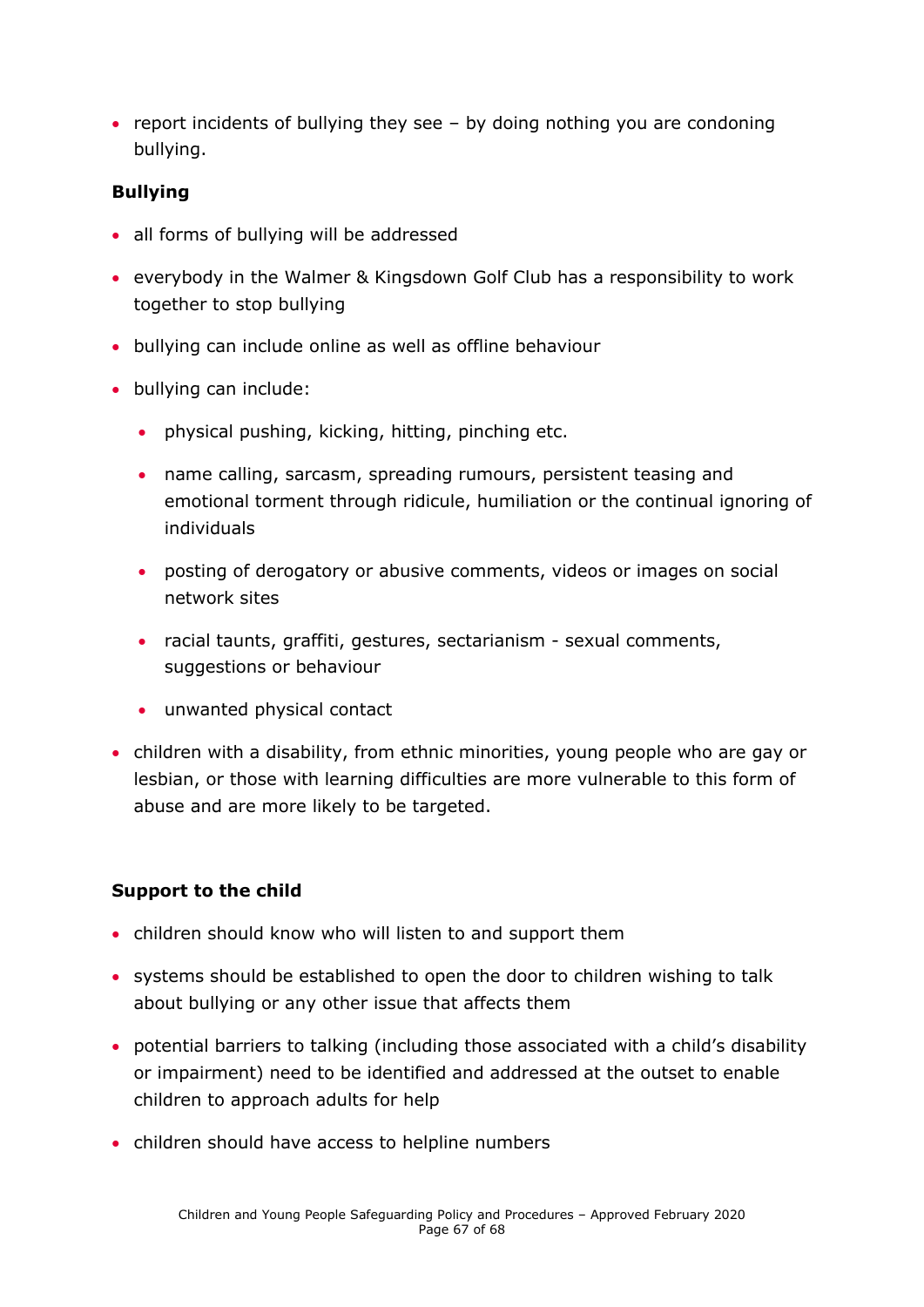- report incidents of bullying they see – by doing nothing you are condoning bullying.

**Bullying**

- all forms of bullying will be addressed
- everybody in the Walmer & Kingsdown Golf Club has a responsibility to work together to stop bullying
- bullying can include online as well as offline behaviour
- bullying can include:
  - physical pushing, kicking, hitting, pinching etc.
  - name calling, sarcasm, spreading rumours, persistent teasing and emotional torment through ridicule, humiliation or the continual ignoring of individuals
  - posting of derogatory or abusive comments, videos or images on social network sites
  - racial taunts, graffiti, gestures, sectarianism - sexual comments, suggestions or behaviour
  - unwanted physical contact
- children with a disability, from ethnic minorities, young people who are gay or lesbian, or those with learning difficulties are more vulnerable to this form of abuse and are more likely to be targeted.

**Support to the child**

- children should know who will listen to and support them
- systems should be established to open the door to children wishing to talk about bullying or any other issue that affects them
- potential barriers to talking (including those associated with a child's disability or impairment) need to be identified and addressed at the outset to enable children to approach adults for help
- children should have access to helpline numbers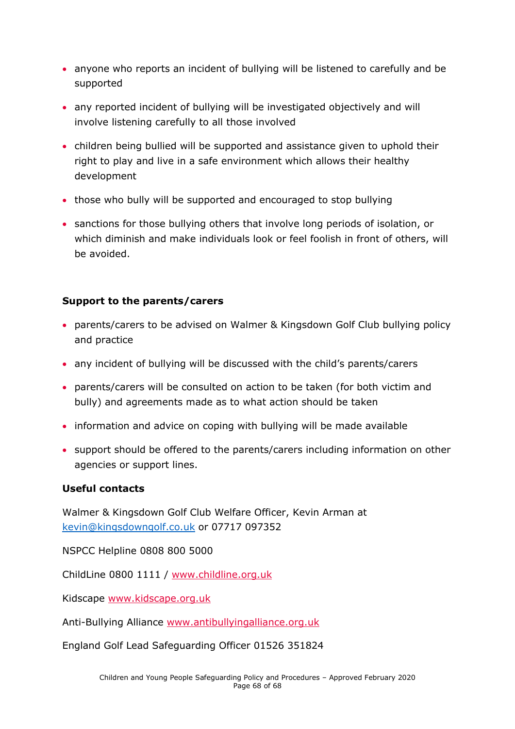- anyone who reports an incident of bullying will be listened to carefully and be supported
- any reported incident of bullying will be investigated objectively and will involve listening carefully to all those involved
- children being bullied will be supported and assistance given to uphold their right to play and live in a safe environment which allows their healthy development
- those who bully will be supported and encouraged to stop bullying
- sanctions for those bullying others that involve long periods of isolation, or which diminish and make individuals look or feel foolish in front of others, will be avoided.

**Support to the parents/carers**

- parents/carers to be advised on Walmer & Kingsdown Golf Club bullying policy and practice
- any incident of bullying will be discussed with the child's parents/carers
- parents/carers will be consulted on action to be taken (for both victim and bully) and agreements made as to what action should be taken
- information and advice on coping with bullying will be made available
- support should be offered to the parents/carers including information on other agencies or support lines.

**Useful contacts**

Walmer & Kingsdown Golf Club Welfare Officer, Kevin Arman at kevin@kingsdowngolf.co.uk or 07717 097352

NSPCC Helpline 0808 800 5000

ChildLine 0800 1111 / www.childline.org.uk

Kidscape www.kidscape.org.uk

Anti-Bullying Alliance www.antibullyingalliance.org.uk

England Golf Lead Safeguarding Officer 01526 351824